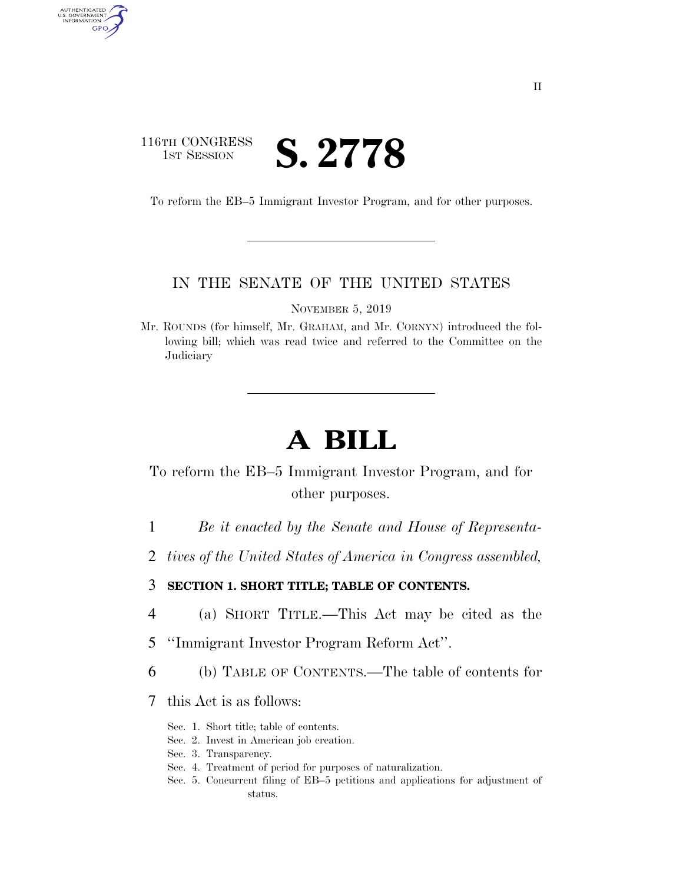116TH CONGRESS
1ST SESSION

# S. 2778

To reform the EB–5 Immigrant Investor Program, and for other purposes.

---

IN THE SENATE OF THE UNITED STATES

NOVEMBER 5, 2019

Mr. ROUNDS (for himself, Mr. GRAHAM, and Mr. CORNYN) introduced the following bill; which was read twice and referred to the Committee on the Judiciary

---

# A BILL

To reform the EB–5 Immigrant Investor Program, and for other purposes.

1 *Be it enacted by the Senate and House of Representa-*
2 *tives of the United States of America in Congress assembled,*

3 **SECTION 1. SHORT TITLE; TABLE OF CONTENTS.**

4 (a) SHORT TITLE.—This Act may be cited as the
5 ''Immigrant Investor Program Reform Act''.

6 (b) TABLE OF CONTENTS.—The table of contents for
7 this Act is as follows:

Sec. 1. Short title; table of contents.
Sec. 2. Invest in American job creation.
Sec. 3. Transparency.
Sec. 4. Treatment of period for purposes of naturalization.
Sec. 5. Concurrent filing of EB–5 petitions and applications for adjustment of status.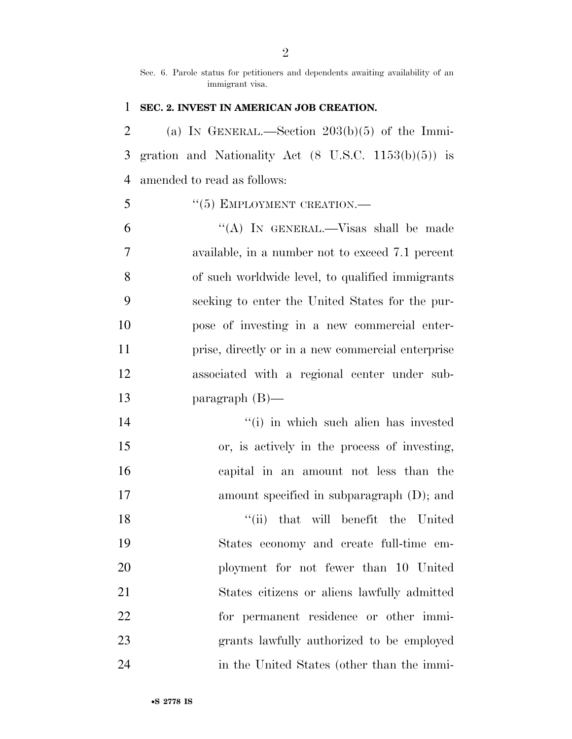Sec. 6. Parole status for petitioners and dependents awaiting availability of an immigrant visa.

**SEC. 2. INVEST IN AMERICAN JOB CREATION.**

(a) IN GENERAL.—Section 203(b)(5) of the Immigration and Nationality Act (8 U.S.C. 1153(b)(5)) is amended to read as follows:

"(5) EMPLOYMENT CREATION.—

"(A) IN GENERAL.—Visas shall be made available, in a number not to exceed 7.1 percent of such worldwide level, to qualified immigrants seeking to enter the United States for the purpose of investing in a new commercial enterprise, directly or in a new commercial enterprise associated with a regional center under subparagraph (B)—

"(i) in which such alien has invested or, is actively in the process of investing, capital in an amount not less than the amount specified in subparagraph (D); and

"(ii) that will benefit the United States economy and create full-time employment for not fewer than 10 United States citizens or aliens lawfully admitted for permanent residence or other immigrants lawfully authorized to be employed in the United States (other than the immi-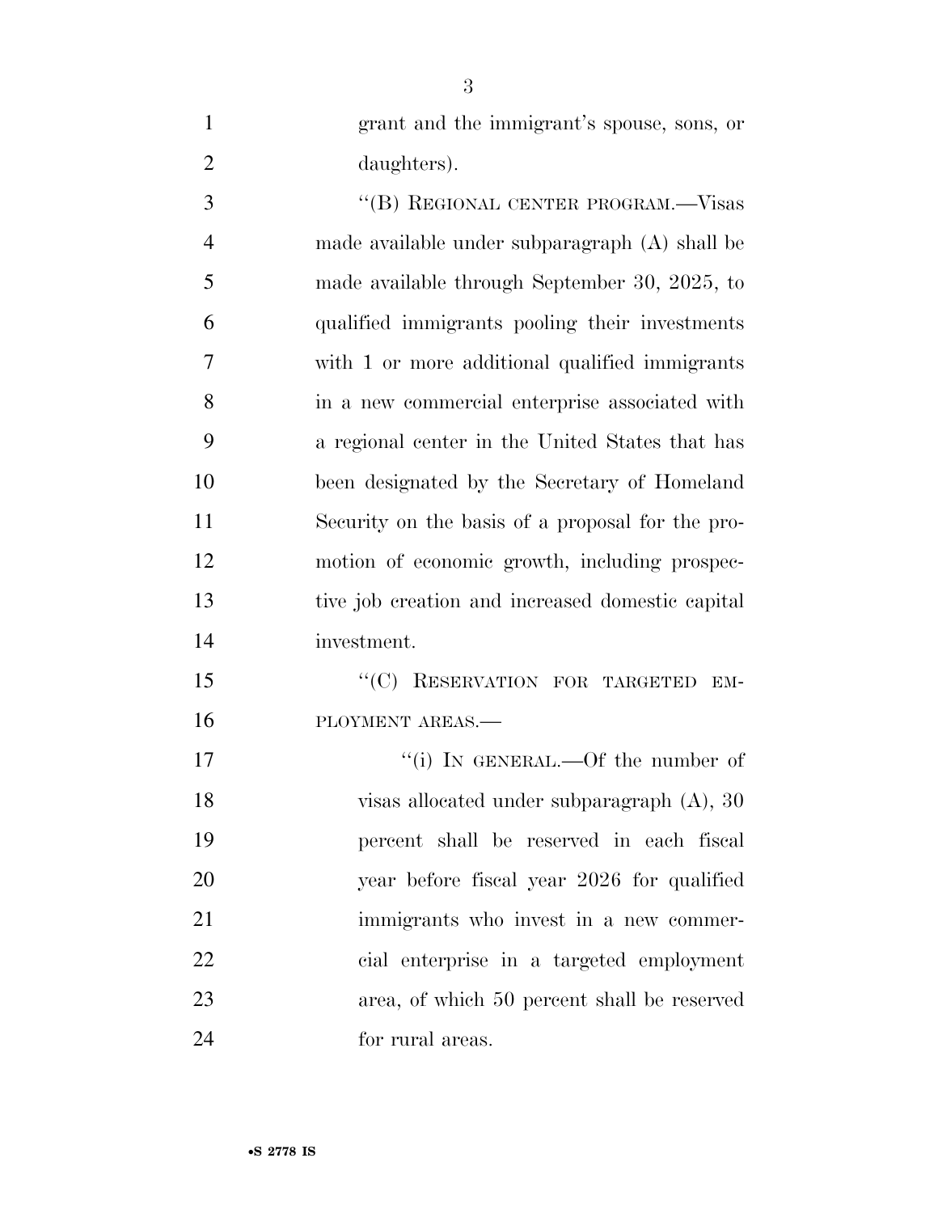grant and the immigrant's spouse, sons, or daughters).

''(B) REGIONAL CENTER PROGRAM.—Visas made available under subparagraph (A) shall be made available through September 30, 2025, to qualified immigrants pooling their investments with 1 or more additional qualified immigrants in a new commercial enterprise associated with a regional center in the United States that has been designated by the Secretary of Homeland Security on the basis of a proposal for the promotion of economic growth, including prospective job creation and increased domestic capital investment.

''(C) RESERVATION FOR TARGETED EMPLOYMENT AREAS.—

''(i) IN GENERAL.—Of the number of visas allocated under subparagraph (A), 30 percent shall be reserved in each fiscal year before fiscal year 2026 for qualified immigrants who invest in a new commercial enterprise in a targeted employment area, of which 50 percent shall be reserved for rural areas.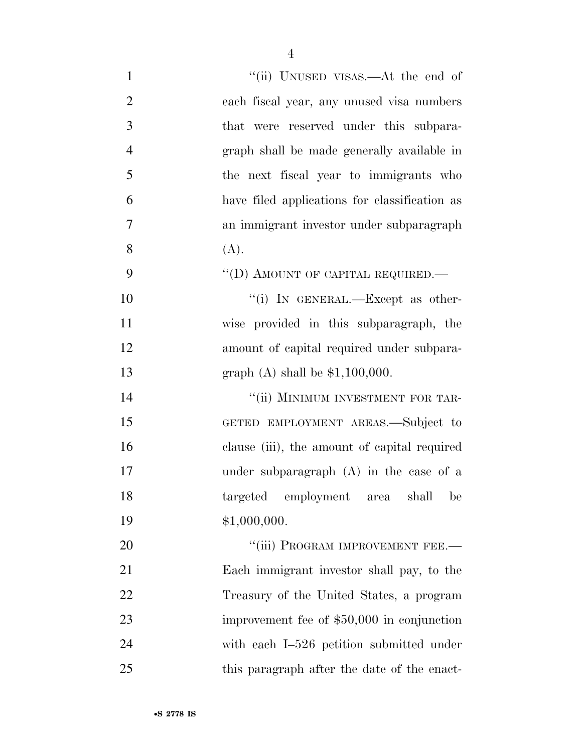"(ii) UNUSED VISAS.—At the end of each fiscal year, any unused visa numbers that were reserved under this subparagraph shall be made generally available in the next fiscal year to immigrants who have filed applications for classification as an immigrant investor under subparagraph (A).

"(D) AMOUNT OF CAPITAL REQUIRED.—

"(i) IN GENERAL.—Except as otherwise provided in this subparagraph, the amount of capital required under subparagraph (A) shall be $1,100,000.

"(ii) MINIMUM INVESTMENT FOR TARGETED EMPLOYMENT AREAS.—Subject to clause (iii), the amount of capital required under subparagraph (A) in the case of a targeted employment area shall be $1,000,000.

"(iii) PROGRAM IMPROVEMENT FEE.—Each immigrant investor shall pay, to the Treasury of the United States, a program improvement fee of $50,000 in conjunction with each I–526 petition submitted under this paragraph after the date of the enact-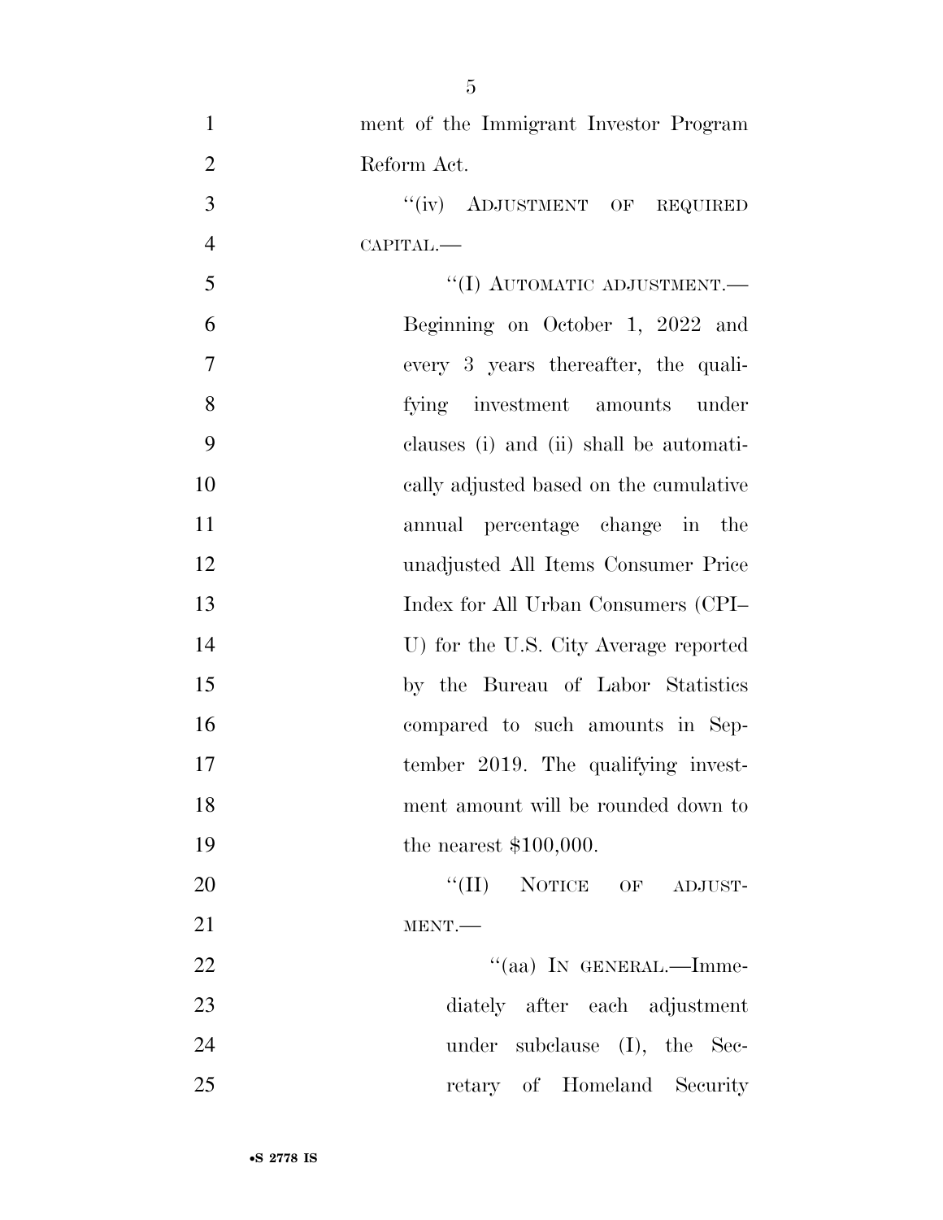ment of the Immigrant Investor Program Reform Act.

"(iv) ADJUSTMENT OF REQUIRED CAPITAL.—

"(I) AUTOMATIC ADJUSTMENT.— Beginning on October 1, 2022 and every 3 years thereafter, the qualifying investment amounts under clauses (i) and (ii) shall be automatically adjusted based on the cumulative annual percentage change in the unadjusted All Items Consumer Price Index for All Urban Consumers (CPI–U) for the U.S. City Average reported by the Bureau of Labor Statistics compared to such amounts in September 2019. The qualifying investment amount will be rounded down to the nearest $100,000.

"(II) NOTICE OF ADJUSTMENT.—

"(aa) IN GENERAL.—Immediately after each adjustment under subclause (I), the Secretary of Homeland Security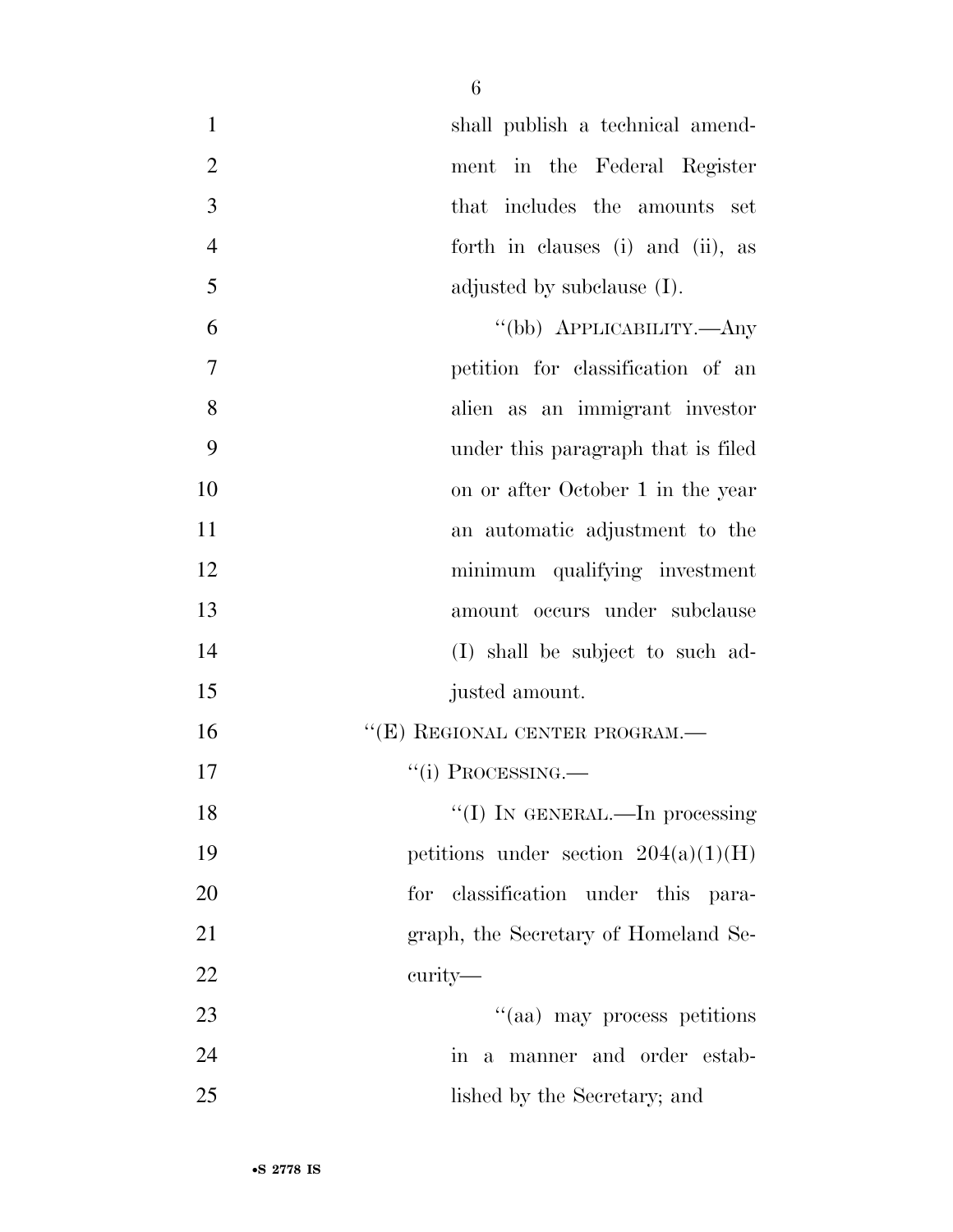shall publish a technical amendment in the Federal Register that includes the amounts set forth in clauses (i) and (ii), as adjusted by subclause (I).

"(bb) APPLICABILITY.—Any petition for classification of an alien as an immigrant investor under this paragraph that is filed on or after October 1 in the year an automatic adjustment to the minimum qualifying investment amount occurs under subclause (I) shall be subject to such adjusted amount.

"(E) REGIONAL CENTER PROGRAM.—

"(i) PROCESSING.—

"(I) IN GENERAL.—In processing petitions under section 204(a)(1)(H) for classification under this paragraph, the Secretary of Homeland Security—

"(aa) may process petitions in a manner and order established by the Secretary; and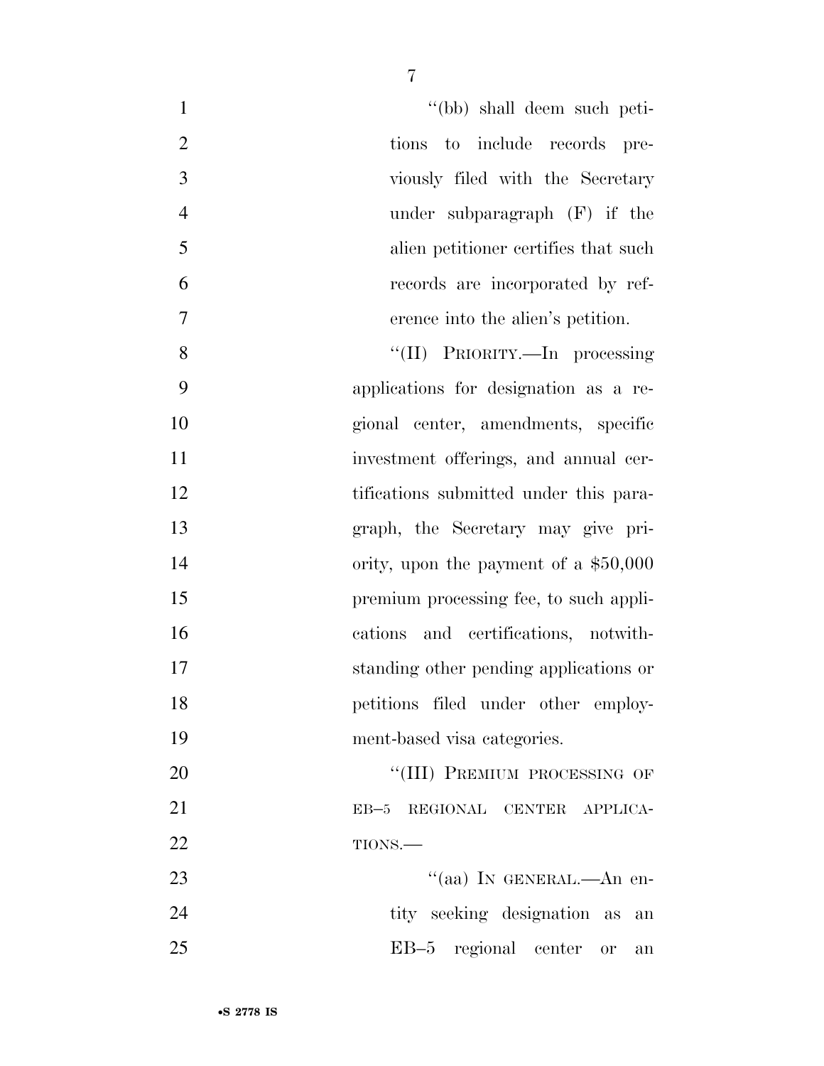"(bb) shall deem such petitions to include records previously filed with the Secretary under subparagraph (F) if the alien petitioner certifies that such records are incorporated by reference into the alien's petition.

"(II) PRIORITY.—In processing applications for designation as a regional center, amendments, specific investment offerings, and annual certifications submitted under this paragraph, the Secretary may give priority, upon the payment of a $50,000 premium processing fee, to such applications and certifications, notwithstanding other pending applications or petitions filed under other employment-based visa categories.

"(III) PREMIUM PROCESSING OF EB–5 REGIONAL CENTER APPLICATIONS.—

"(aa) IN GENERAL.—An entity seeking designation as an EB–5 regional center or an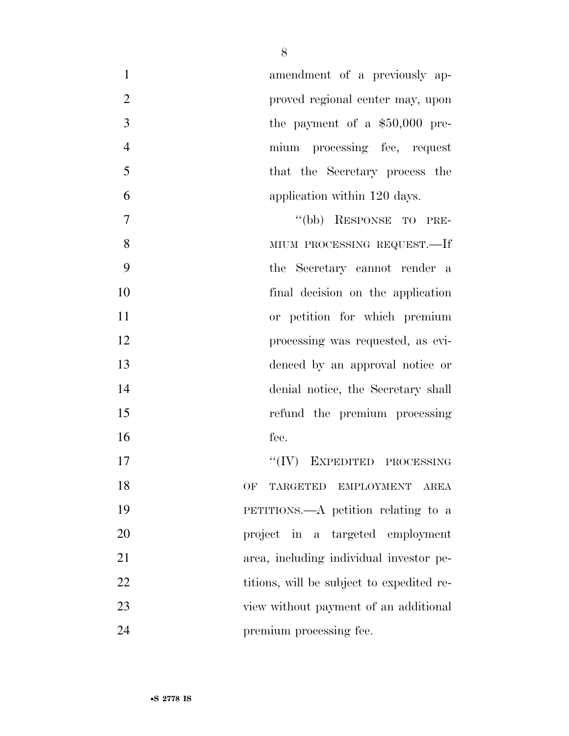amendment of a previously approved regional center may, upon the payment of a $50,000 premium processing fee, request that the Secretary process the application within 120 days.

"(bb) RESPONSE TO PREMIUM PROCESSING REQUEST.—If the Secretary cannot render a final decision on the application or petition for which premium processing was requested, as evidenced by an approval notice or denial notice, the Secretary shall refund the premium processing fee.

"(IV) EXPEDITED PROCESSING OF TARGETED EMPLOYMENT AREA PETITIONS.—A petition relating to a project in a targeted employment area, including individual investor petitions, will be subject to expedited review without payment of an additional premium processing fee.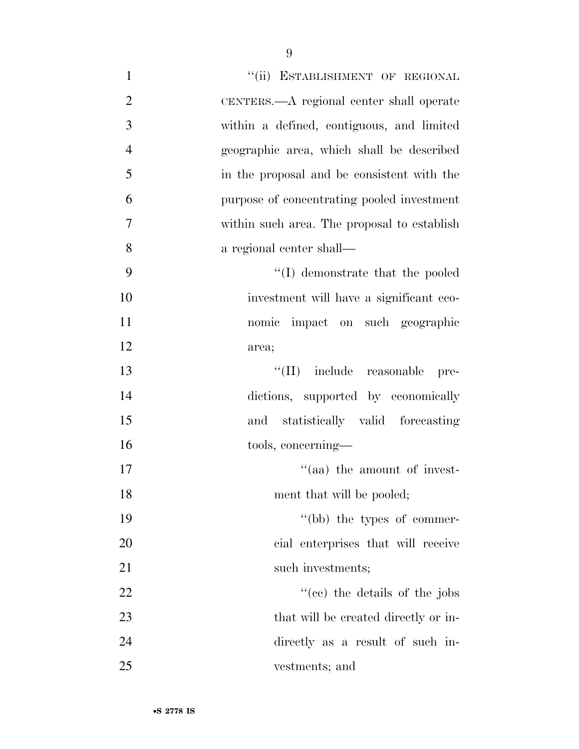"(ii) ESTABLISHMENT OF REGIONAL CENTERS.—A regional center shall operate within a defined, contiguous, and limited geographic area, which shall be described in the proposal and be consistent with the purpose of concentrating pooled investment within such area. The proposal to establish a regional center shall—

"(I) demonstrate that the pooled investment will have a significant economic impact on such geographic area;

"(II) include reasonable predictions, supported by economically and statistically valid forecasting tools, concerning—

"(aa) the amount of investment that will be pooled;

"(bb) the types of commercial enterprises that will receive such investments;

"(cc) the details of the jobs that will be created directly or indirectly as a result of such investments; and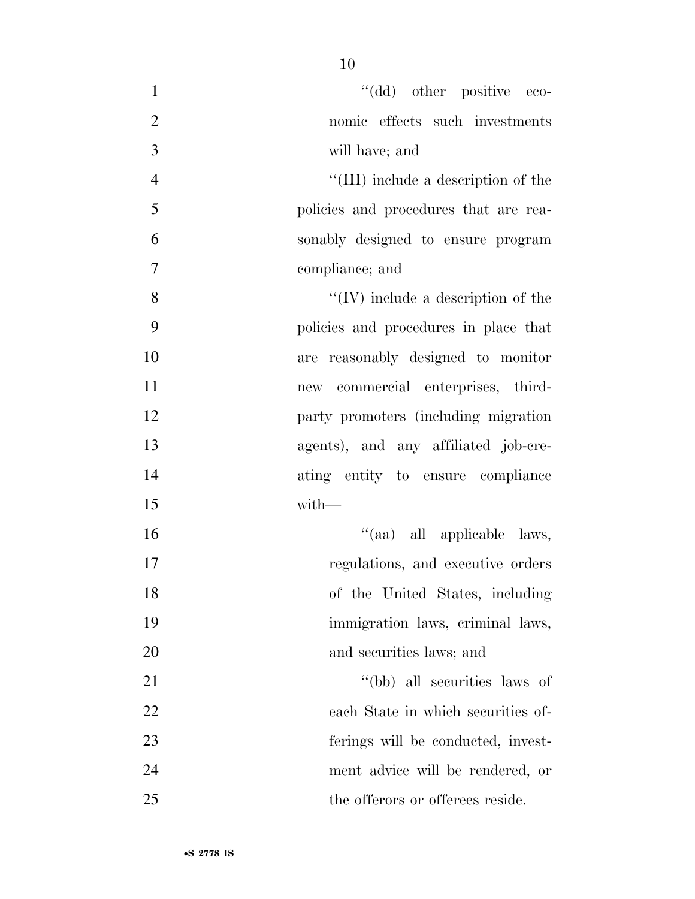''(dd) other positive economic effects such investments will have; and

''(III) include a description of the policies and procedures that are reasonably designed to ensure program compliance; and

''(IV) include a description of the policies and procedures in place that are reasonably designed to monitor new commercial enterprises, third-party promoters (including migration agents), and any affiliated job-creating entity to ensure compliance with—

''(aa) all applicable laws, regulations, and executive orders of the United States, including immigration laws, criminal laws, and securities laws; and

''(bb) all securities laws of each State in which securities offerings will be conducted, investment advice will be rendered, or the offerors or offerees reside.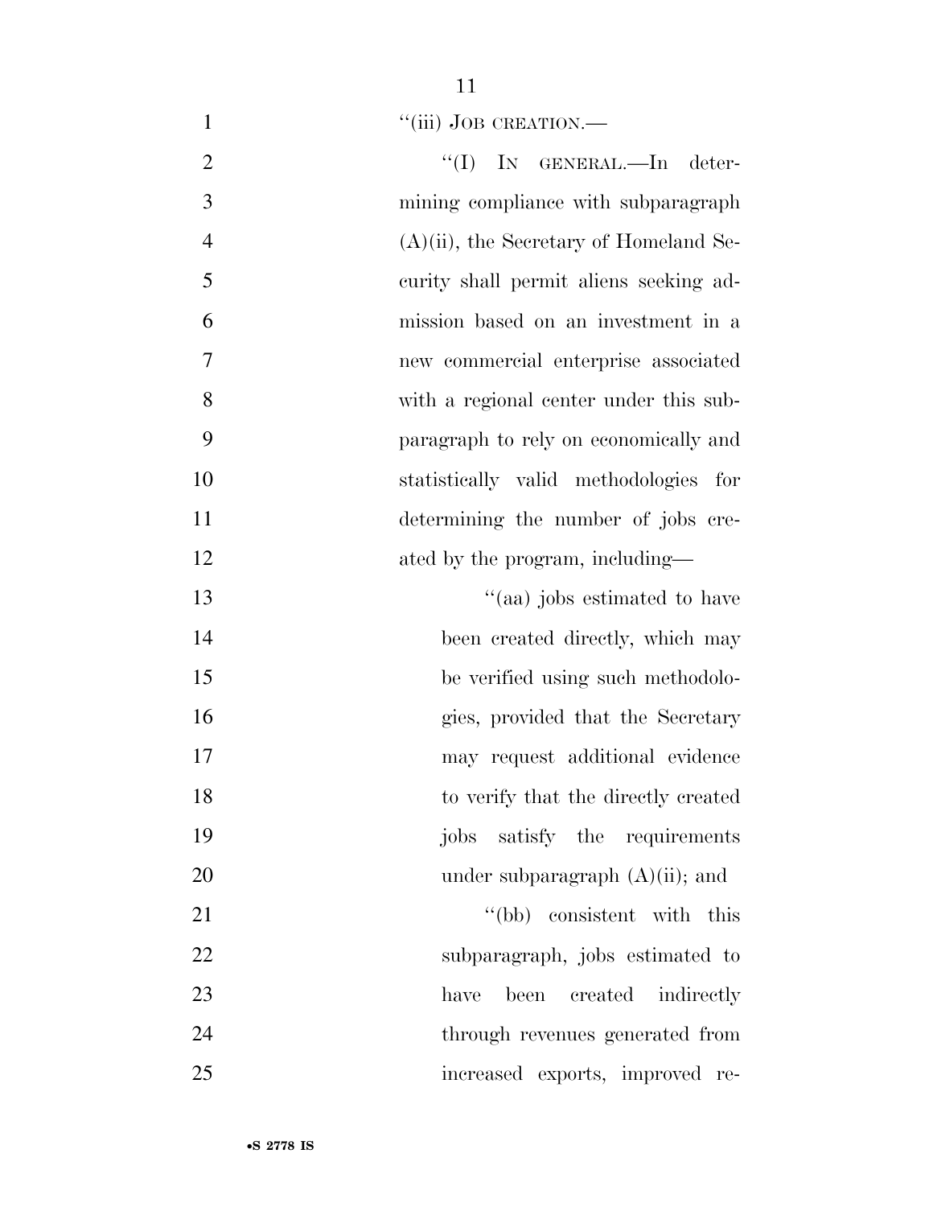"(iii) JOB CREATION.—

"(I) IN GENERAL.—In determining compliance with subparagraph (A)(ii), the Secretary of Homeland Security shall permit aliens seeking admission based on an investment in a new commercial enterprise associated with a regional center under this subparagraph to rely on economically and statistically valid methodologies for determining the number of jobs created by the program, including—

"(aa) jobs estimated to have been created directly, which may be verified using such methodologies, provided that the Secretary may request additional evidence to verify that the directly created jobs satisfy the requirements under subparagraph (A)(ii); and

"(bb) consistent with this subparagraph, jobs estimated to have been created indirectly through revenues generated from increased exports, improved re-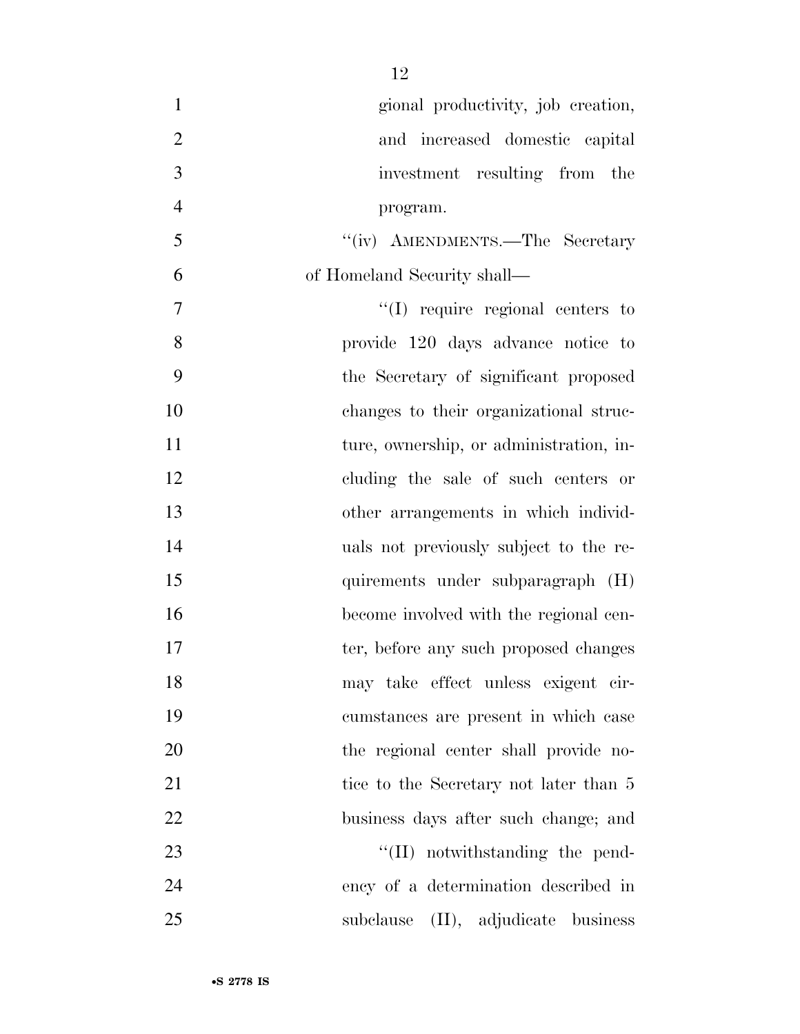gional productivity, job creation, and increased domestic capital investment resulting from the program.

''(iv) AMENDMENTS.—The Secretary of Homeland Security shall—

''(I) require regional centers to provide 120 days advance notice to the Secretary of significant proposed changes to their organizational structure, ownership, or administration, including the sale of such centers or other arrangements in which individuals not previously subject to the requirements under subparagraph (H) become involved with the regional center, before any such proposed changes may take effect unless exigent circumstances are present in which case the regional center shall provide notice to the Secretary not later than 5 business days after such change; and

''(II) notwithstanding the pendency of a determination described in subclause (II), adjudicate business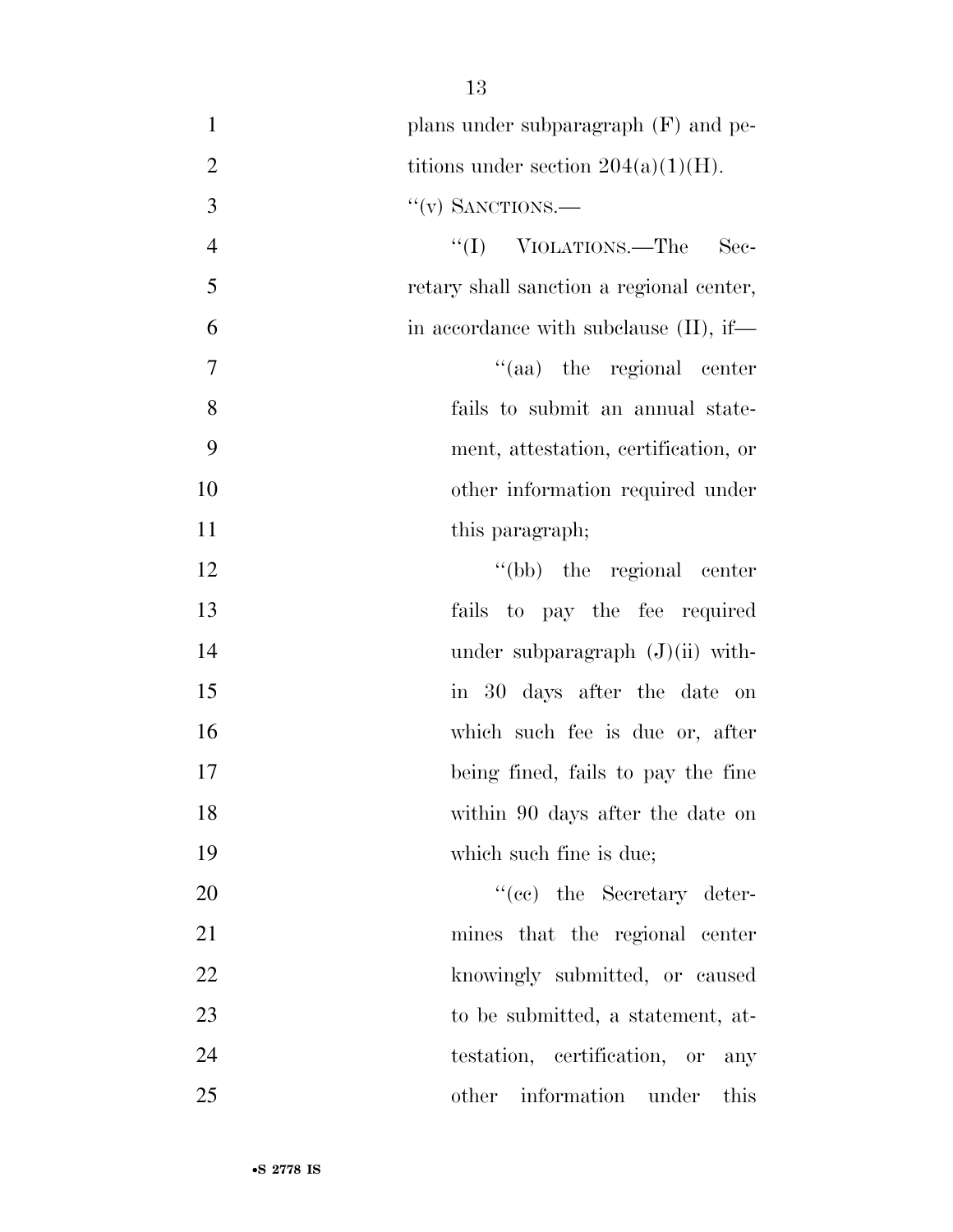plans under subparagraph (F) and petitions under section 204(a)(1)(H).

"(v) SANCTIONS.—

"(I) VIOLATIONS.—The Secretary shall sanction a regional center, in accordance with subclause (II), if—

"(aa) the regional center fails to submit an annual statement, attestation, certification, or other information required under this paragraph;

"(bb) the regional center fails to pay the fee required under subparagraph (J)(ii) within 30 days after the date on which such fee is due or, after being fined, fails to pay the fine within 90 days after the date on which such fine is due;

"(cc) the Secretary determines that the regional center knowingly submitted, or caused to be submitted, a statement, attestation, certification, or any other information under this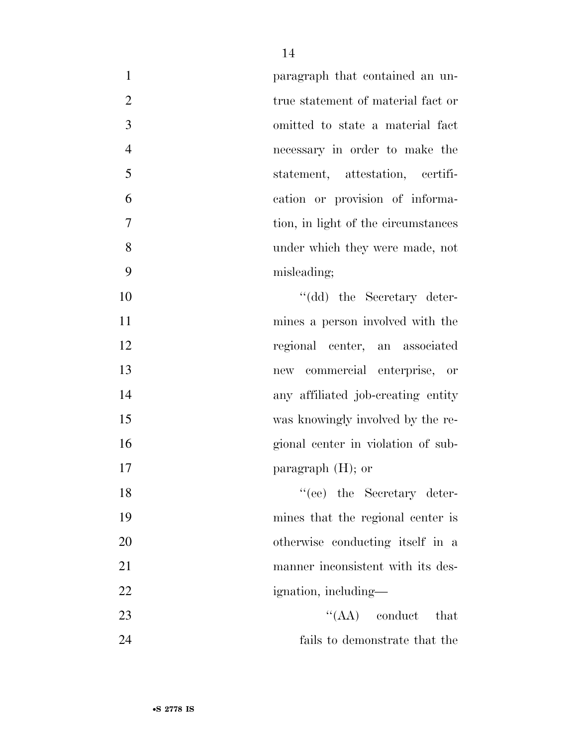paragraph that contained an untrue statement of material fact or omitted to state a material fact necessary in order to make the statement, attestation, certification or provision of information, in light of the circumstances under which they were made, not misleading;

"(dd) the Secretary determines a person involved with the regional center, an associated new commercial enterprise, or any affiliated job-creating entity was knowingly involved by the regional center in violation of subparagraph (H); or

"(ee) the Secretary determines that the regional center is otherwise conducting itself in a manner inconsistent with its designation, including—

"(AA) conduct that fails to demonstrate that the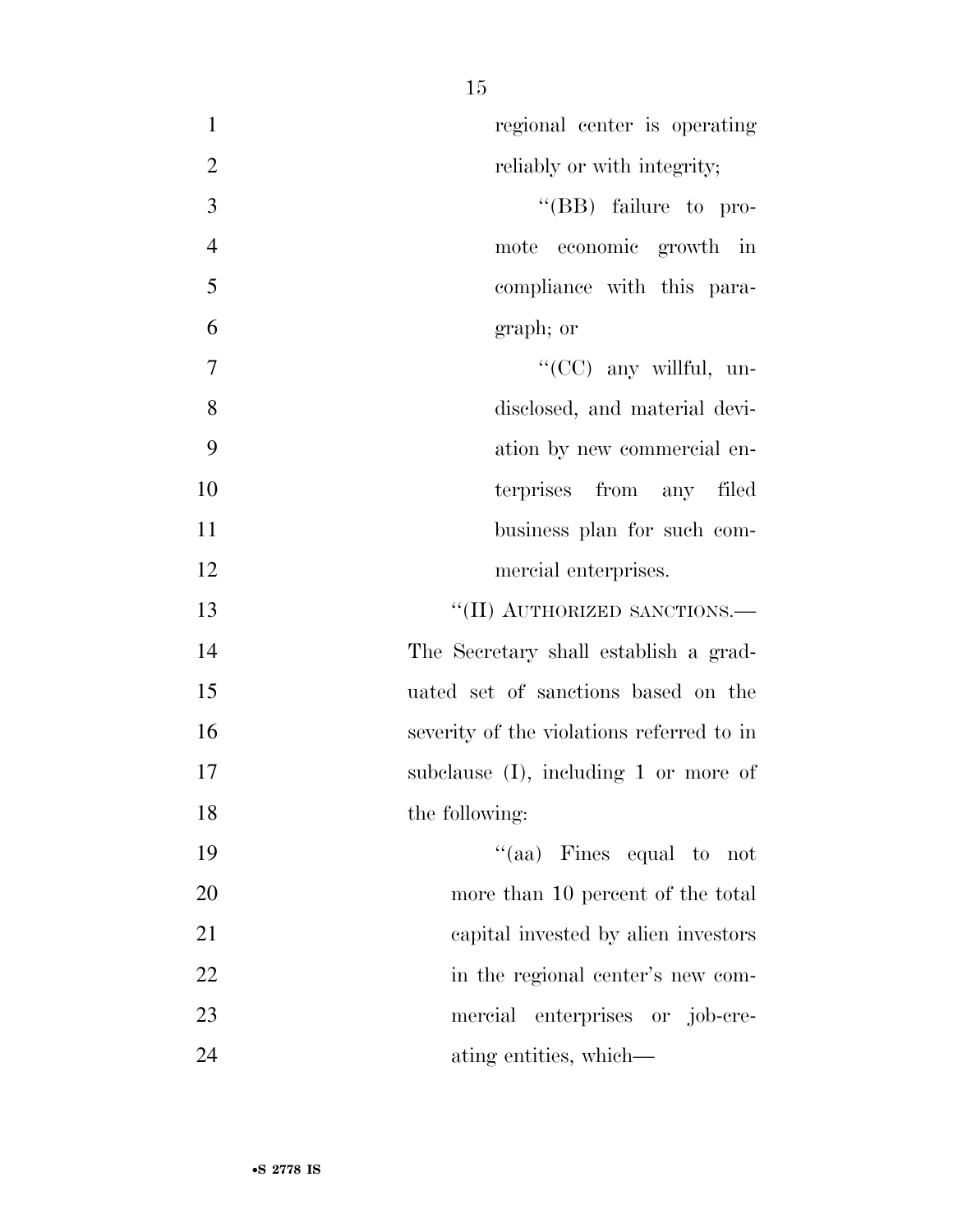regional center is operating reliably or with integrity;

"(BB) failure to promote economic growth in compliance with this paragraph; or

"(CC) any willful, undisclosed, and material deviation by new commercial enterprises from any filed business plan for such commercial enterprises.

"(II) AUTHORIZED SANCTIONS.—The Secretary shall establish a graduated set of sanctions based on the severity of the violations referred to in subclause (I), including 1 or more of the following:

"(aa) Fines equal to not more than 10 percent of the total capital invested by alien investors in the regional center's new commercial enterprises or job-creating entities, which—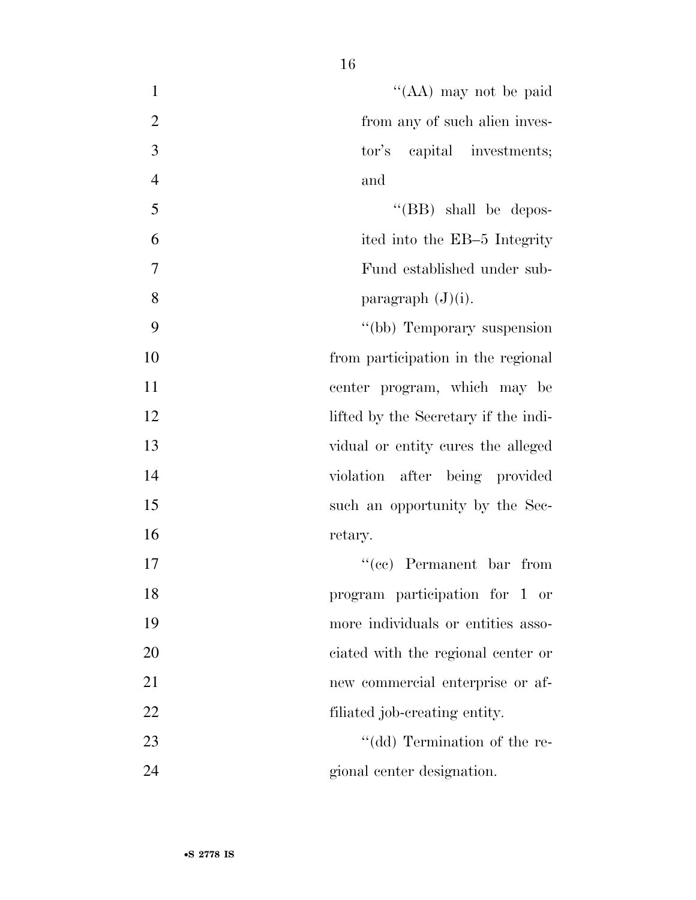''(AA) may not be paid from any of such alien investor's capital investments; and

''(BB) shall be deposited into the EB–5 Integrity Fund established under subparagraph (J)(i).

''(bb) Temporary suspension from participation in the regional center program, which may be lifted by the Secretary if the individual or entity cures the alleged violation after being provided such an opportunity by the Secretary.

''(cc) Permanent bar from program participation for 1 or more individuals or entities associated with the regional center or new commercial enterprise or affiliated job-creating entity.

''(dd) Termination of the regional center designation.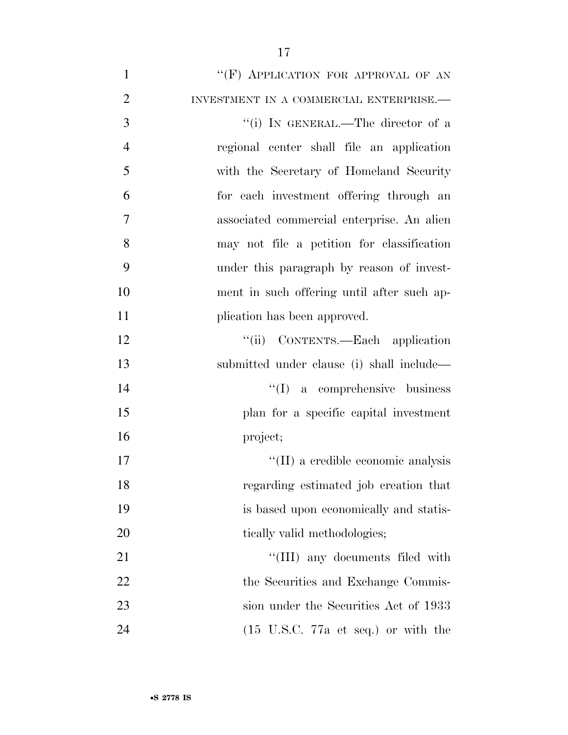"(F) APPLICATION FOR APPROVAL OF AN INVESTMENT IN A COMMERCIAL ENTERPRISE.—

"(i) IN GENERAL.—The director of a regional center shall file an application with the Secretary of Homeland Security for each investment offering through an associated commercial enterprise. An alien may not file a petition for classification under this paragraph by reason of investment in such offering until after such application has been approved.

"(ii) CONTENTS.—Each application submitted under clause (i) shall include—

"(I) a comprehensive business plan for a specific capital investment project;

"(II) a credible economic analysis regarding estimated job creation that is based upon economically and statistically valid methodologies;

"(III) any documents filed with the Securities and Exchange Commission under the Securities Act of 1933 (15 U.S.C. 77a et seq.) or with the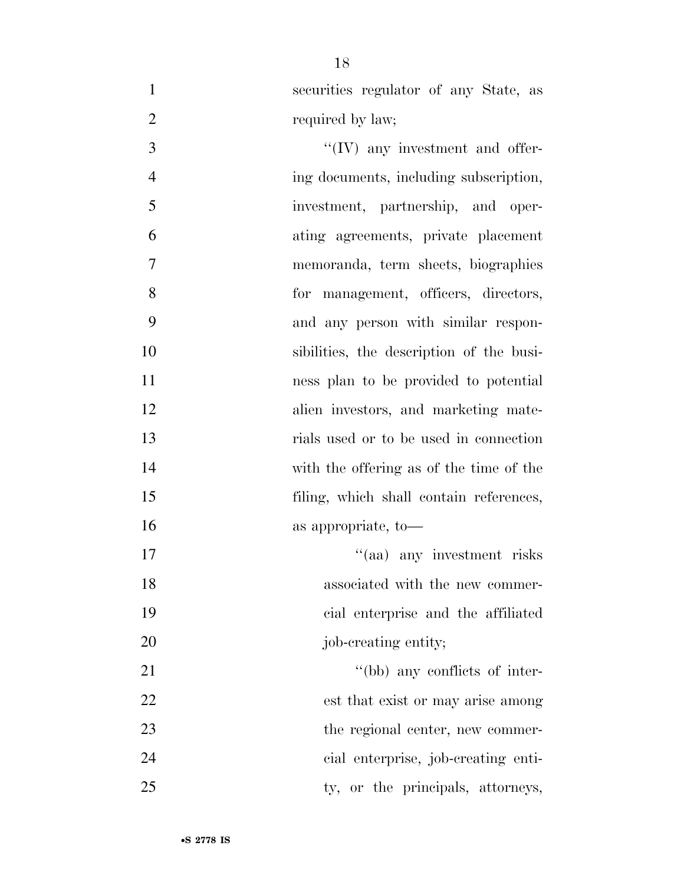securities regulator of any State, as required by law;

''(IV) any investment and offering documents, including subscription, investment, partnership, and operating agreements, private placement memoranda, term sheets, biographies for management, officers, directors, and any person with similar responsibilities, the description of the business plan to be provided to potential alien investors, and marketing materials used or to be used in connection with the offering as of the time of the filing, which shall contain references, as appropriate, to—

''(aa) any investment risks associated with the new commercial enterprise and the affiliated job-creating entity;

''(bb) any conflicts of interest that exist or may arise among the regional center, new commercial enterprise, job-creating entity, or the principals, attorneys,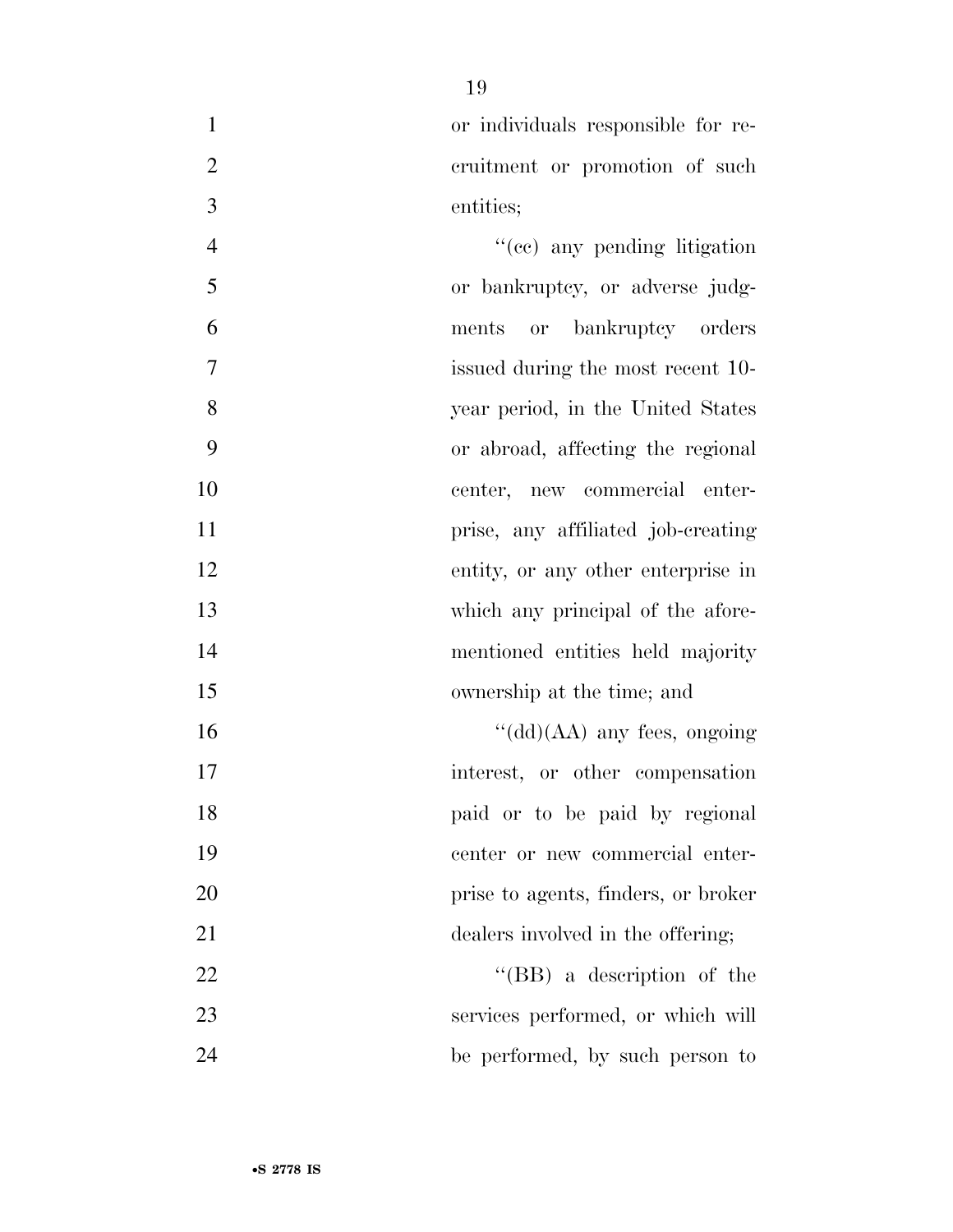or individuals responsible for recruitment or promotion of such entities;

"(cc) any pending litigation or bankruptcy, or adverse judgments or bankruptcy orders issued during the most recent 10-year period, in the United States or abroad, affecting the regional center, new commercial enterprise, any affiliated job-creating entity, or any other enterprise in which any principal of the aforementioned entities held majority ownership at the time; and

"(dd)(AA) any fees, ongoing interest, or other compensation paid or to be paid by regional center or new commercial enterprise to agents, finders, or broker dealers involved in the offering;

"(BB) a description of the services performed, or which will be performed, by such person to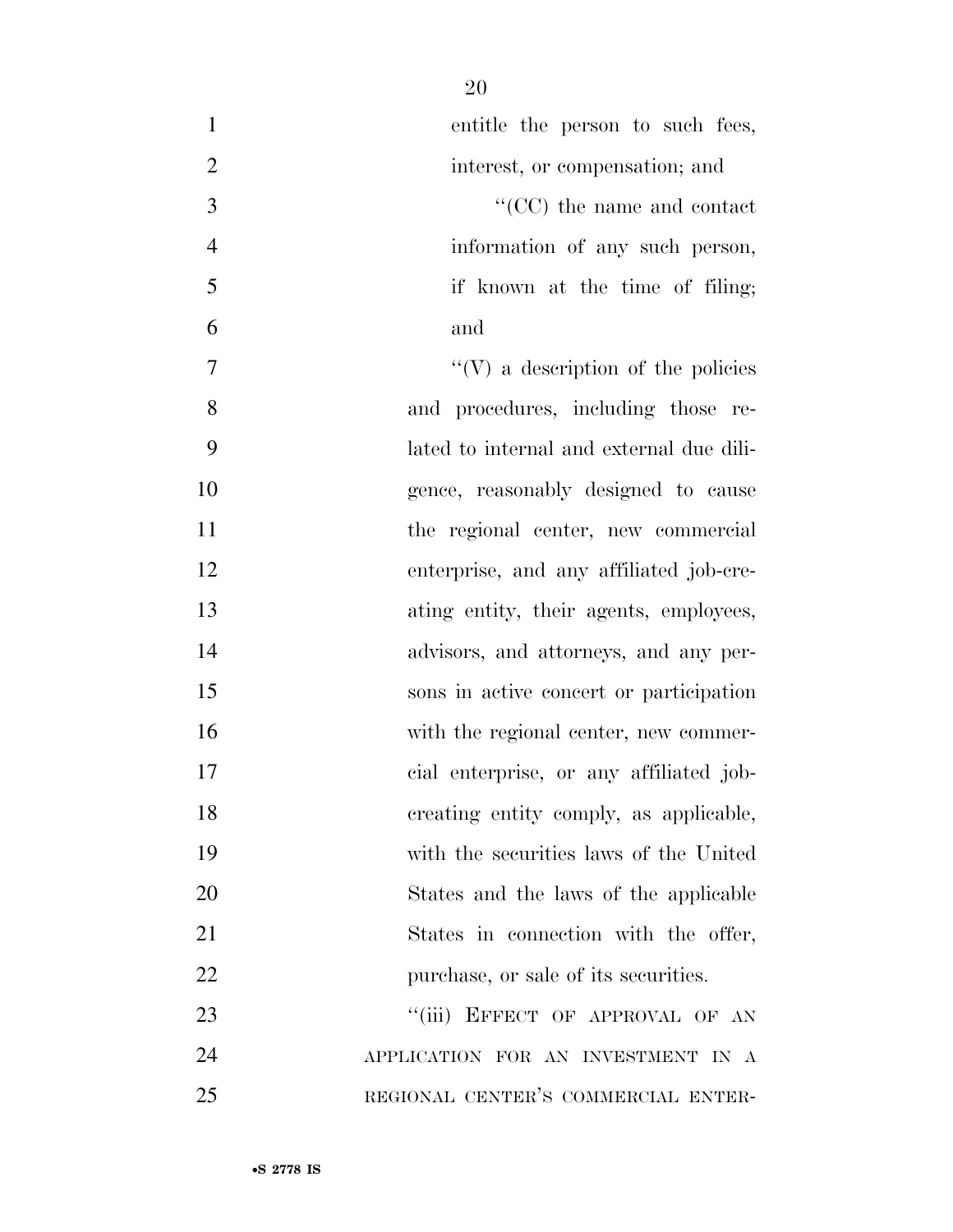entitle the person to such fees, interest, or compensation; and

''(CC) the name and contact information of any such person, if known at the time of filing; and

''(V) a description of the policies and procedures, including those related to internal and external due diligence, reasonably designed to cause the regional center, new commercial enterprise, and any affiliated job-creating entity, their agents, employees, advisors, and attorneys, and any persons in active concert or participation with the regional center, new commercial enterprise, or any affiliated job-creating entity comply, as applicable, with the securities laws of the United States and the laws of the applicable States in connection with the offer, purchase, or sale of its securities.

''(iii) EFFECT OF APPROVAL OF AN APPLICATION FOR AN INVESTMENT IN A REGIONAL CENTER'S COMMERCIAL ENTER-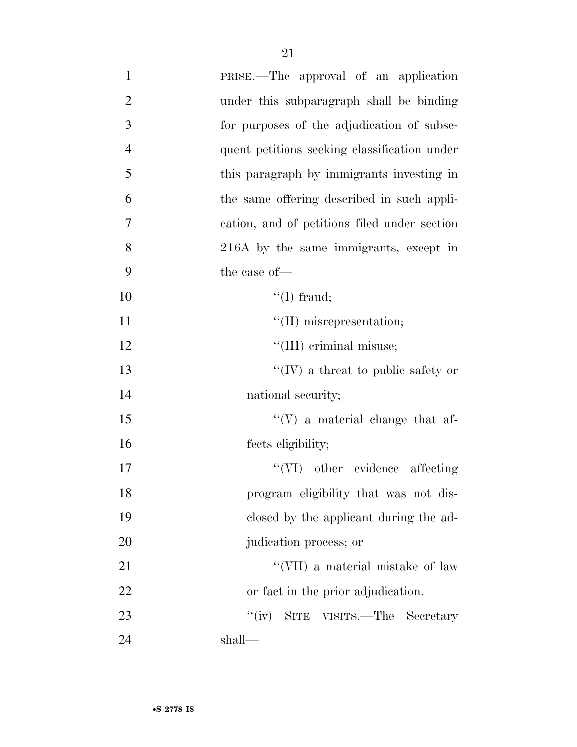PRISE.—The approval of an application under this subparagraph shall be binding for purposes of the adjudication of subsequent petitions seeking classification under this paragraph by immigrants investing in the same offering described in such application, and of petitions filed under section 216A by the same immigrants, except in the case of—

''(I) fraud;

''(II) misrepresentation;

''(III) criminal misuse;

''(IV) a threat to public safety or national security;

''(V) a material change that affects eligibility;

''(VI) other evidence affecting program eligibility that was not disclosed by the applicant during the adjudication process; or

''(VII) a material mistake of law or fact in the prior adjudication.

''(iv) SITE VISITS.—The Secretary shall—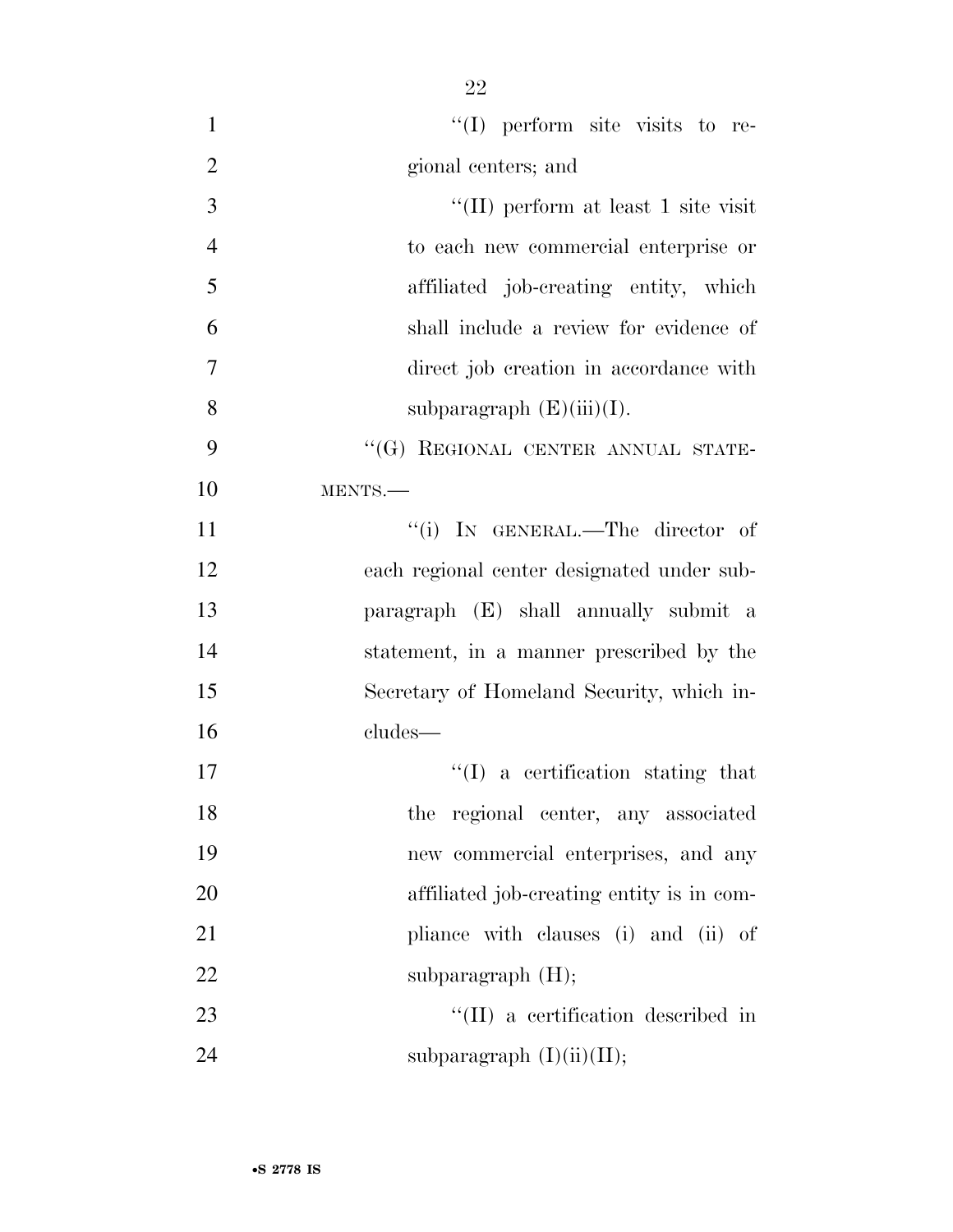''(I) perform site visits to regional centers; and

''(II) perform at least 1 site visit to each new commercial enterprise or affiliated job-creating entity, which shall include a review for evidence of direct job creation in accordance with subparagraph (E)(iii)(I).

''(G) REGIONAL CENTER ANNUAL STATEMENTS.—

''(i) IN GENERAL.—The director of each regional center designated under subparagraph (E) shall annually submit a statement, in a manner prescribed by the Secretary of Homeland Security, which includes—

''(I) a certification stating that the regional center, any associated new commercial enterprises, and any affiliated job-creating entity is in compliance with clauses (i) and (ii) of subparagraph (H);

''(II) a certification described in subparagraph (I)(ii)(II);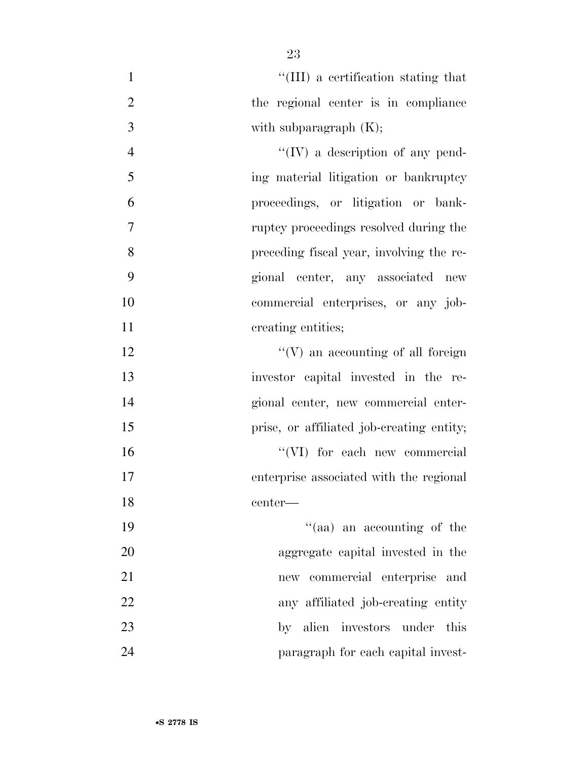''(III) a certification stating that the regional center is in compliance with subparagraph (K);

''(IV) a description of any pending material litigation or bankruptcy proceedings, or litigation or bankruptcy proceedings resolved during the preceding fiscal year, involving the regional center, any associated new commercial enterprises, or any job-creating entities;

''(V) an accounting of all foreign investor capital invested in the regional center, new commercial enterprise, or affiliated job-creating entity;

''(VI) for each new commercial enterprise associated with the regional center—

''(aa) an accounting of the aggregate capital invested in the new commercial enterprise and any affiliated job-creating entity by alien investors under this paragraph for each capital invest-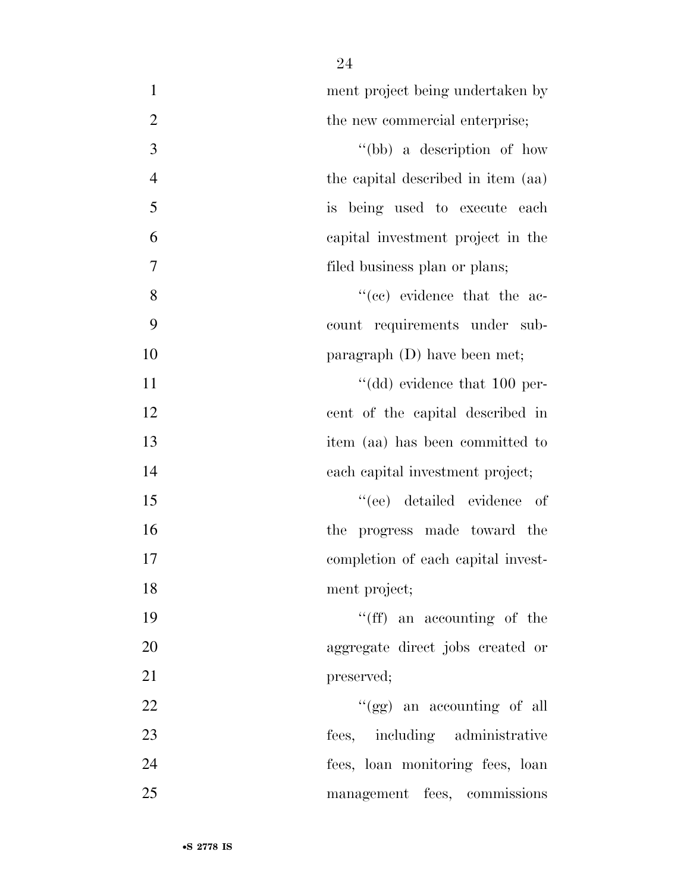ment project being undertaken by the new commercial enterprise;

''(bb) a description of how the capital described in item (aa) is being used to execute each capital investment project in the filed business plan or plans;

''(cc) evidence that the account requirements under subparagraph (D) have been met;

''(dd) evidence that 100 percent of the capital described in item (aa) has been committed to each capital investment project;

''(ee) detailed evidence of the progress made toward the completion of each capital investment project;

''(ff) an accounting of the aggregate direct jobs created or preserved;

''(gg) an accounting of all fees, including administrative fees, loan monitoring fees, loan management fees, commissions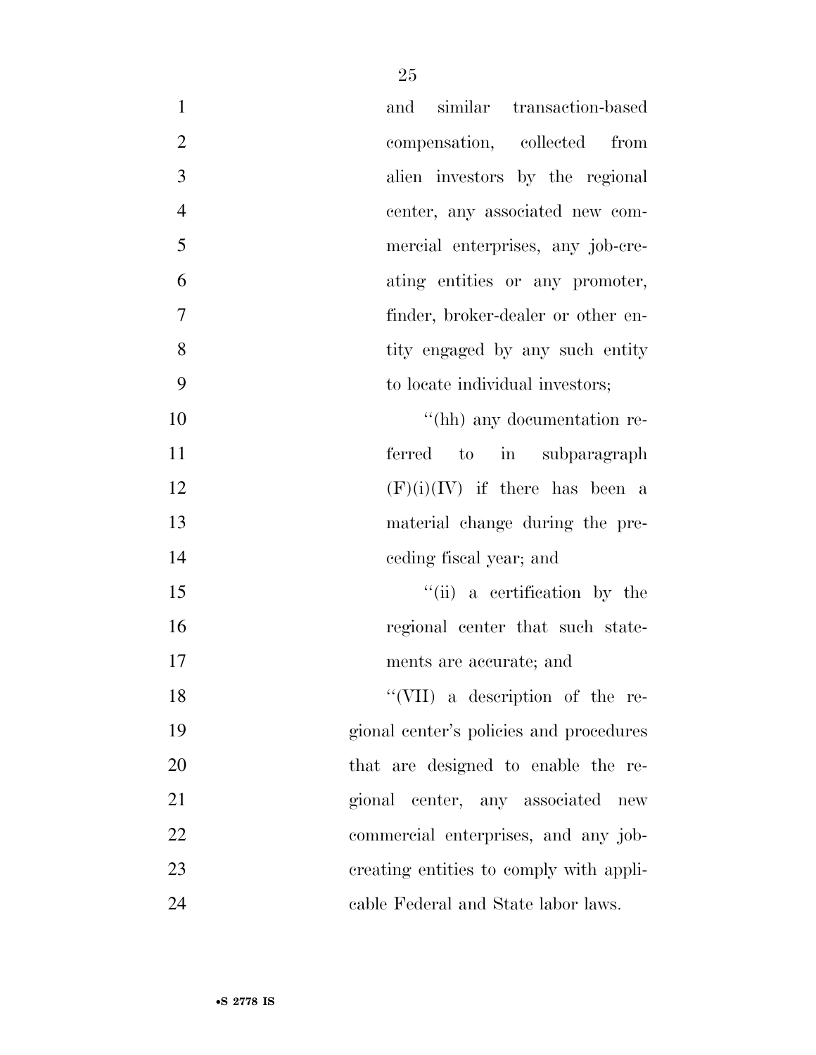and similar transaction-based compensation, collected from alien investors by the regional center, any associated new commercial enterprises, any job-creating entities or any promoter, finder, broker-dealer or other entity engaged by any such entity to locate individual investors;

''(hh) any documentation referred to in subparagraph (F)(i)(IV) if there has been a material change during the preceding fiscal year; and

''(ii) a certification by the regional center that such statements are accurate; and

''(VII) a description of the regional center's policies and procedures that are designed to enable the regional center, any associated new commercial enterprises, and any job-creating entities to comply with applicable Federal and State labor laws.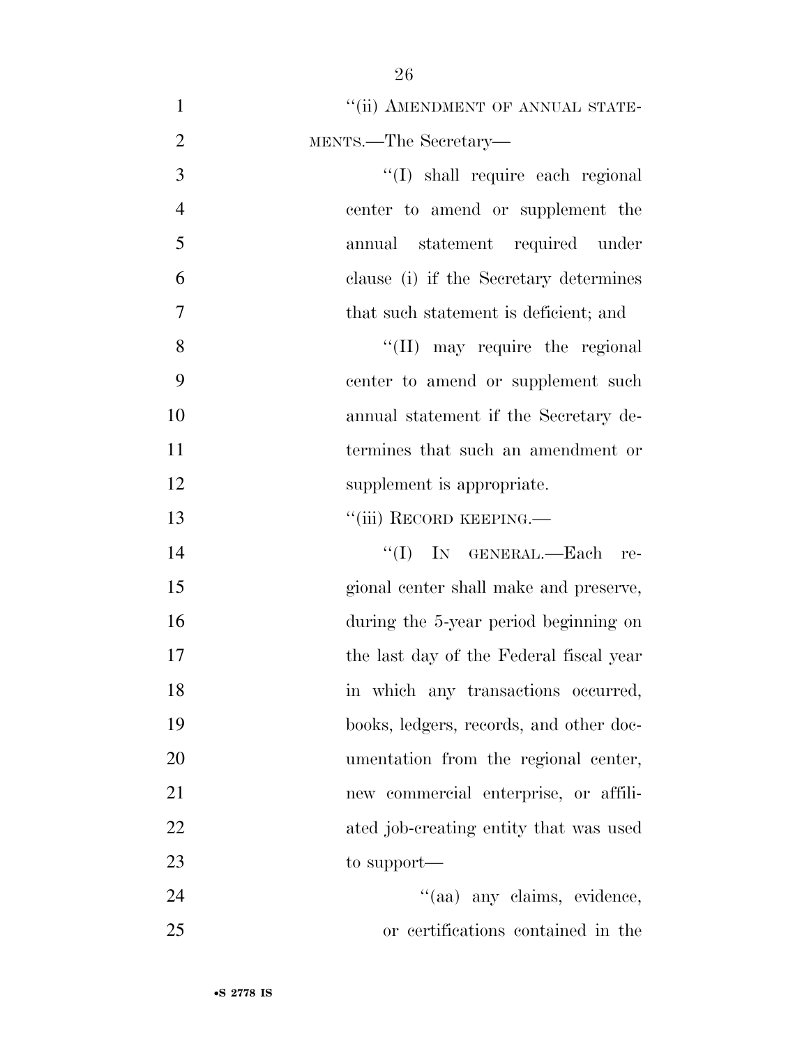"(ii) AMENDMENT OF ANNUAL STATEMENTS.—The Secretary—

"(I) shall require each regional center to amend or supplement the annual statement required under clause (i) if the Secretary determines that such statement is deficient; and

"(II) may require the regional center to amend or supplement such annual statement if the Secretary determines that such an amendment or supplement is appropriate.

"(iii) RECORD KEEPING.—

"(I) IN GENERAL.—Each regional center shall make and preserve, during the 5-year period beginning on the last day of the Federal fiscal year in which any transactions occurred, books, ledgers, records, and other documentation from the regional center, new commercial enterprise, or affiliated job-creating entity that was used to support—

"(aa) any claims, evidence, or certifications contained in the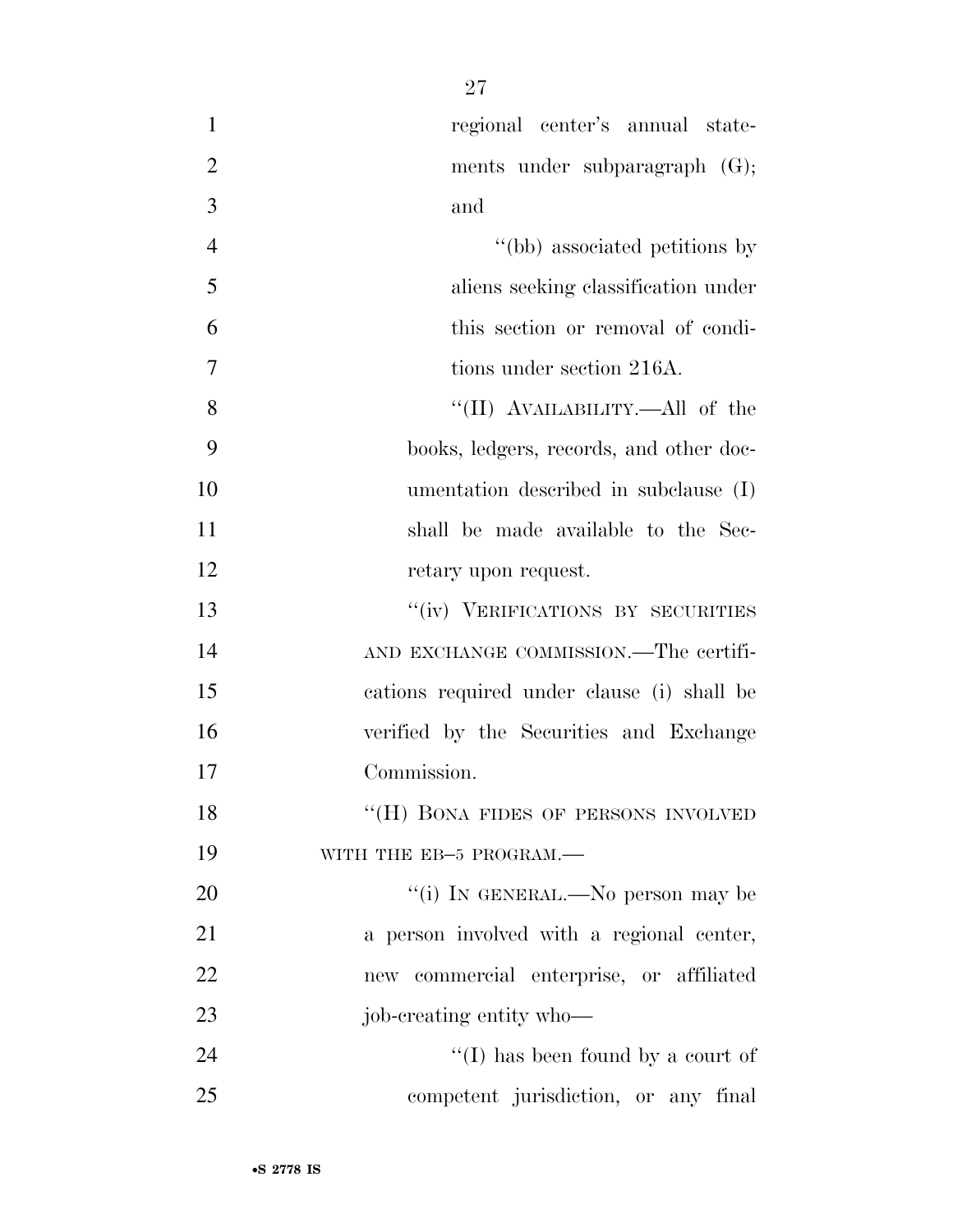regional center's annual statements under subparagraph (G); and

"(bb) associated petitions by aliens seeking classification under this section or removal of conditions under section 216A.

"(II) AVAILABILITY.—All of the books, ledgers, records, and other documentation described in subclause (I) shall be made available to the Secretary upon request.

"(iv) VERIFICATIONS BY SECURITIES AND EXCHANGE COMMISSION.—The certifications required under clause (i) shall be verified by the Securities and Exchange Commission.

"(H) BONA FIDES OF PERSONS INVOLVED WITH THE EB–5 PROGRAM.—

"(i) IN GENERAL.—No person may be a person involved with a regional center, new commercial enterprise, or affiliated job-creating entity who—

"(I) has been found by a court of competent jurisdiction, or any final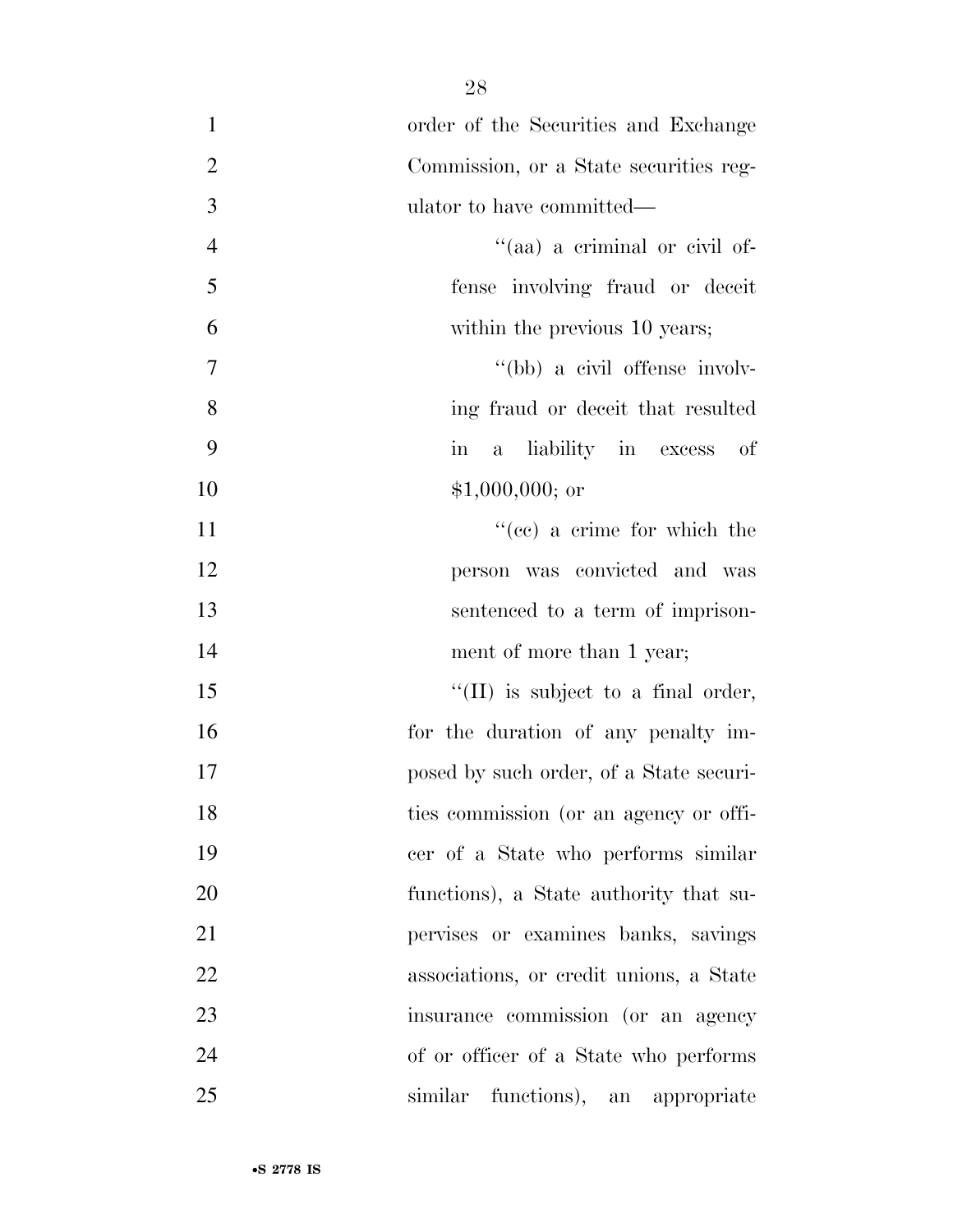order of the Securities and Exchange Commission, or a State securities regulator to have committed—

"(aa) a criminal or civil offense involving fraud or deceit within the previous 10 years;

"(bb) a civil offense involving fraud or deceit that resulted in a liability in excess of $1,000,000; or

"(cc) a crime for which the person was convicted and was sentenced to a term of imprisonment of more than 1 year;

"(II) is subject to a final order, for the duration of any penalty imposed by such order, of a State securities commission (or an agency or officer of a State who performs similar functions), a State authority that supervises or examines banks, savings associations, or credit unions, a State insurance commission (or an agency of or officer of a State who performs similar functions), an appropriate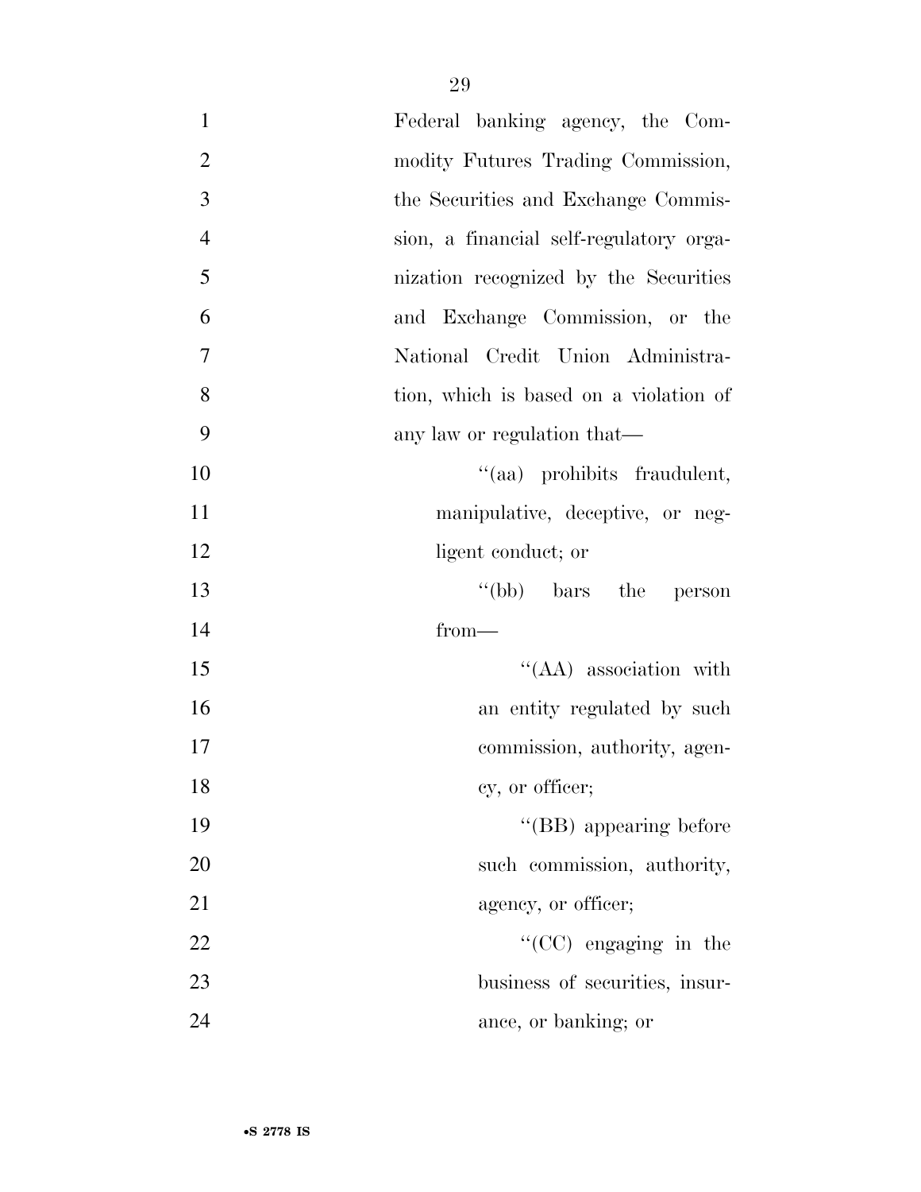Federal banking agency, the Commodity Futures Trading Commission, the Securities and Exchange Commission, a financial self-regulatory organization recognized by the Securities and Exchange Commission, or the National Credit Union Administration, which is based on a violation of any law or regulation that—

"(aa) prohibits fraudulent, manipulative, deceptive, or negligent conduct; or

"(bb) bars the person from—

"(AA) association with an entity regulated by such commission, authority, agency, or officer;

"(BB) appearing before such commission, authority, agency, or officer;

"(CC) engaging in the business of securities, insurance, or banking; or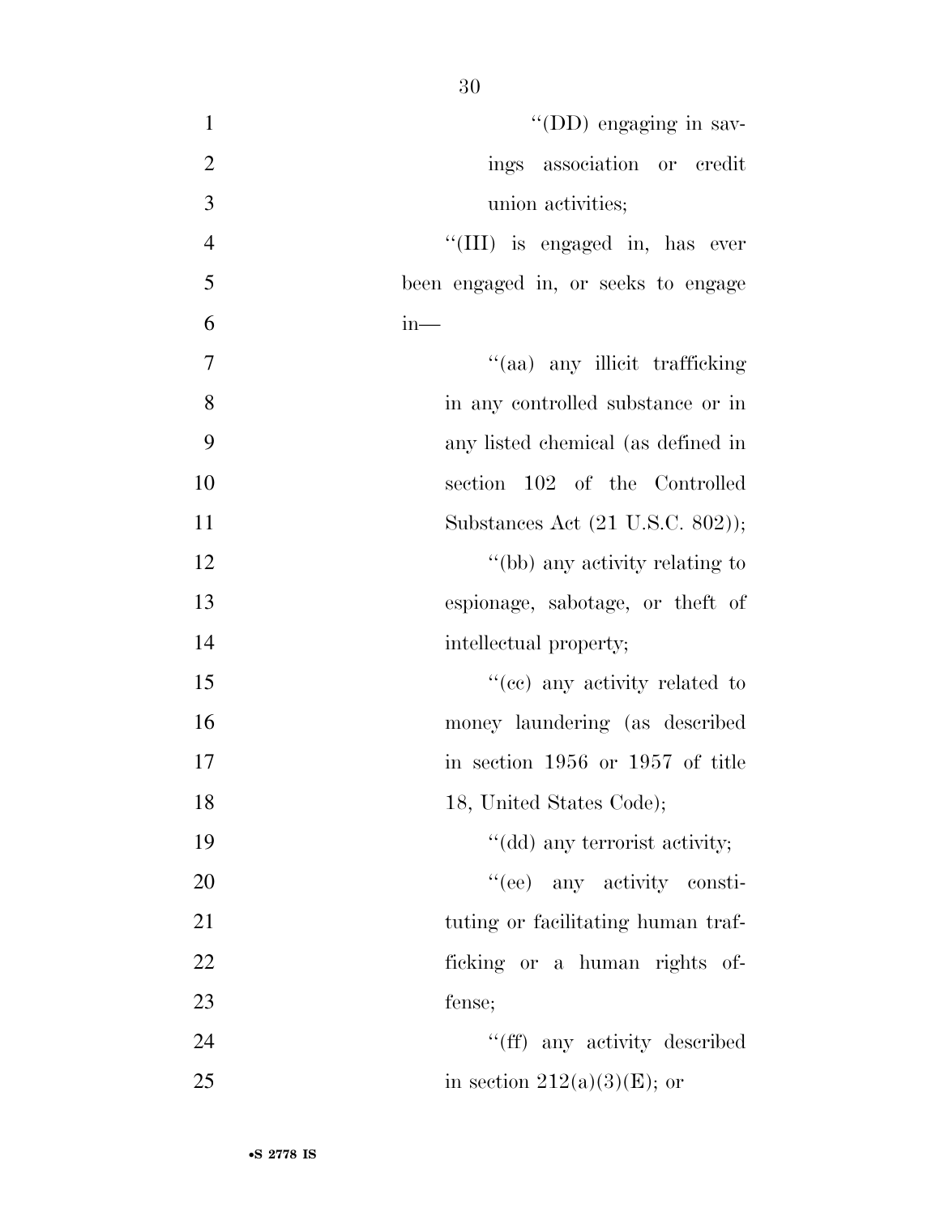''(DD) engaging in savings association or credit union activities;

''(III) is engaged in, has ever been engaged in, or seeks to engage in—

''(aa) any illicit trafficking in any controlled substance or in any listed chemical (as defined in section 102 of the Controlled Substances Act (21 U.S.C. 802));

''(bb) any activity relating to espionage, sabotage, or theft of intellectual property;

''(cc) any activity related to money laundering (as described in section 1956 or 1957 of title 18, United States Code);

''(dd) any terrorist activity;

''(ee) any activity constituting or facilitating human trafficking or a human rights offense;

''(ff) any activity described in section 212(a)(3)(E); or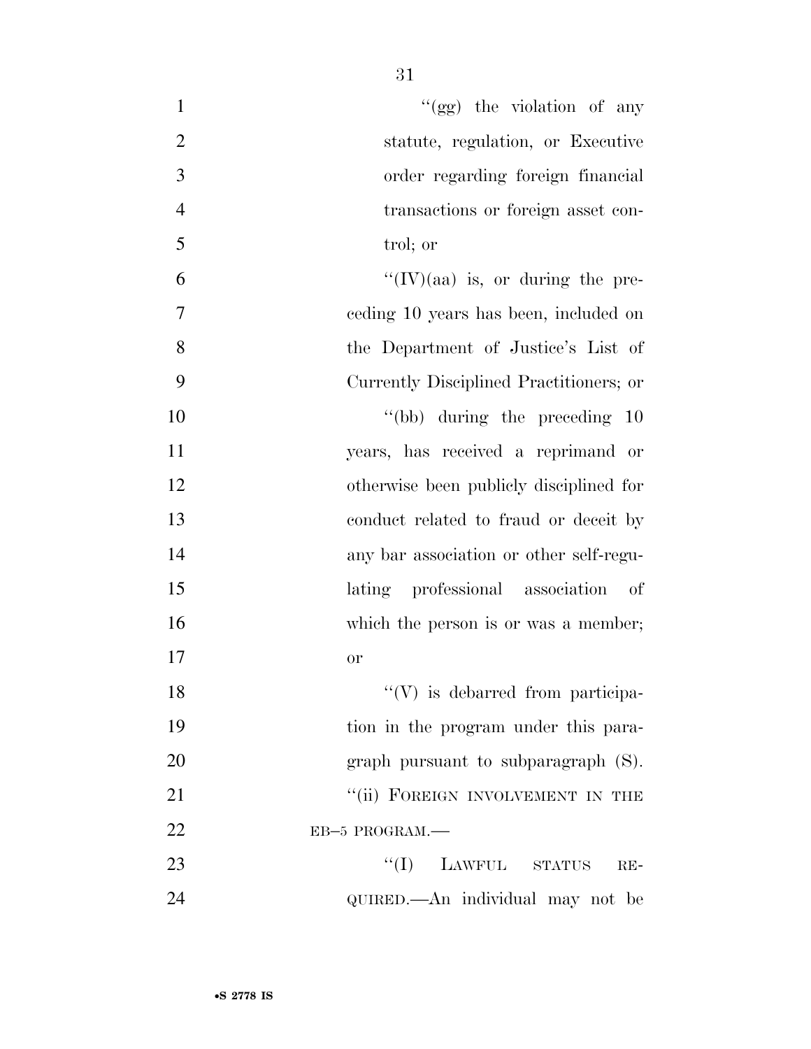"(gg) the violation of any statute, regulation, or Executive order regarding foreign financial transactions or foreign asset control; or

"(IV)(aa) is, or during the preceding 10 years has been, included on the Department of Justice's List of Currently Disciplined Practitioners; or

"(bb) during the preceding 10 years, has received a reprimand or otherwise been publicly disciplined for conduct related to fraud or deceit by any bar association or other self-regulating professional association of which the person is or was a member; or

"(V) is debarred from participation in the program under this paragraph pursuant to subparagraph (S).

"(ii) FOREIGN INVOLVEMENT IN THE EB–5 PROGRAM.—

"(I) LAWFUL STATUS REQUIRED.—An individual may not be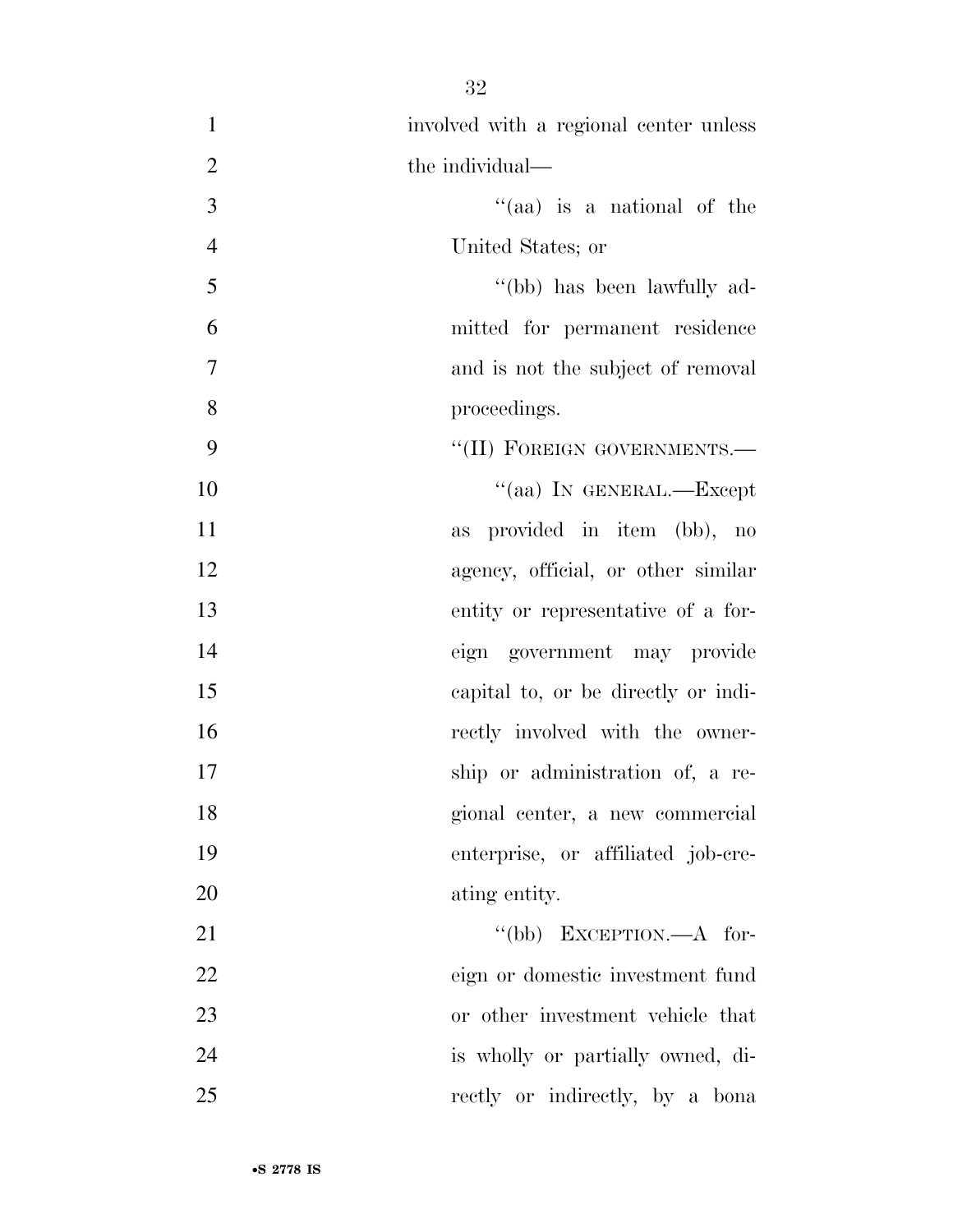involved with a regional center unless the individual—

''(aa) is a national of the United States; or

''(bb) has been lawfully admitted for permanent residence and is not the subject of removal proceedings.

''(II) FOREIGN GOVERNMENTS.—

''(aa) IN GENERAL.—Except as provided in item (bb), no agency, official, or other similar entity or representative of a foreign government may provide capital to, or be directly or indirectly involved with the ownership or administration of, a regional center, a new commercial enterprise, or affiliated job-creating entity.

''(bb) EXCEPTION.—A foreign or domestic investment fund or other investment vehicle that is wholly or partially owned, directly or indirectly, by a bona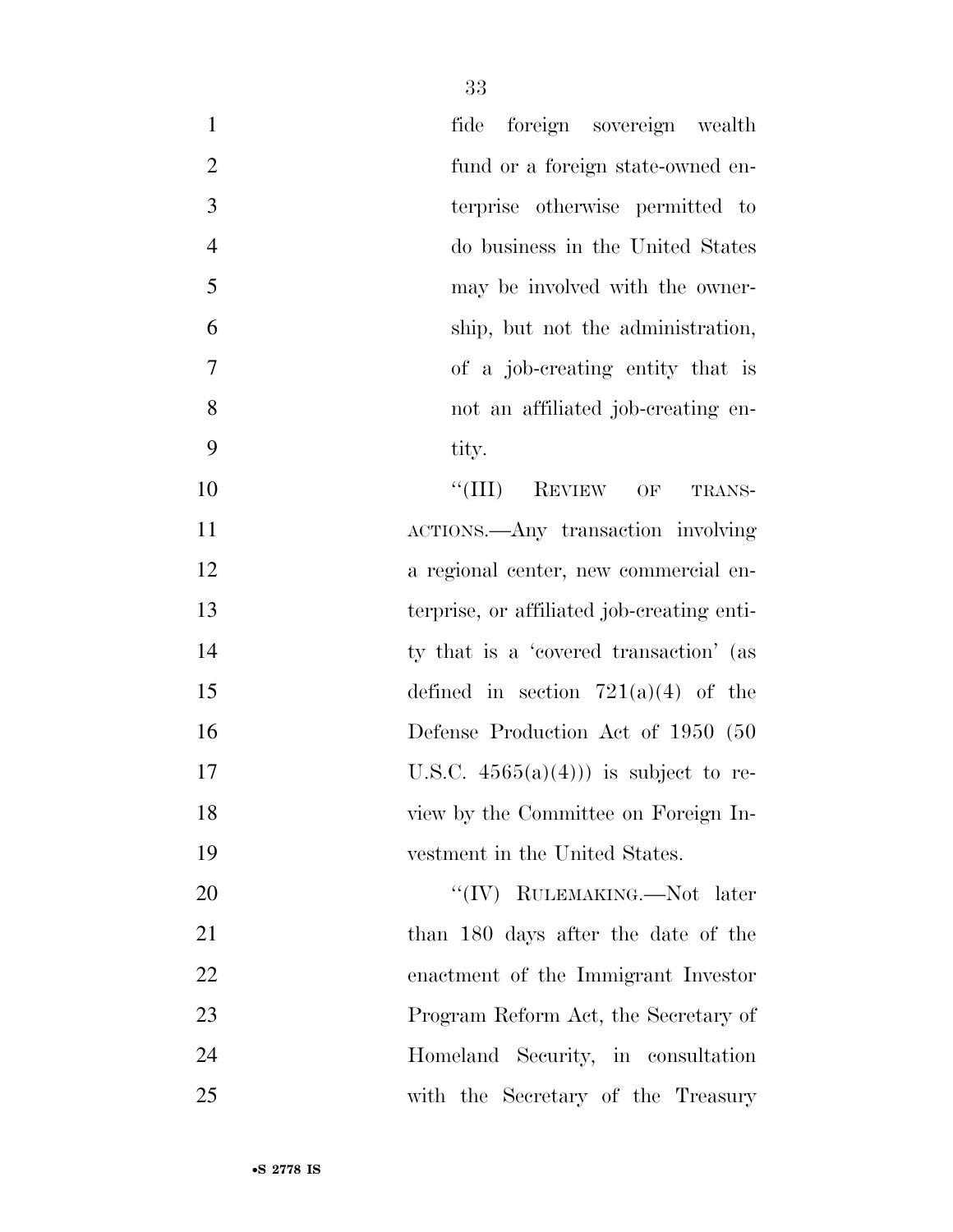fide foreign sovereign wealth fund or a foreign state-owned enterprise otherwise permitted to do business in the United States may be involved with the ownership, but not the administration, of a job-creating entity that is not an affiliated job-creating entity.

"(III) REVIEW OF TRANSACTIONS.—Any transaction involving a regional center, new commercial enterprise, or affiliated job-creating entity that is a 'covered transaction' (as defined in section 721(a)(4) of the Defense Production Act of 1950 (50 U.S.C. 4565(a)(4))) is subject to review by the Committee on Foreign Investment in the United States.

"(IV) RULEMAKING.—Not later than 180 days after the date of the enactment of the Immigrant Investor Program Reform Act, the Secretary of Homeland Security, in consultation with the Secretary of the Treasury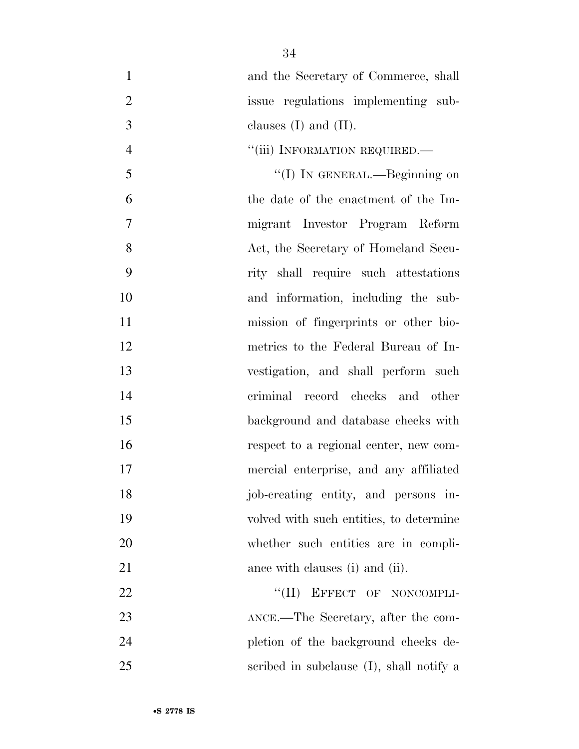and the Secretary of Commerce, shall issue regulations implementing subclauses (I) and (II).

''(iii) INFORMATION REQUIRED.—

''(I) IN GENERAL.—Beginning on the date of the enactment of the Immigrant Investor Program Reform Act, the Secretary of Homeland Security shall require such attestations and information, including the submission of fingerprints or other biometrics to the Federal Bureau of Investigation, and shall perform such criminal record checks and other background and database checks with respect to a regional center, new commercial enterprise, and any affiliated job-creating entity, and persons involved with such entities, to determine whether such entities are in compliance with clauses (i) and (ii).

''(II) EFFECT OF NONCOMPLIANCE.—The Secretary, after the completion of the background checks described in subclause (I), shall notify a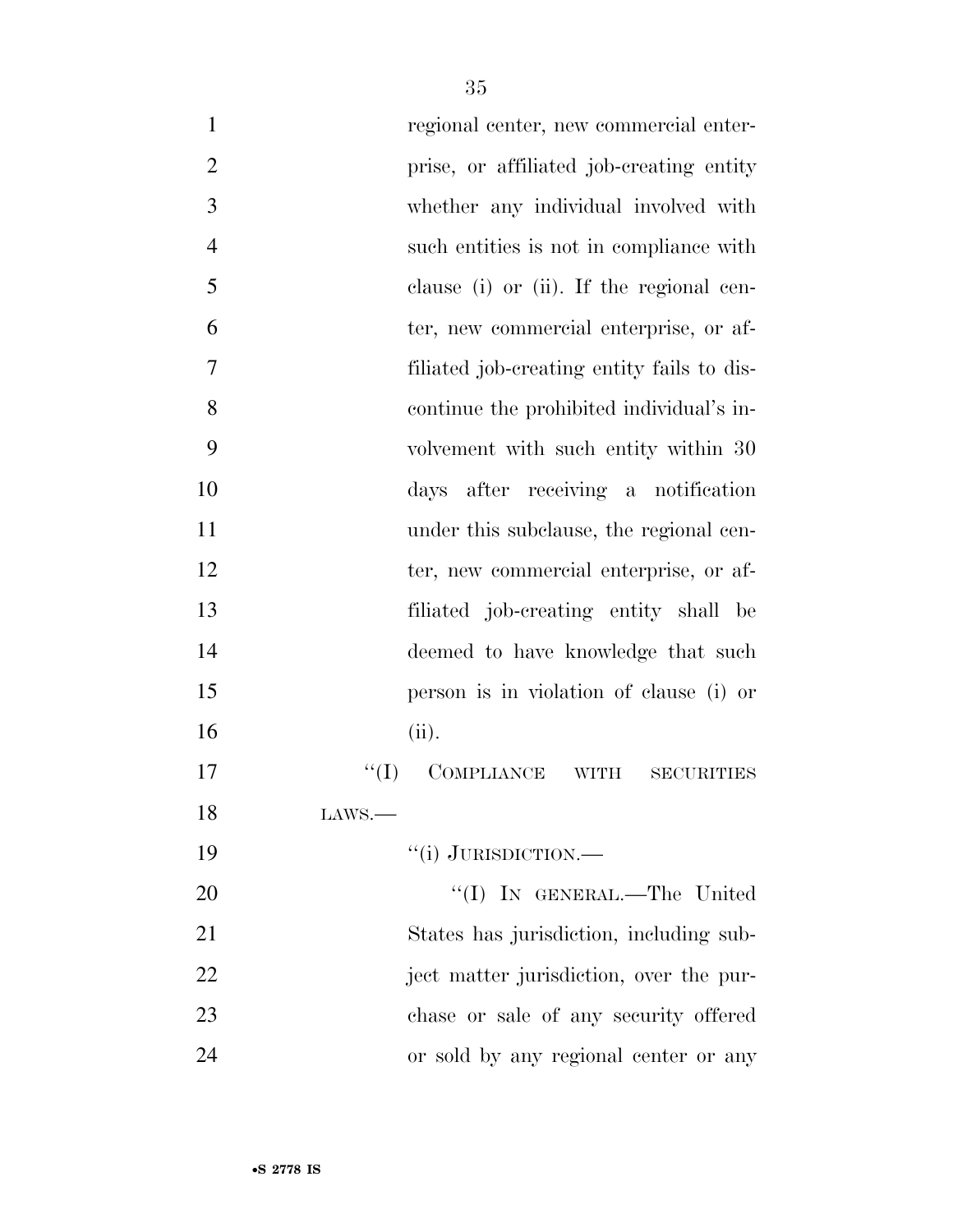regional center, new commercial enterprise, or affiliated job-creating entity whether any individual involved with such entities is not in compliance with clause (i) or (ii). If the regional center, new commercial enterprise, or affiliated job-creating entity fails to discontinue the prohibited individual's involvement with such entity within 30 days after receiving a notification under this subclause, the regional center, new commercial enterprise, or affiliated job-creating entity shall be deemed to have knowledge that such person is in violation of clause (i) or (ii).

"(I) COMPLIANCE WITH SECURITIES LAWS.—

"(i) JURISDICTION.—

"(I) IN GENERAL.—The United States has jurisdiction, including subject matter jurisdiction, over the purchase or sale of any security offered or sold by any regional center or any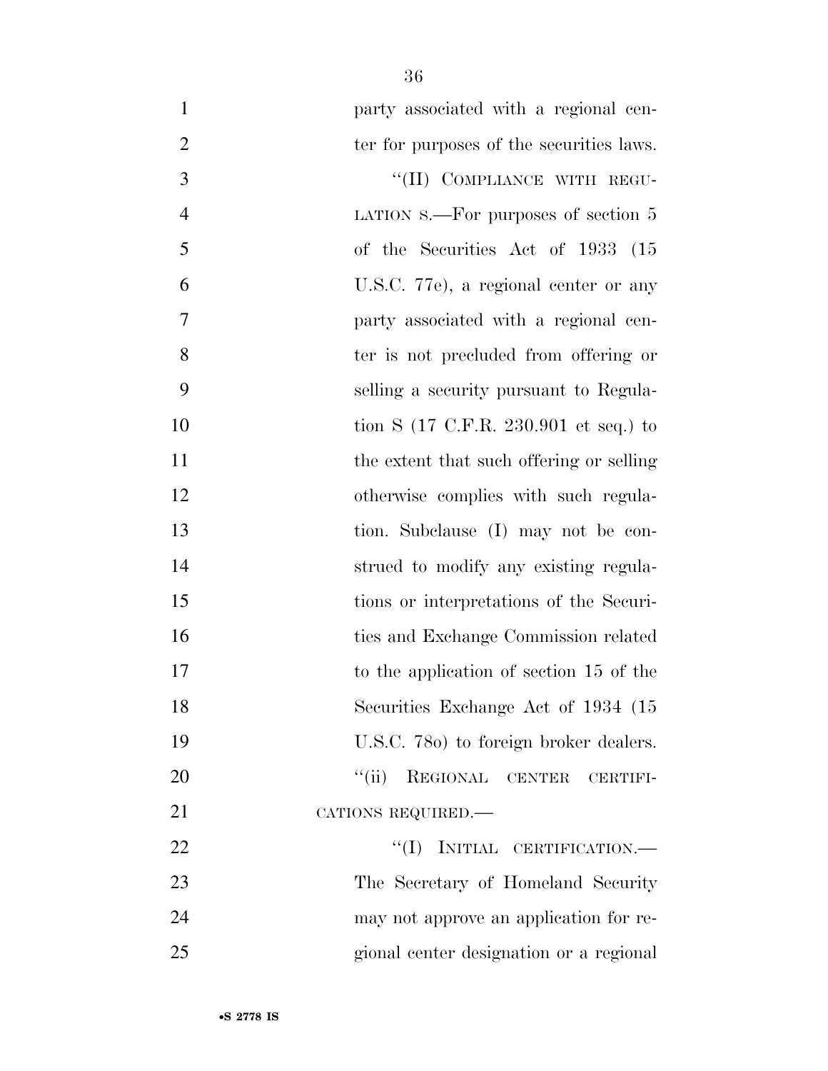party associated with a regional center for purposes of the securities laws.

"(II) COMPLIANCE WITH REGULATION S.—For purposes of section 5 of the Securities Act of 1933 (15 U.S.C. 77e), a regional center or any party associated with a regional center is not precluded from offering or selling a security pursuant to Regulation S (17 C.F.R. 230.901 et seq.) to the extent that such offering or selling otherwise complies with such regulation. Subclause (I) may not be construed to modify any existing regulations or interpretations of the Securities and Exchange Commission related to the application of section 15 of the Securities Exchange Act of 1934 (15 U.S.C. 78o) to foreign broker dealers.

"(ii) REGIONAL CENTER CERTIFICATIONS REQUIRED.—

"(I) INITIAL CERTIFICATION.—The Secretary of Homeland Security may not approve an application for regional center designation or a regional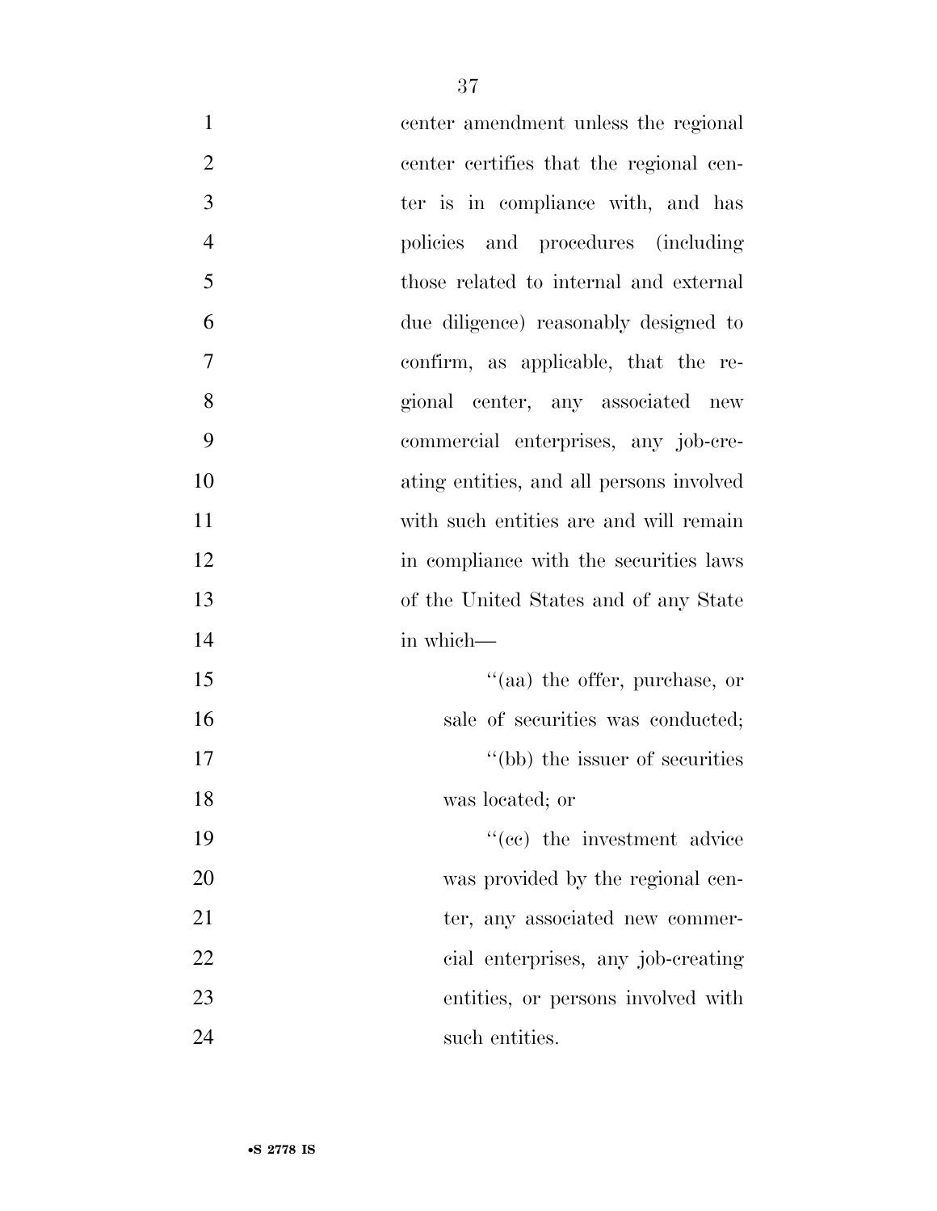center amendment unless the regional center certifies that the regional center is in compliance with, and has policies and procedures (including those related to internal and external due diligence) reasonably designed to confirm, as applicable, that the regional center, any associated new commercial enterprises, any job-creating entities, and all persons involved with such entities are and will remain in compliance with the securities laws of the United States and of any State in which—

''(aa) the offer, purchase, or sale of securities was conducted;

''(bb) the issuer of securities was located; or

''(cc) the investment advice was provided by the regional center, any associated new commercial enterprises, any job-creating entities, or persons involved with such entities.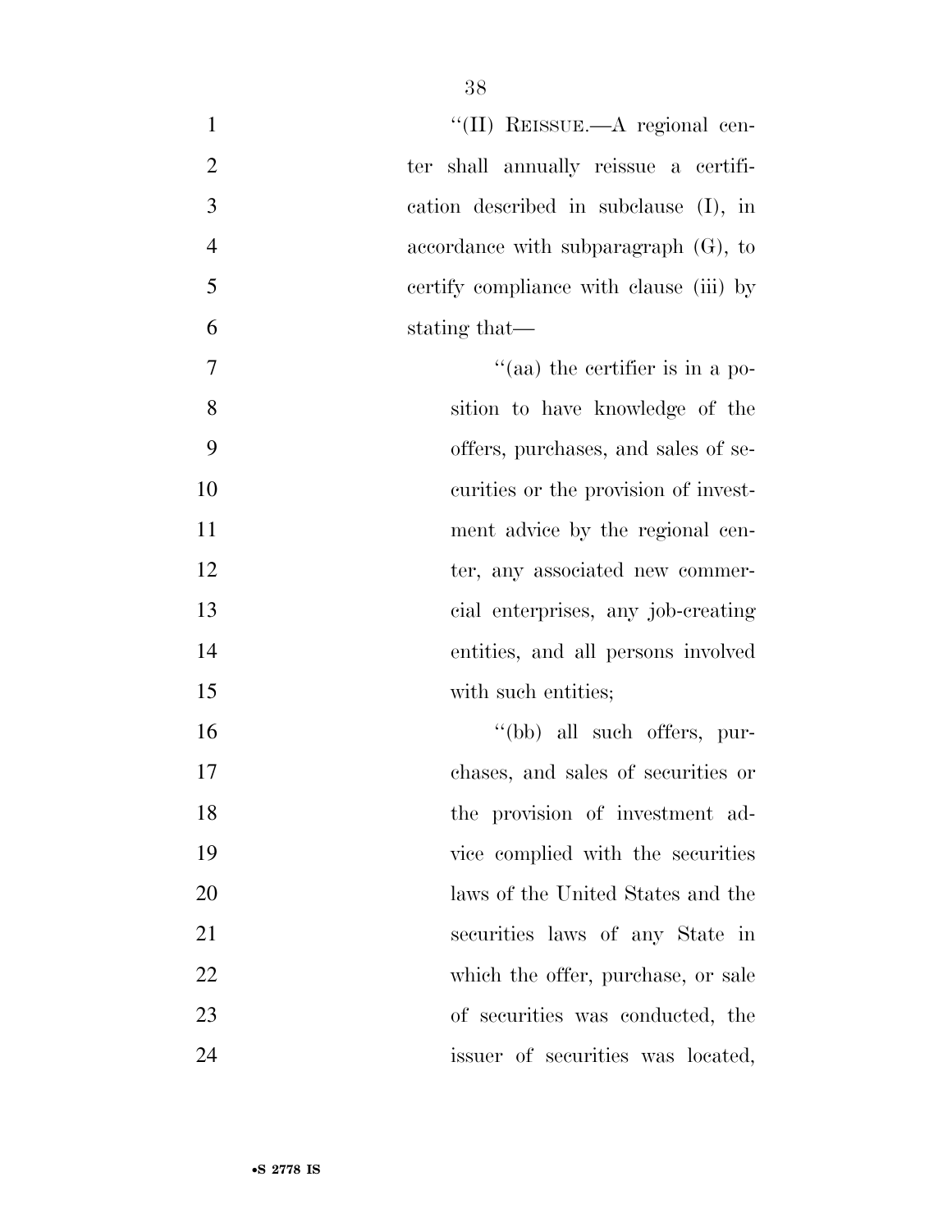"(II) REISSUE.—A regional center shall annually reissue a certification described in subclause (I), in accordance with subparagraph (G), to certify compliance with clause (iii) by stating that—

"(aa) the certifier is in a position to have knowledge of the offers, purchases, and sales of securities or the provision of investment advice by the regional center, any associated new commercial enterprises, any job-creating entities, and all persons involved with such entities;

"(bb) all such offers, purchases, and sales of securities or the provision of investment advice complied with the securities laws of the United States and the securities laws of any State in which the offer, purchase, or sale of securities was conducted, the issuer of securities was located,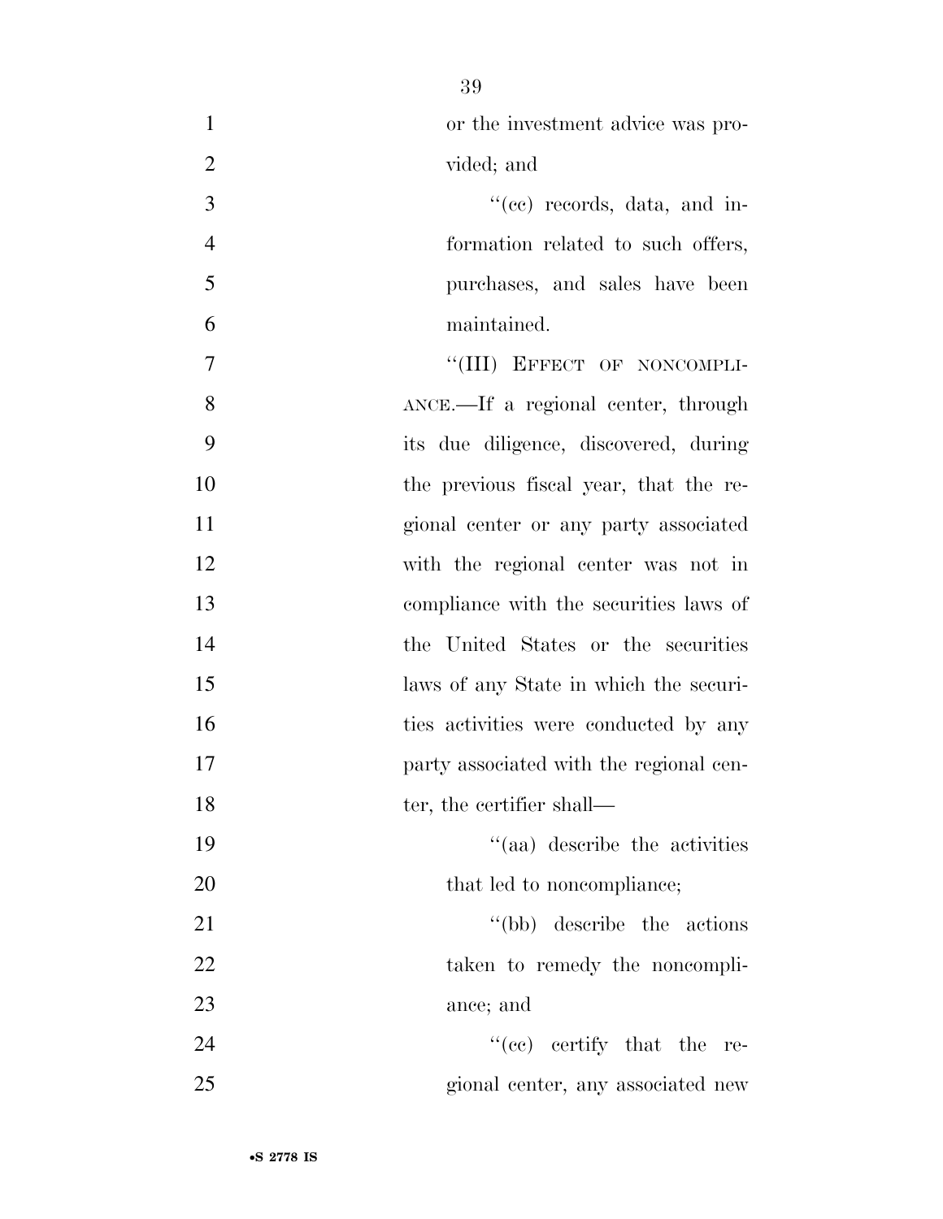or the investment advice was provided; and

''(cc) records, data, and information related to such offers, purchases, and sales have been maintained.

''(III) EFFECT OF NONCOMPLIANCE.—If a regional center, through its due diligence, discovered, during the previous fiscal year, that the regional center or any party associated with the regional center was not in compliance with the securities laws of the United States or the securities laws of any State in which the securities activities were conducted by any party associated with the regional center, the certifier shall—

''(aa) describe the activities that led to noncompliance;

''(bb) describe the actions taken to remedy the noncompliance; and

''(cc) certify that the regional center, any associated new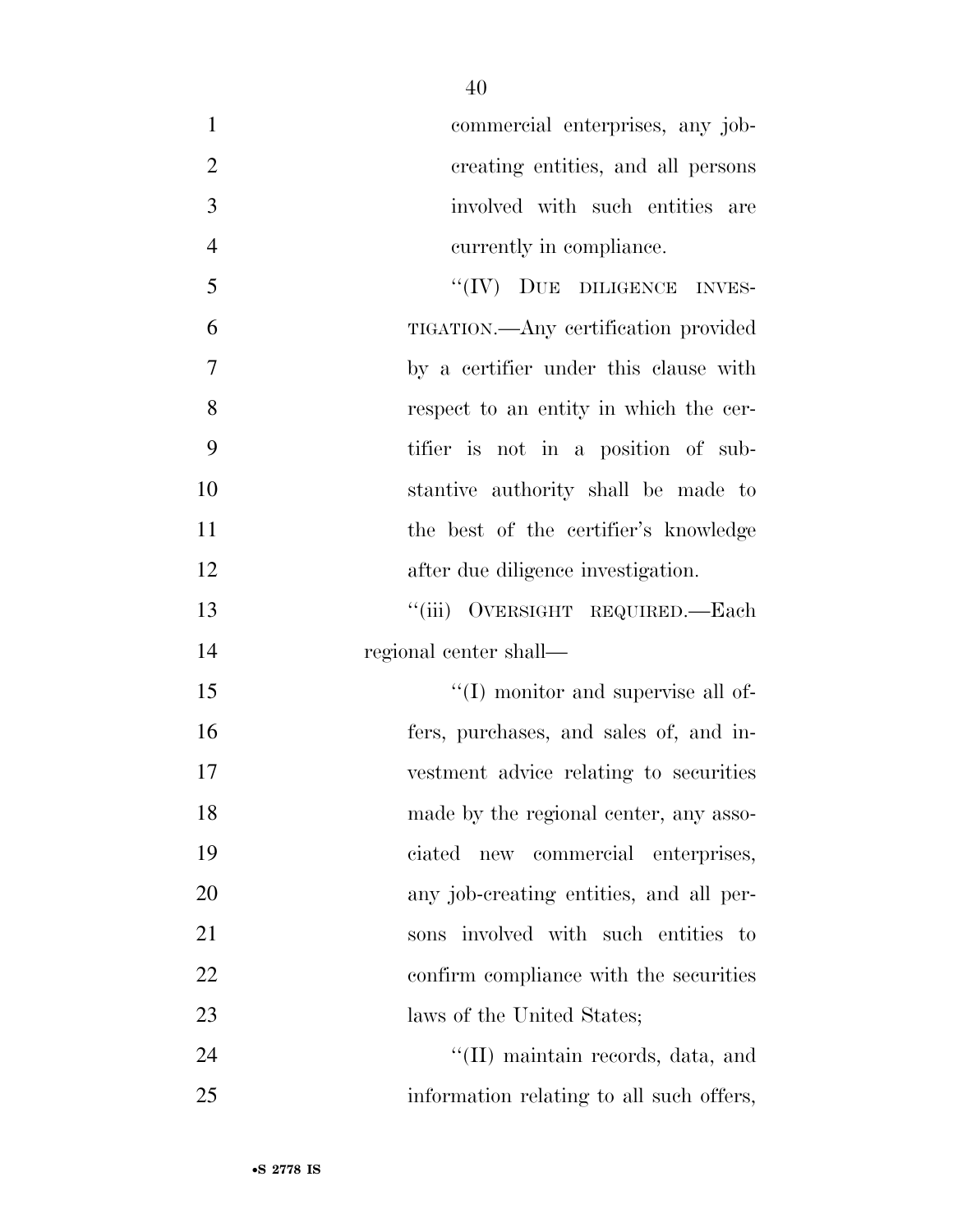commercial enterprises, any job-creating entities, and all persons involved with such entities are currently in compliance.

"(IV) DUE DILIGENCE INVESTIGATION.—Any certification provided by a certifier under this clause with respect to an entity in which the certifier is not in a position of substantive authority shall be made to the best of the certifier's knowledge after due diligence investigation.

"(iii) OVERSIGHT REQUIRED.—Each regional center shall—

"(I) monitor and supervise all offers, purchases, and sales of, and investment advice relating to securities made by the regional center, any associated new commercial enterprises, any job-creating entities, and all persons involved with such entities to confirm compliance with the securities laws of the United States;

"(II) maintain records, data, and information relating to all such offers,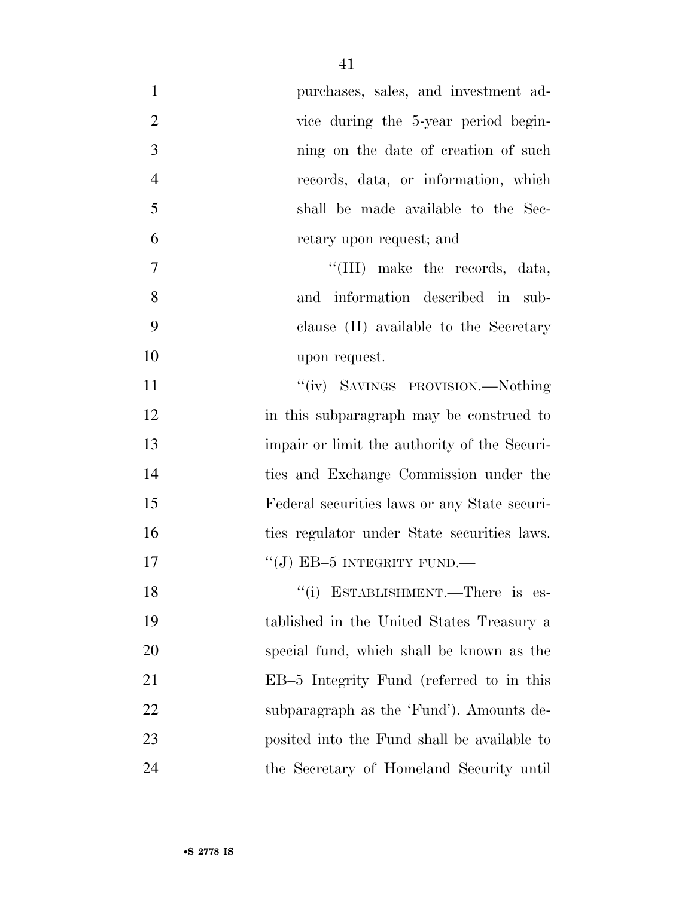purchases, sales, and investment advice during the 5-year period beginning on the date of creation of such records, data, or information, which shall be made available to the Secretary upon request; and

"(III) make the records, data, and information described in subclause (II) available to the Secretary upon request.

"(iv) SAVINGS PROVISION.—Nothing in this subparagraph may be construed to impair or limit the authority of the Securities and Exchange Commission under the Federal securities laws or any State securities regulator under State securities laws.

"(J) EB–5 INTEGRITY FUND.—

"(i) ESTABLISHMENT.—There is established in the United States Treasury a special fund, which shall be known as the EB–5 Integrity Fund (referred to in this subparagraph as the 'Fund'). Amounts deposited into the Fund shall be available to the Secretary of Homeland Security until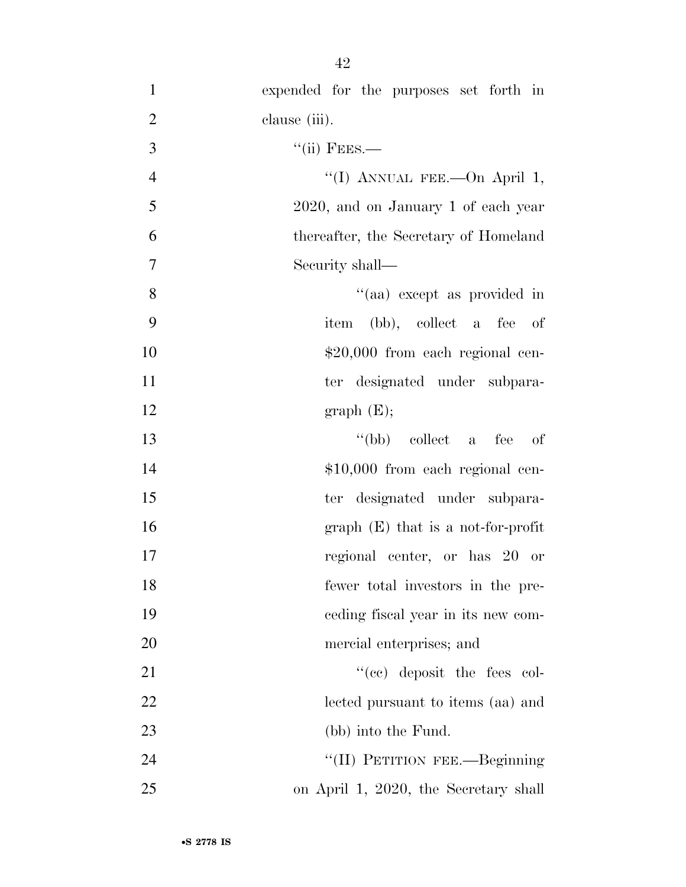expended for the purposes set forth in clause (iii).

"(ii) FEES.—

"(I) ANNUAL FEE.—On April 1, 2020, and on January 1 of each year thereafter, the Secretary of Homeland Security shall—

"(aa) except as provided in item (bb), collect a fee of $20,000 from each regional center designated under subparagraph (E);

"(bb) collect a fee of $10,000 from each regional center designated under subparagraph (E) that is a not-for-profit regional center, or has 20 or fewer total investors in the preceding fiscal year in its new commercial enterprises; and

"(cc) deposit the fees collected pursuant to items (aa) and (bb) into the Fund.

"(II) PETITION FEE.—Beginning on April 1, 2020, the Secretary shall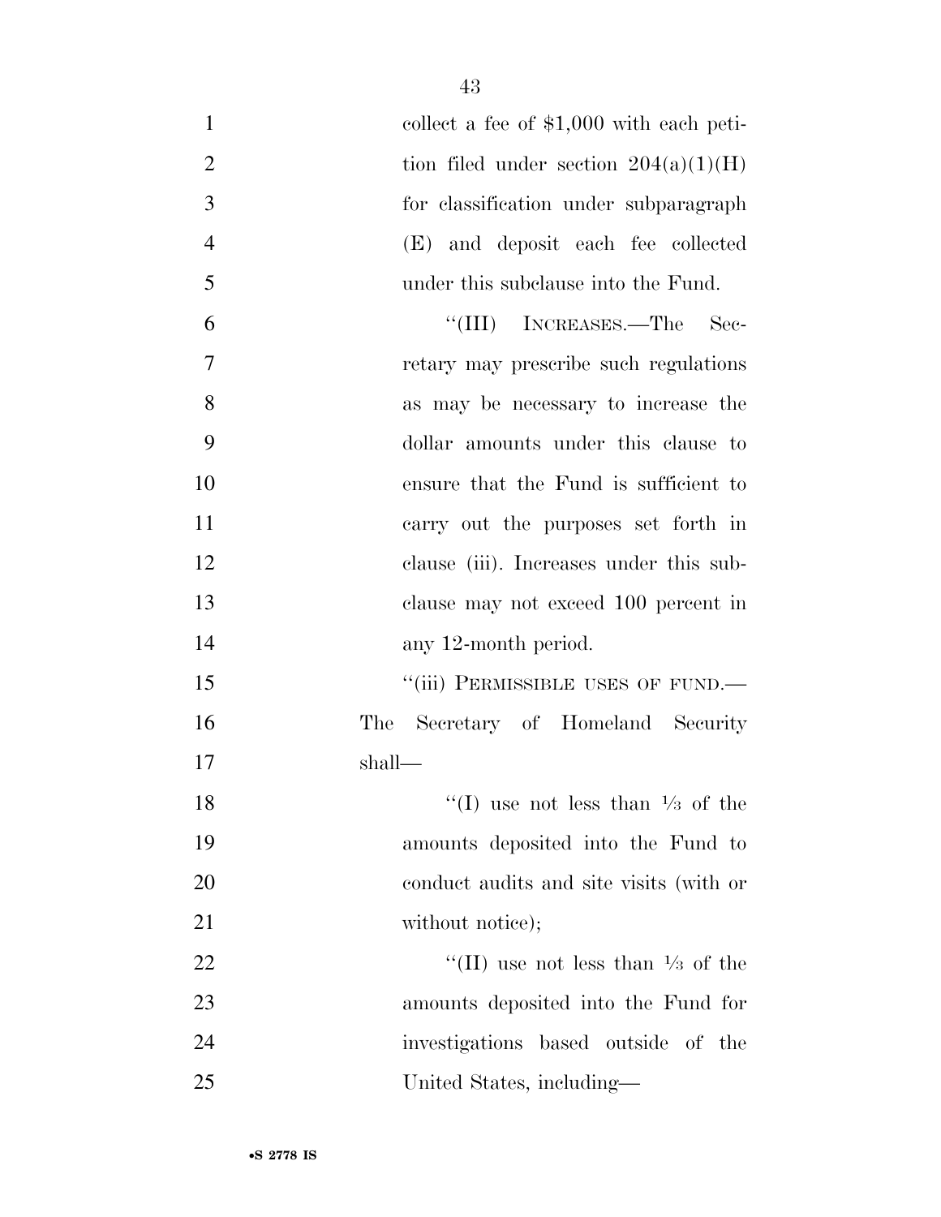collect a fee of $1,000 with each petition filed under section 204(a)(1)(H) for classification under subparagraph (E) and deposit each fee collected under this subclause into the Fund.

"(III) INCREASES.—The Secretary may prescribe such regulations as may be necessary to increase the dollar amounts under this clause to ensure that the Fund is sufficient to carry out the purposes set forth in clause (iii). Increases under this subclause may not exceed 100 percent in any 12-month period.

"(iii) PERMISSIBLE USES OF FUND.—The Secretary of Homeland Security shall—

"(I) use not less than ⅓ of the amounts deposited into the Fund to conduct audits and site visits (with or without notice);

"(II) use not less than ⅓ of the amounts deposited into the Fund for investigations based outside of the United States, including—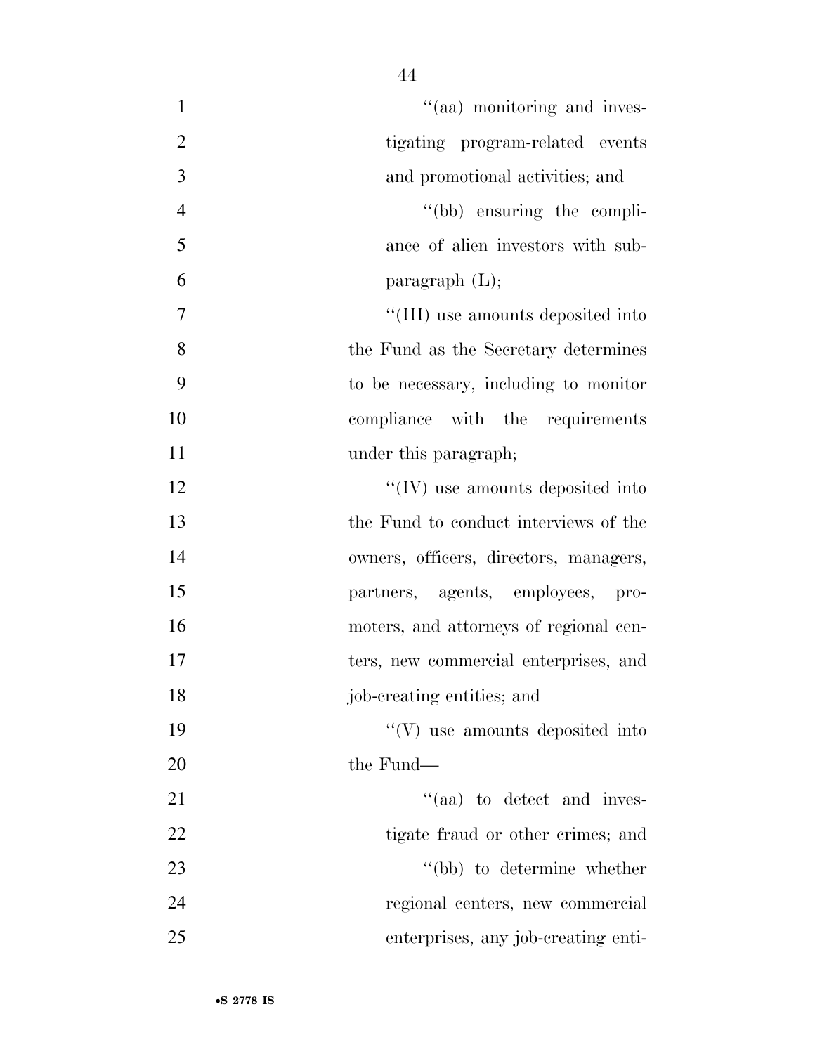''(aa) monitoring and investigating program-related events and promotional activities; and

''(bb) ensuring the compliance of alien investors with subparagraph (L);

''(III) use amounts deposited into the Fund as the Secretary determines to be necessary, including to monitor compliance with the requirements under this paragraph;

''(IV) use amounts deposited into the Fund to conduct interviews of the owners, officers, directors, managers, partners, agents, employees, promoters, and attorneys of regional centers, new commercial enterprises, and job-creating entities; and

''(V) use amounts deposited into the Fund—

''(aa) to detect and investigate fraud or other crimes; and

''(bb) to determine whether regional centers, new commercial enterprises, any job-creating enti-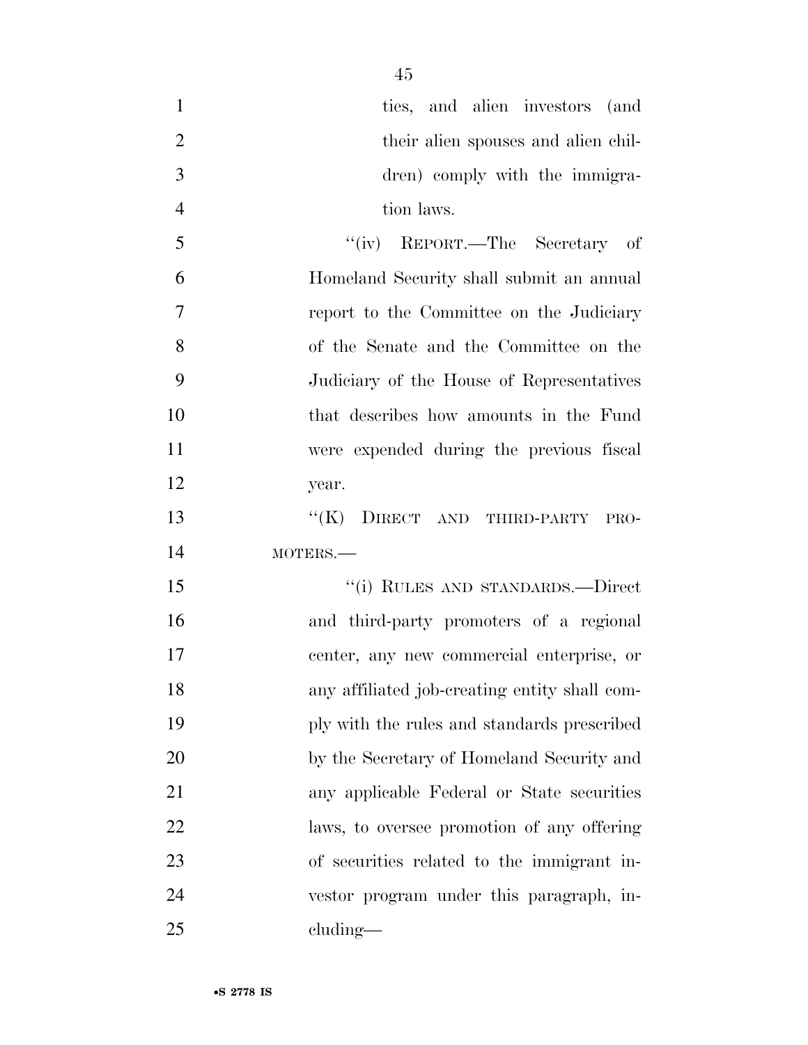ties, and alien investors (and their alien spouses and alien children) comply with the immigration laws.

"(iv) REPORT.—The Secretary of Homeland Security shall submit an annual report to the Committee on the Judiciary of the Senate and the Committee on the Judiciary of the House of Representatives that describes how amounts in the Fund were expended during the previous fiscal year.

"(K) DIRECT AND THIRD-PARTY PROMOTERS.—

"(i) RULES AND STANDARDS.—Direct and third-party promoters of a regional center, any new commercial enterprise, or any affiliated job-creating entity shall comply with the rules and standards prescribed by the Secretary of Homeland Security and any applicable Federal or State securities laws, to oversee promotion of any offering of securities related to the immigrant investor program under this paragraph, including—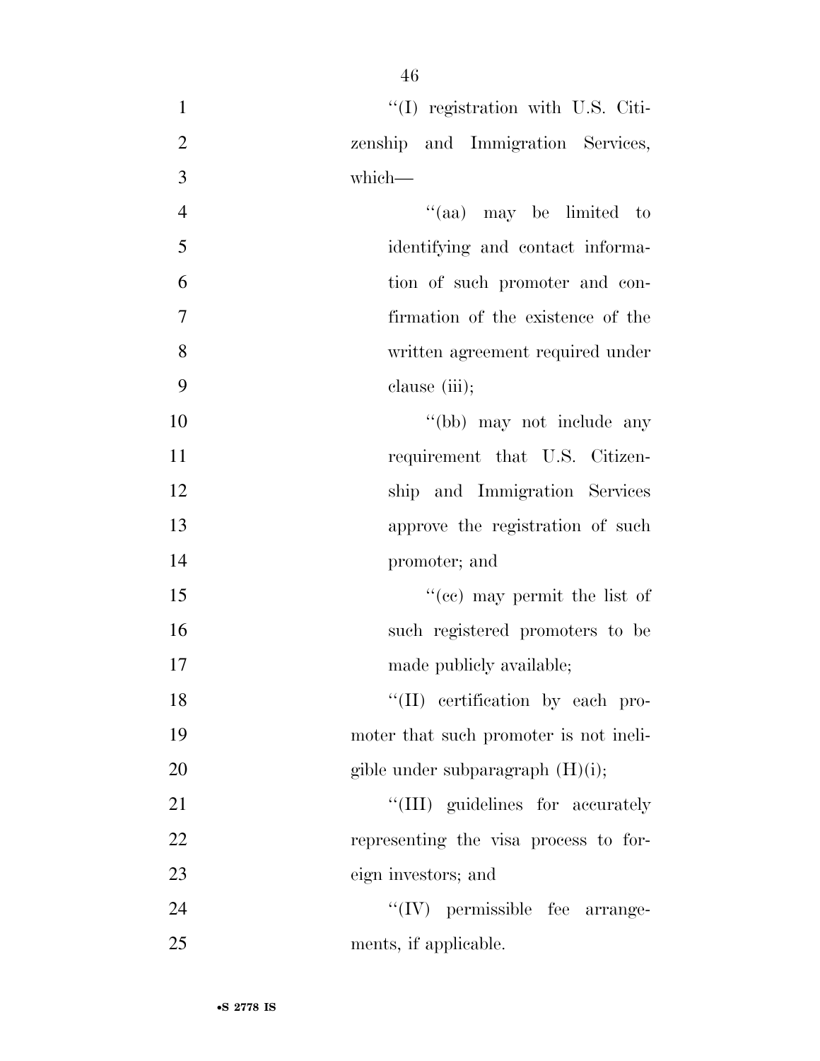''(I) registration with U.S. Citizenship and Immigration Services, which—

''(aa) may be limited to identifying and contact information of such promoter and confirmation of the existence of the written agreement required under clause (iii);

''(bb) may not include any requirement that U.S. Citizenship and Immigration Services approve the registration of such promoter; and

''(cc) may permit the list of such registered promoters to be made publicly available;

''(II) certification by each promoter that such promoter is not ineligible under subparagraph (H)(i);

''(III) guidelines for accurately representing the visa process to foreign investors; and

''(IV) permissible fee arrangements, if applicable.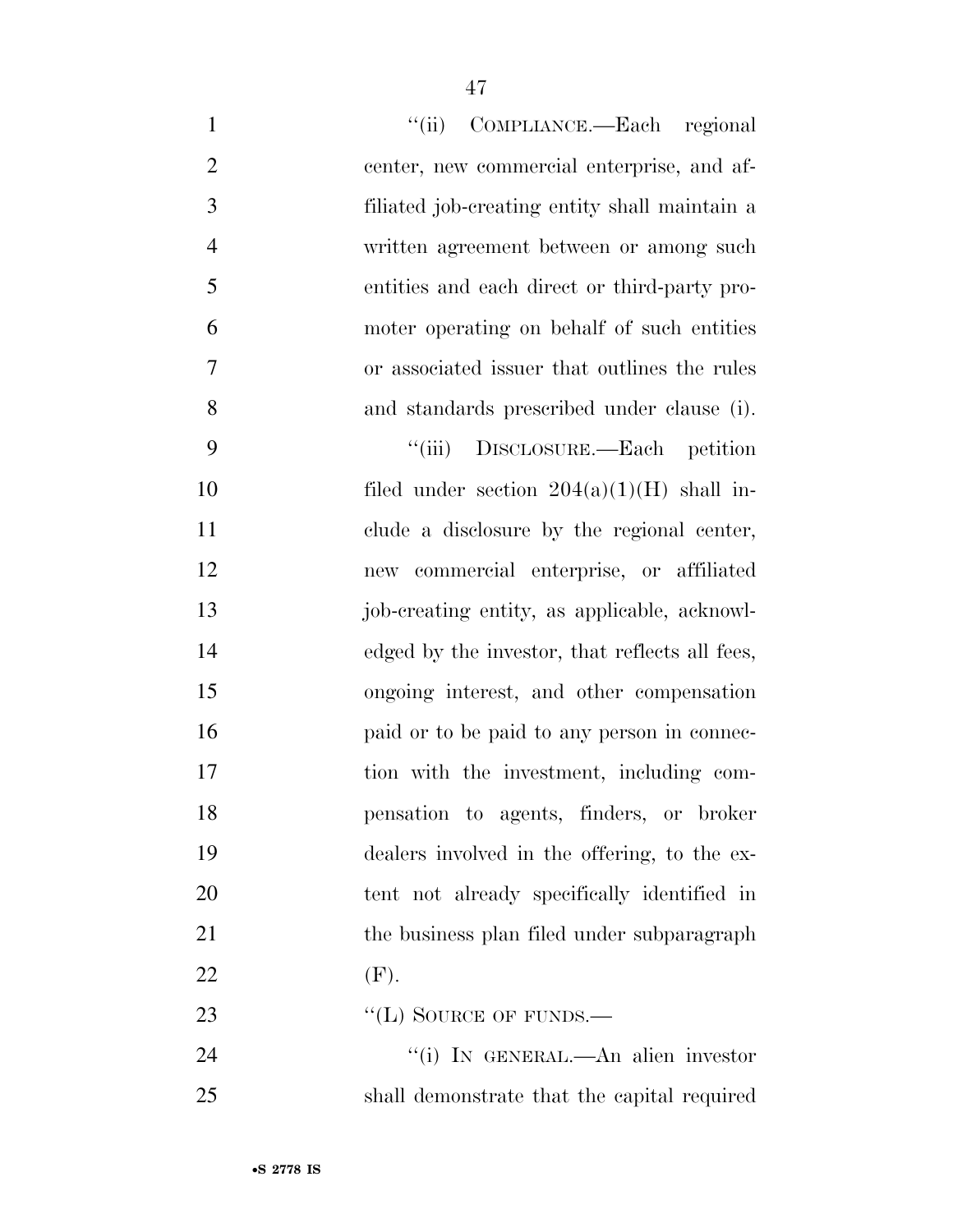"(ii) COMPLIANCE.—Each regional center, new commercial enterprise, and affiliated job-creating entity shall maintain a written agreement between or among such entities and each direct or third-party promoter operating on behalf of such entities or associated issuer that outlines the rules and standards prescribed under clause (i).

"(iii) DISCLOSURE.—Each petition filed under section 204(a)(1)(H) shall include a disclosure by the regional center, new commercial enterprise, or affiliated job-creating entity, as applicable, acknowledged by the investor, that reflects all fees, ongoing interest, and other compensation paid or to be paid to any person in connection with the investment, including compensation to agents, finders, or broker dealers involved in the offering, to the extent not already specifically identified in the business plan filed under subparagraph (F).

"(L) SOURCE OF FUNDS.—

"(i) IN GENERAL.—An alien investor shall demonstrate that the capital required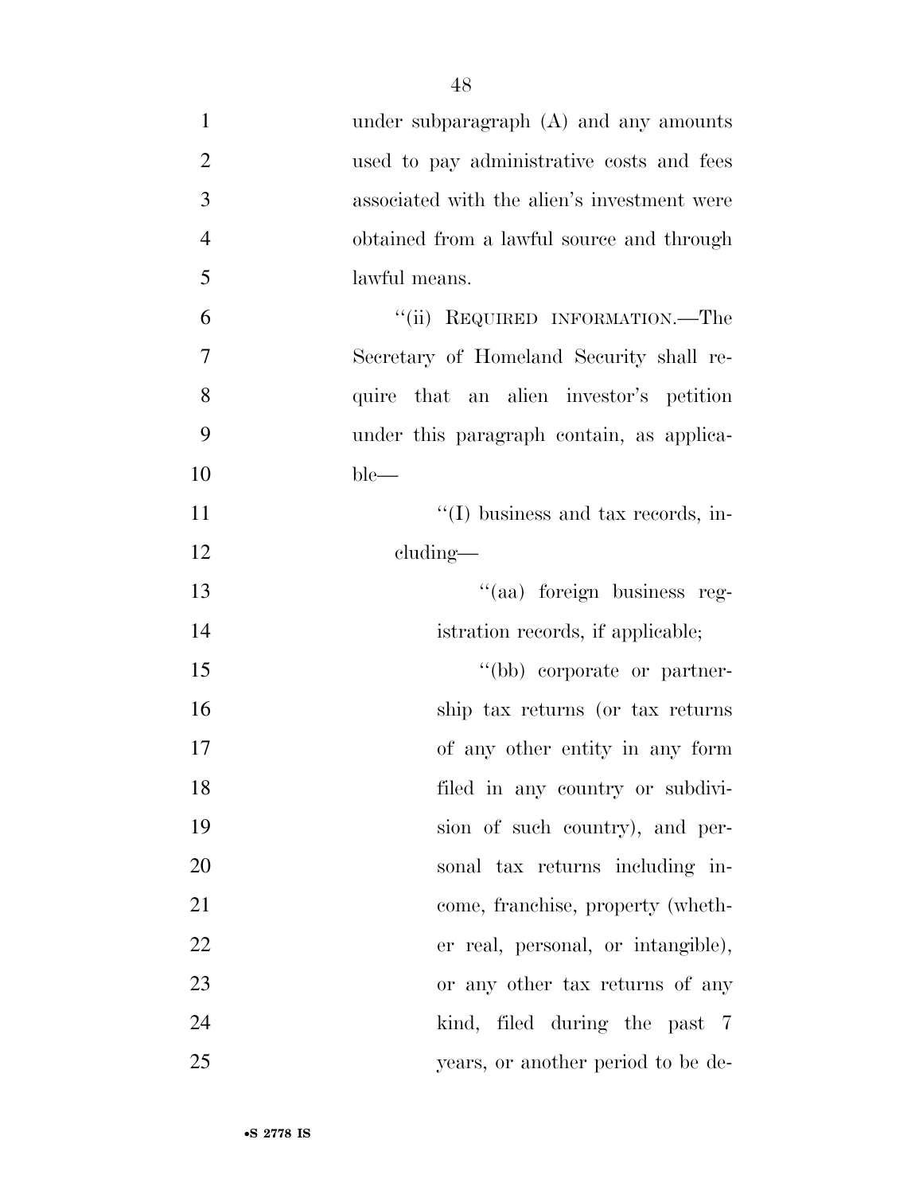under subparagraph (A) and any amounts used to pay administrative costs and fees associated with the alien's investment were obtained from a lawful source and through lawful means.

"(ii) REQUIRED INFORMATION.—The Secretary of Homeland Security shall require that an alien investor's petition under this paragraph contain, as applicable—

"(I) business and tax records, including—

"(aa) foreign business registration records, if applicable;

"(bb) corporate or partnership tax returns (or tax returns of any other entity in any form filed in any country or subdivision of such country), and personal tax returns including income, franchise, property (whether real, personal, or intangible), or any other tax returns of any kind, filed during the past 7 years, or another period to be de-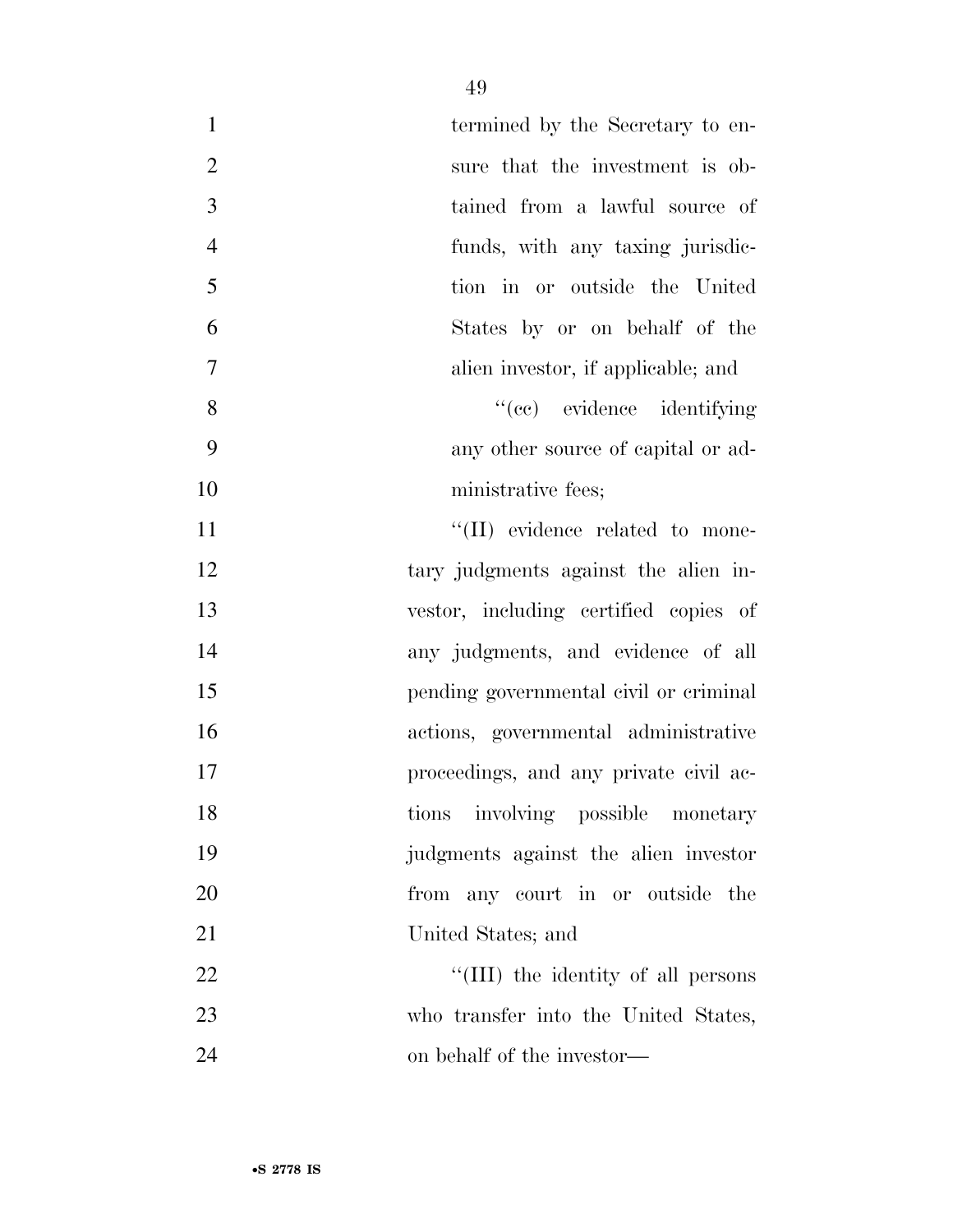termined by the Secretary to ensure that the investment is obtained from a lawful source of funds, with any taxing jurisdiction in or outside the United States by or on behalf of the alien investor, if applicable; and

''(cc) evidence identifying any other source of capital or administrative fees;

''(II) evidence related to monetary judgments against the alien investor, including certified copies of any judgments, and evidence of all pending governmental civil or criminal actions, governmental administrative proceedings, and any private civil actions involving possible monetary judgments against the alien investor from any court in or outside the United States; and

''(III) the identity of all persons who transfer into the United States, on behalf of the investor—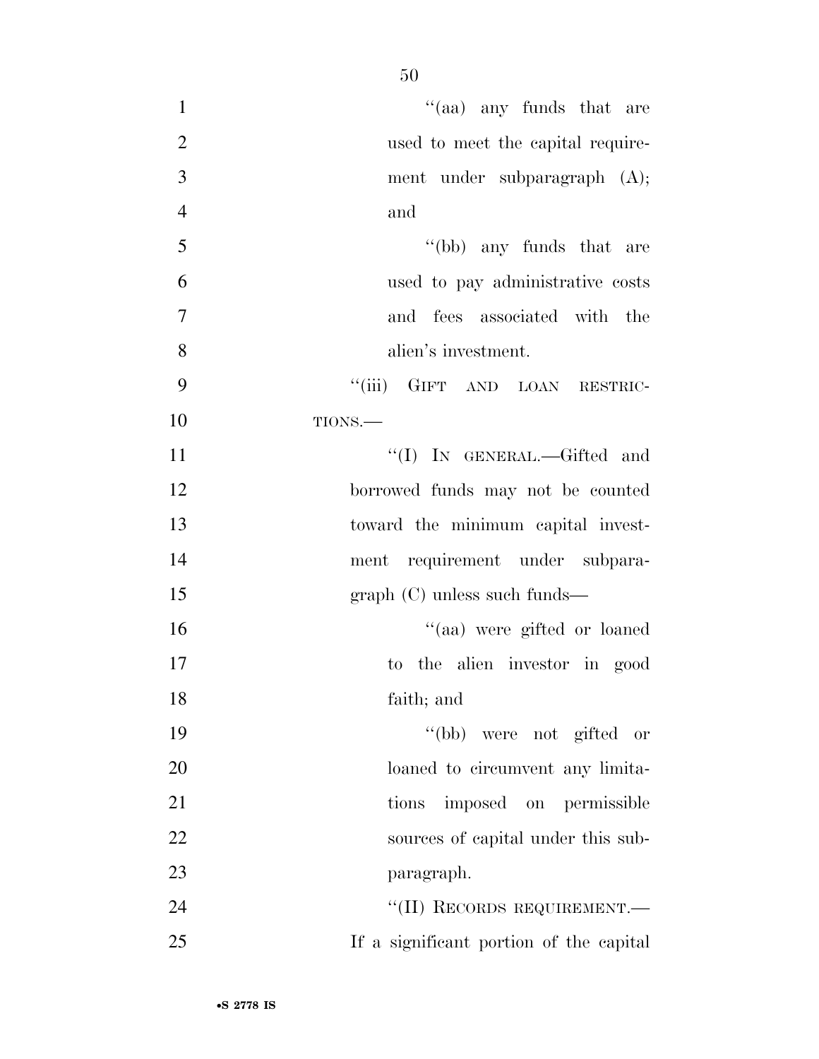"(aa) any funds that are used to meet the capital requirement under subparagraph (A); and

"(bb) any funds that are used to pay administrative costs and fees associated with the alien's investment.

"(iii) GIFT AND LOAN RESTRICTIONS.—

"(I) IN GENERAL.—Gifted and borrowed funds may not be counted toward the minimum capital investment requirement under subparagraph (C) unless such funds—

"(aa) were gifted or loaned to the alien investor in good faith; and

"(bb) were not gifted or loaned to circumvent any limitations imposed on permissible sources of capital under this subparagraph.

"(II) RECORDS REQUIREMENT.— If a significant portion of the capital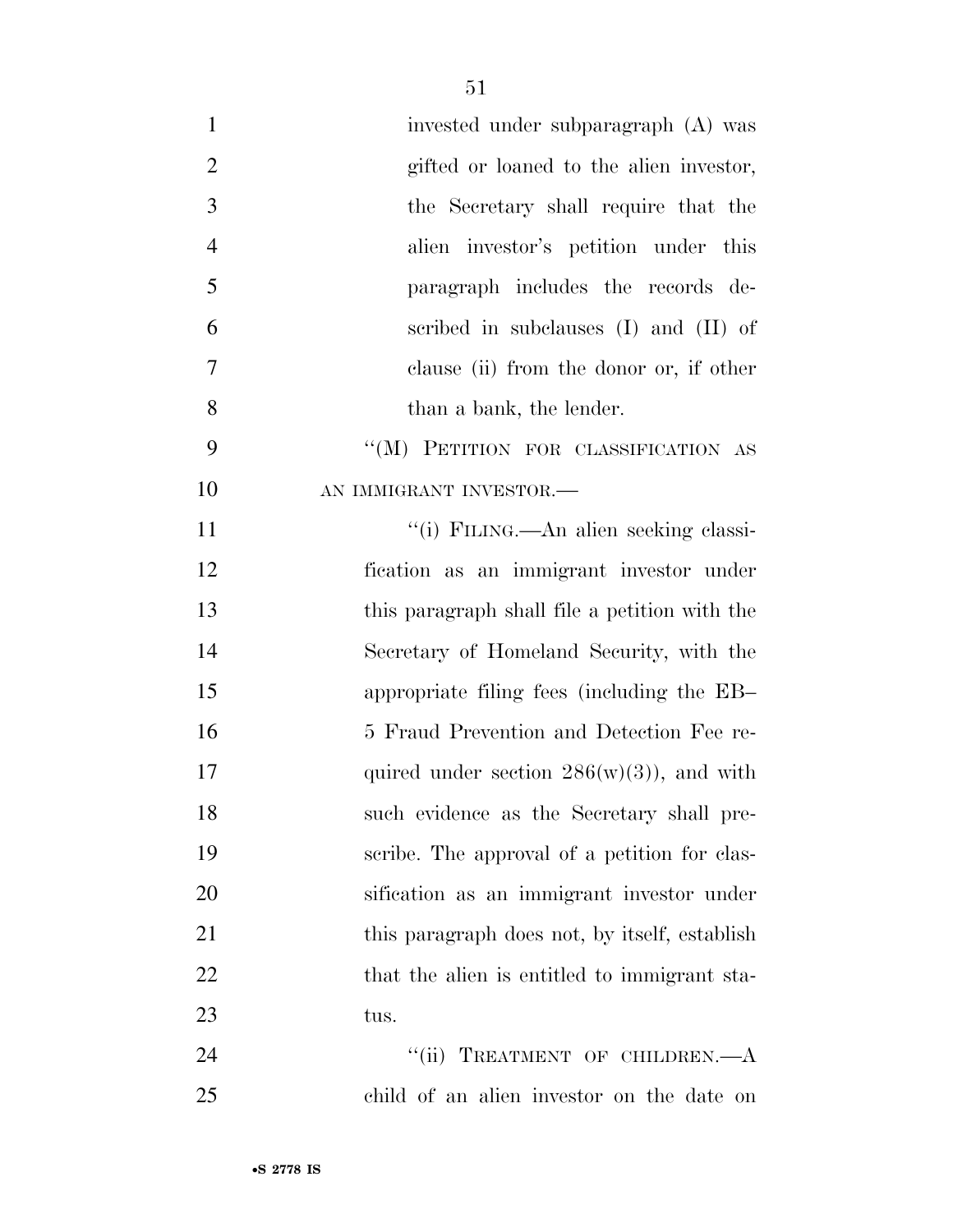invested under subparagraph (A) was gifted or loaned to the alien investor, the Secretary shall require that the alien investor's petition under this paragraph includes the records described in subclauses (I) and (II) of clause (ii) from the donor or, if other than a bank, the lender.

"(M) PETITION FOR CLASSIFICATION AS AN IMMIGRANT INVESTOR.—

"(i) FILING.—An alien seeking classification as an immigrant investor under this paragraph shall file a petition with the Secretary of Homeland Security, with the appropriate filing fees (including the EB–5 Fraud Prevention and Detection Fee required under section 286(w)(3)), and with such evidence as the Secretary shall prescribe. The approval of a petition for classification as an immigrant investor under this paragraph does not, by itself, establish that the alien is entitled to immigrant status.

"(ii) TREATMENT OF CHILDREN.—A child of an alien investor on the date on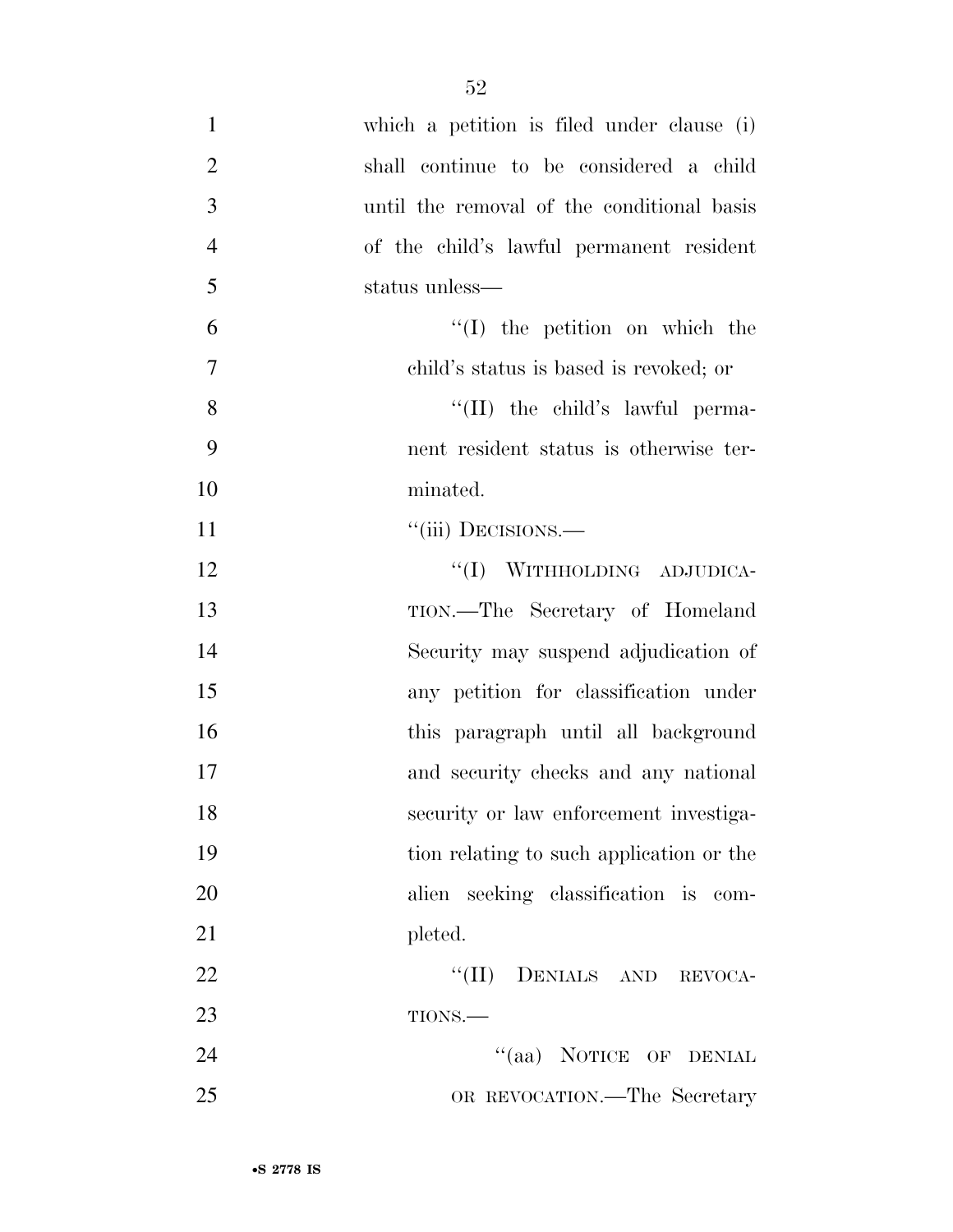which a petition is filed under clause (i) shall continue to be considered a child until the removal of the conditional basis of the child's lawful permanent resident status unless—

''(I) the petition on which the child's status is based is revoked; or

''(II) the child's lawful permanent resident status is otherwise terminated.

''(iii) DECISIONS.—

''(I) WITHHOLDING ADJUDICATION.—The Secretary of Homeland Security may suspend adjudication of any petition for classification under this paragraph until all background and security checks and any national security or law enforcement investigation relating to such application or the alien seeking classification is completed.

''(II) DENIALS AND REVOCATIONS.—

''(aa) NOTICE OF DENIAL OR REVOCATION.—The Secretary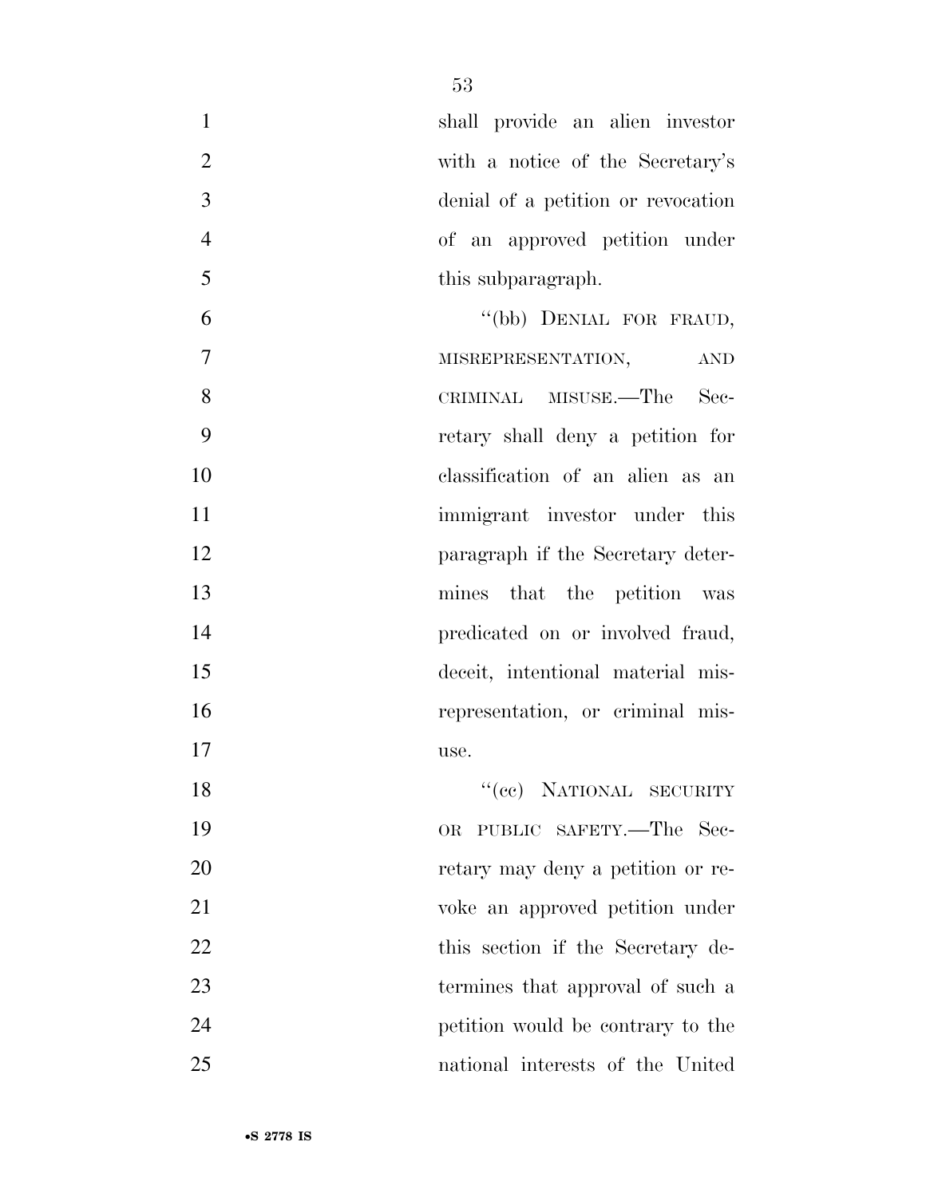shall provide an alien investor with a notice of the Secretary's denial of a petition or revocation of an approved petition under this subparagraph.

"(bb) DENIAL FOR FRAUD, MISREPRESENTATION, AND CRIMINAL MISUSE.—The Secretary shall deny a petition for classification of an alien as an immigrant investor under this paragraph if the Secretary determines that the petition was predicated on or involved fraud, deceit, intentional material misrepresentation, or criminal misuse.

"(cc) NATIONAL SECURITY OR PUBLIC SAFETY.—The Secretary may deny a petition or revoke an approved petition under this section if the Secretary determines that approval of such a petition would be contrary to the national interests of the United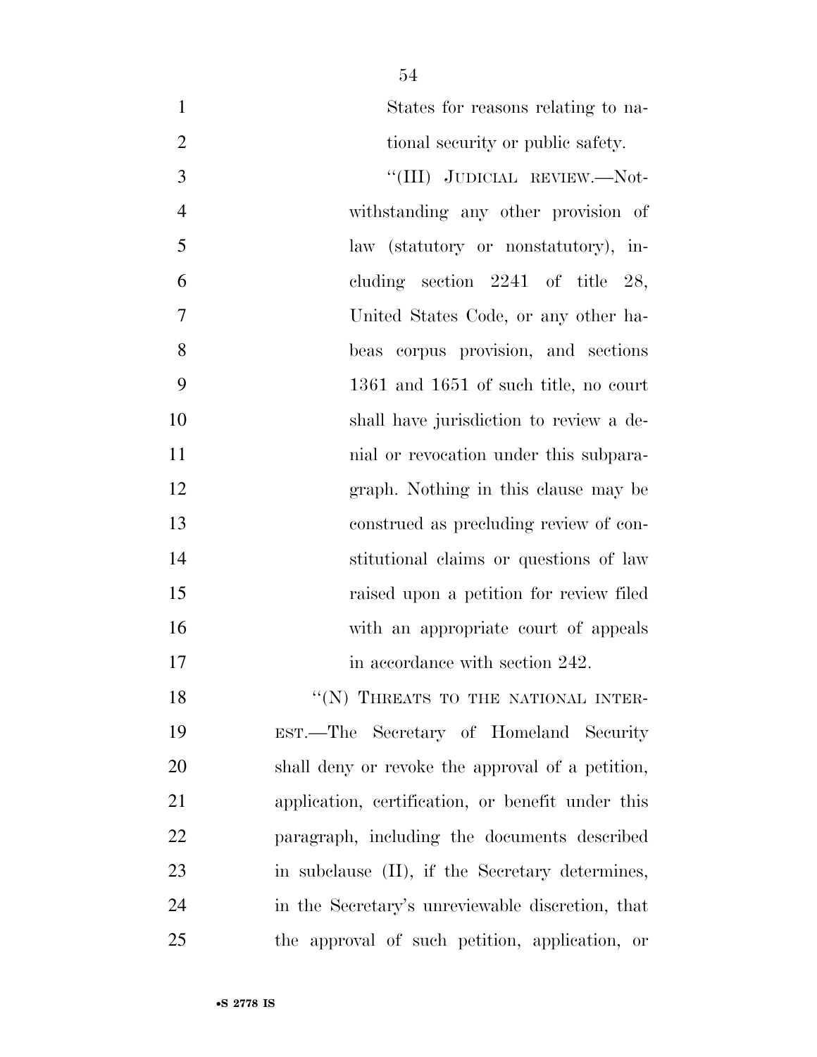States for reasons relating to national security or public safety.

"(III) JUDICIAL REVIEW.—Notwithstanding any other provision of law (statutory or nonstatutory), including section 2241 of title 28, United States Code, or any other habeas corpus provision, and sections 1361 and 1651 of such title, no court shall have jurisdiction to review a denial or revocation under this subparagraph. Nothing in this clause may be construed as precluding review of constitutional claims or questions of law raised upon a petition for review filed with an appropriate court of appeals in accordance with section 242.

"(N) THREATS TO THE NATIONAL INTEREST.—The Secretary of Homeland Security shall deny or revoke the approval of a petition, application, certification, or benefit under this paragraph, including the documents described in subclause (II), if the Secretary determines, in the Secretary's unreviewable discretion, that the approval of such petition, application, or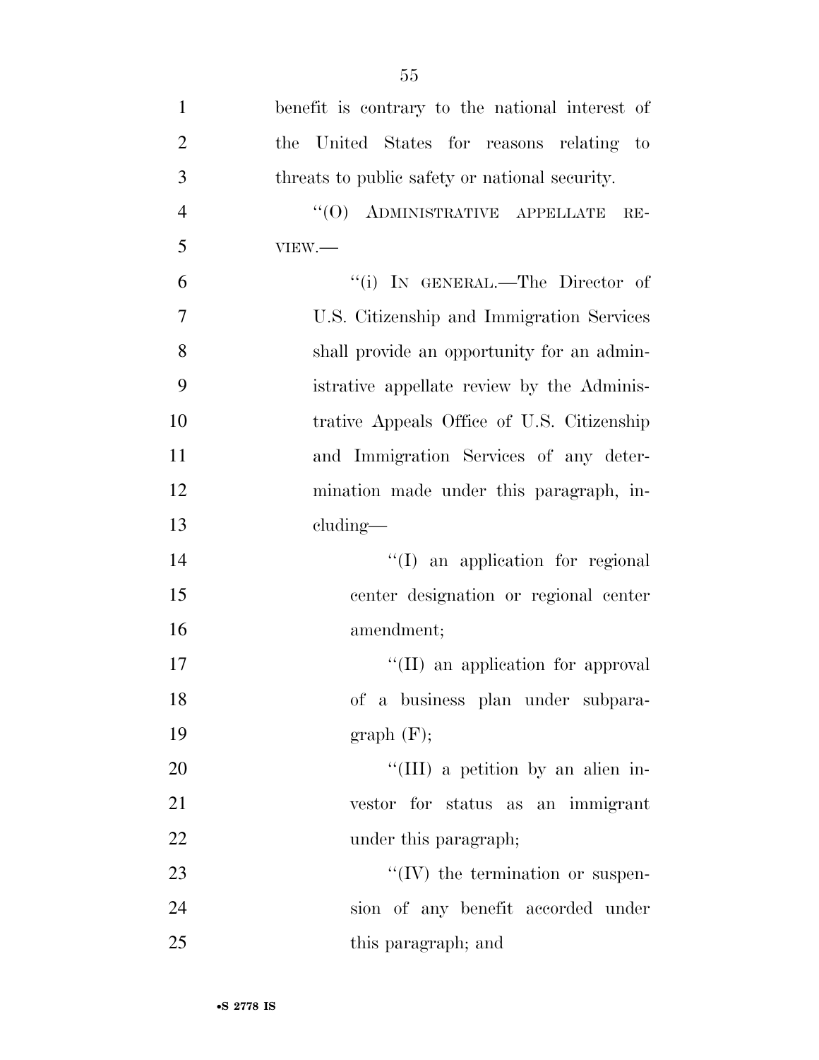benefit is contrary to the national interest of the United States for reasons relating to threats to public safety or national security.

"(O) ADMINISTRATIVE APPELLATE REVIEW.—

"(i) IN GENERAL.—The Director of U.S. Citizenship and Immigration Services shall provide an opportunity for an administrative appellate review by the Administrative Appeals Office of U.S. Citizenship and Immigration Services of any determination made under this paragraph, including—

"(I) an application for regional center designation or regional center amendment;

"(II) an application for approval of a business plan under subparagraph (F);

"(III) a petition by an alien investor for status as an immigrant under this paragraph;

"(IV) the termination or suspension of any benefit accorded under this paragraph; and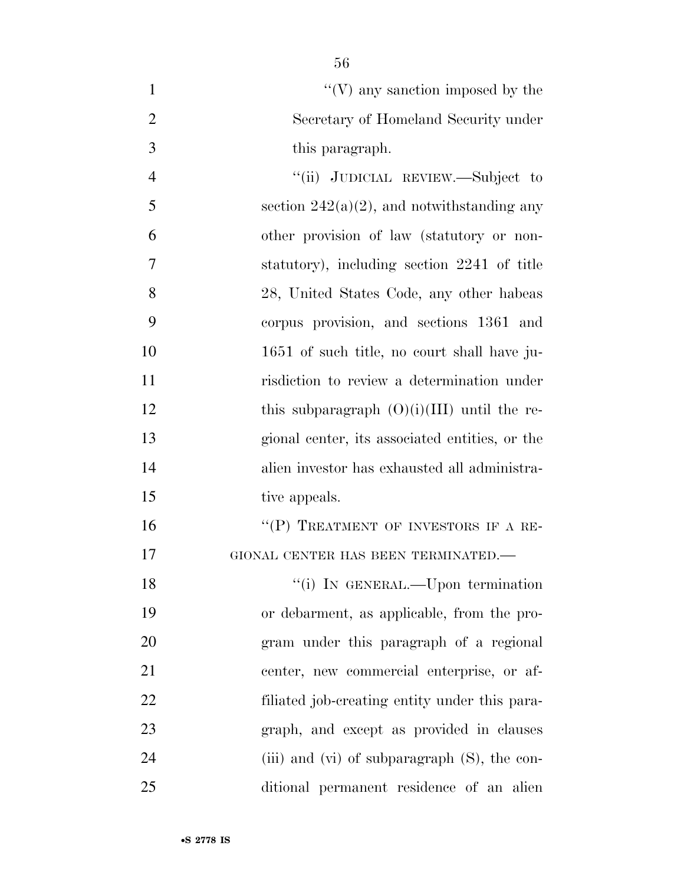"(V) any sanction imposed by the Secretary of Homeland Security under this paragraph.

"(ii) JUDICIAL REVIEW.—Subject to section 242(a)(2), and notwithstanding any other provision of law (statutory or nonstatutory), including section 2241 of title 28, United States Code, any other habeas corpus provision, and sections 1361 and 1651 of such title, no court shall have jurisdiction to review a determination under this subparagraph (O)(i)(III) until the regional center, its associated entities, or the alien investor has exhausted all administrative appeals.

"(P) TREATMENT OF INVESTORS IF A REGIONAL CENTER HAS BEEN TERMINATED.—

"(i) IN GENERAL.—Upon termination or debarment, as applicable, from the program under this paragraph of a regional center, new commercial enterprise, or affiliated job-creating entity under this paragraph, and except as provided in clauses (iii) and (vi) of subparagraph (S), the conditional permanent residence of an alien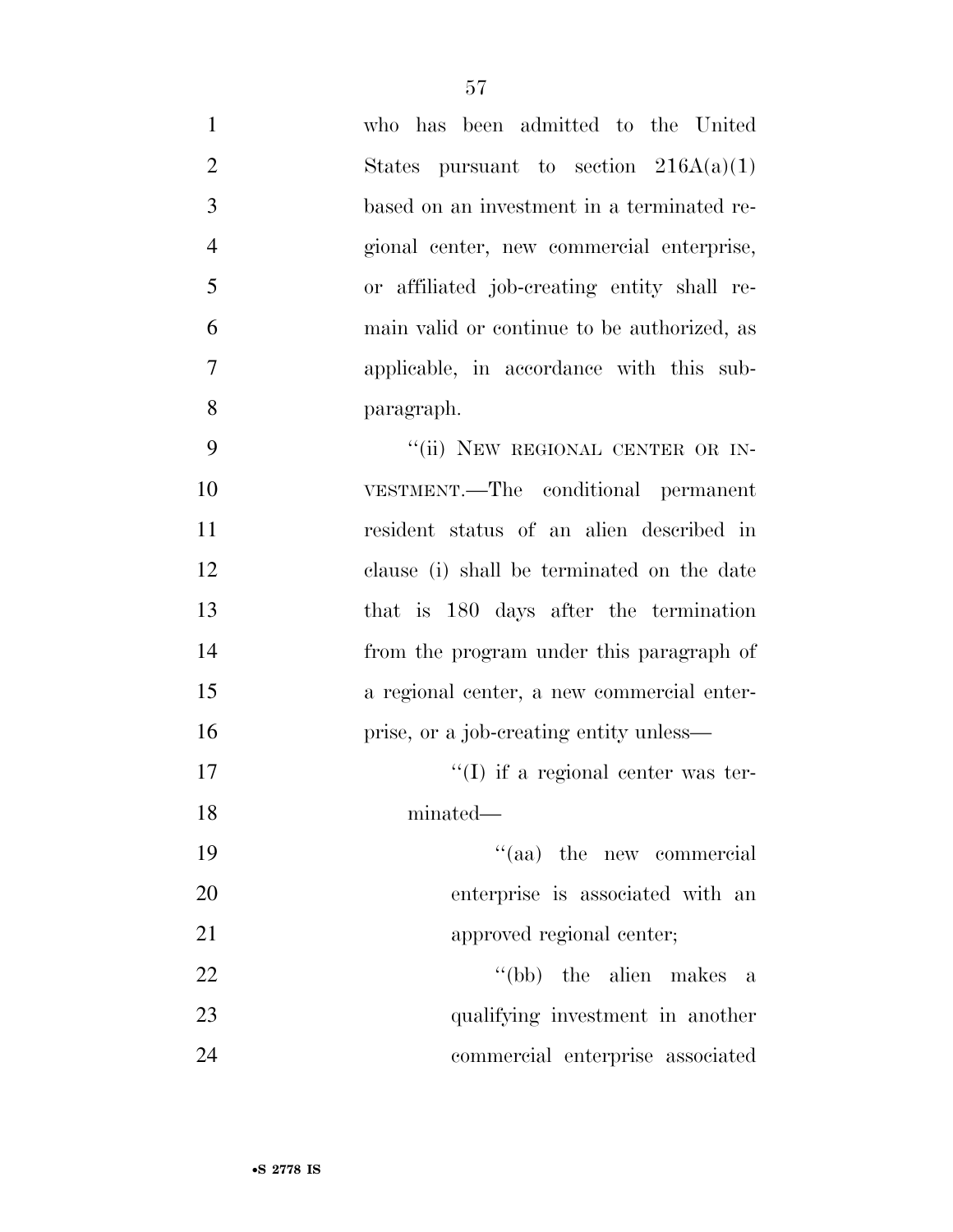who has been admitted to the United States pursuant to section 216A(a)(1) based on an investment in a terminated regional center, new commercial enterprise, or affiliated job-creating entity shall remain valid or continue to be authorized, as applicable, in accordance with this subparagraph.

"(ii) NEW REGIONAL CENTER OR INVESTMENT.—The conditional permanent resident status of an alien described in clause (i) shall be terminated on the date that is 180 days after the termination from the program under this paragraph of a regional center, a new commercial enterprise, or a job-creating entity unless—

"(I) if a regional center was terminated—

"(aa) the new commercial enterprise is associated with an approved regional center;

"(bb) the alien makes a qualifying investment in another commercial enterprise associated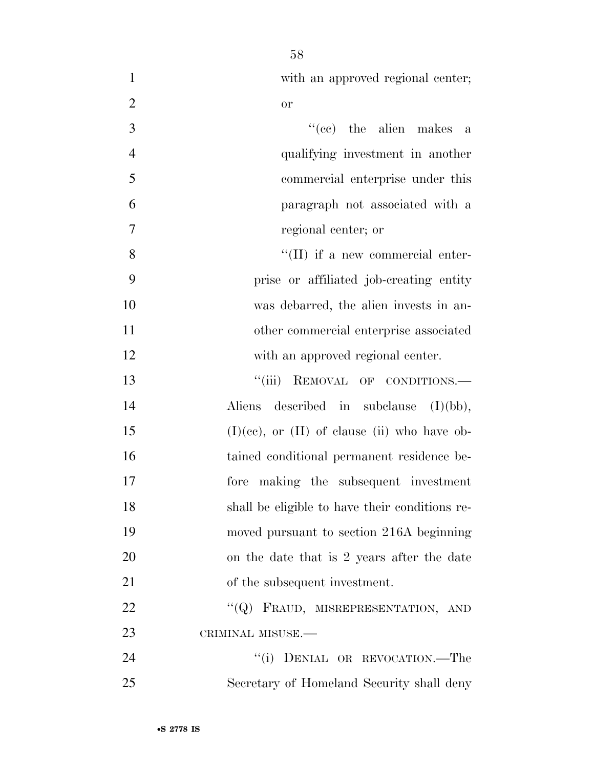with an approved regional center; or

"(cc) the alien makes a qualifying investment in another commercial enterprise under this paragraph not associated with a regional center; or

"(II) if a new commercial enterprise or affiliated job-creating entity was debarred, the alien invests in another commercial enterprise associated with an approved regional center.

"(iii) REMOVAL OF CONDITIONS.—Aliens described in subclause (I)(bb), (I)(cc), or (II) of clause (ii) who have obtained conditional permanent residence before making the subsequent investment shall be eligible to have their conditions removed pursuant to section 216A beginning on the date that is 2 years after the date of the subsequent investment.

"(Q) FRAUD, MISREPRESENTATION, AND CRIMINAL MISUSE.—

"(i) DENIAL OR REVOCATION.—The Secretary of Homeland Security shall deny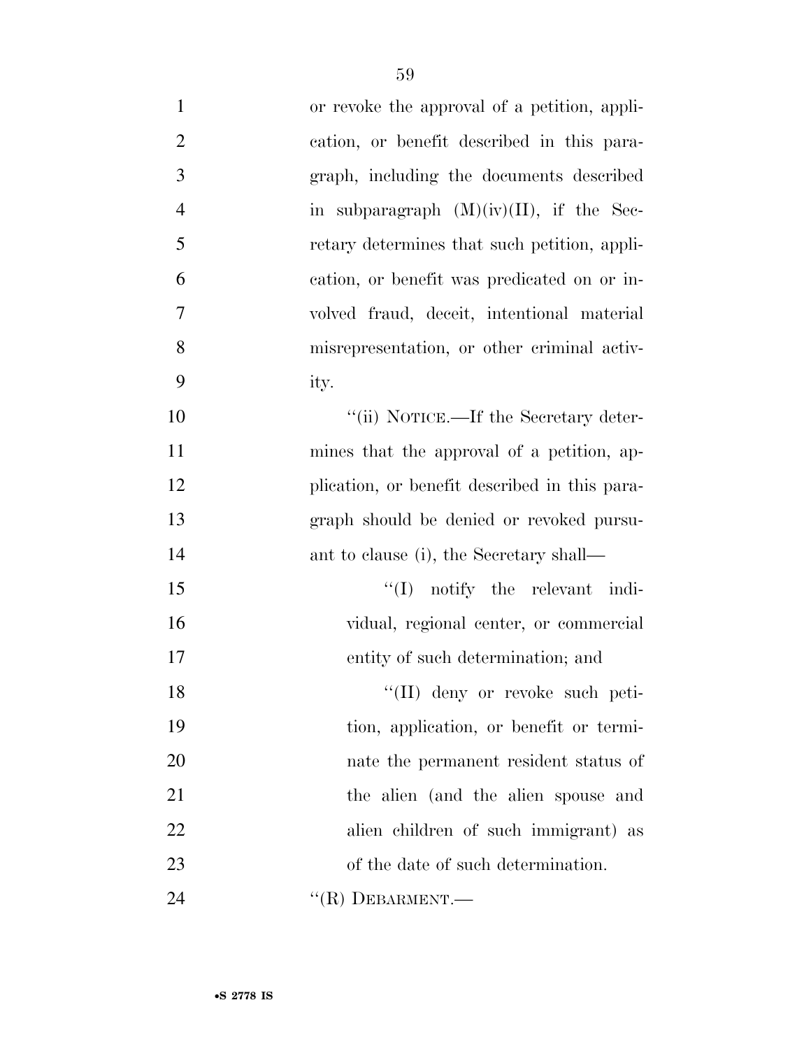or revoke the approval of a petition, application, or benefit described in this paragraph, including the documents described in subparagraph (M)(iv)(II), if the Secretary determines that such petition, application, or benefit was predicated on or involved fraud, deceit, intentional material misrepresentation, or other criminal activity.

"(ii) NOTICE.—If the Secretary determines that the approval of a petition, application, or benefit described in this paragraph should be denied or revoked pursuant to clause (i), the Secretary shall—

"(I) notify the relevant individual, regional center, or commercial entity of such determination; and

"(II) deny or revoke such petition, application, or benefit or terminate the permanent resident status of the alien (and the alien spouse and alien children of such immigrant) as of the date of such determination.

"(R) DEBARMENT.—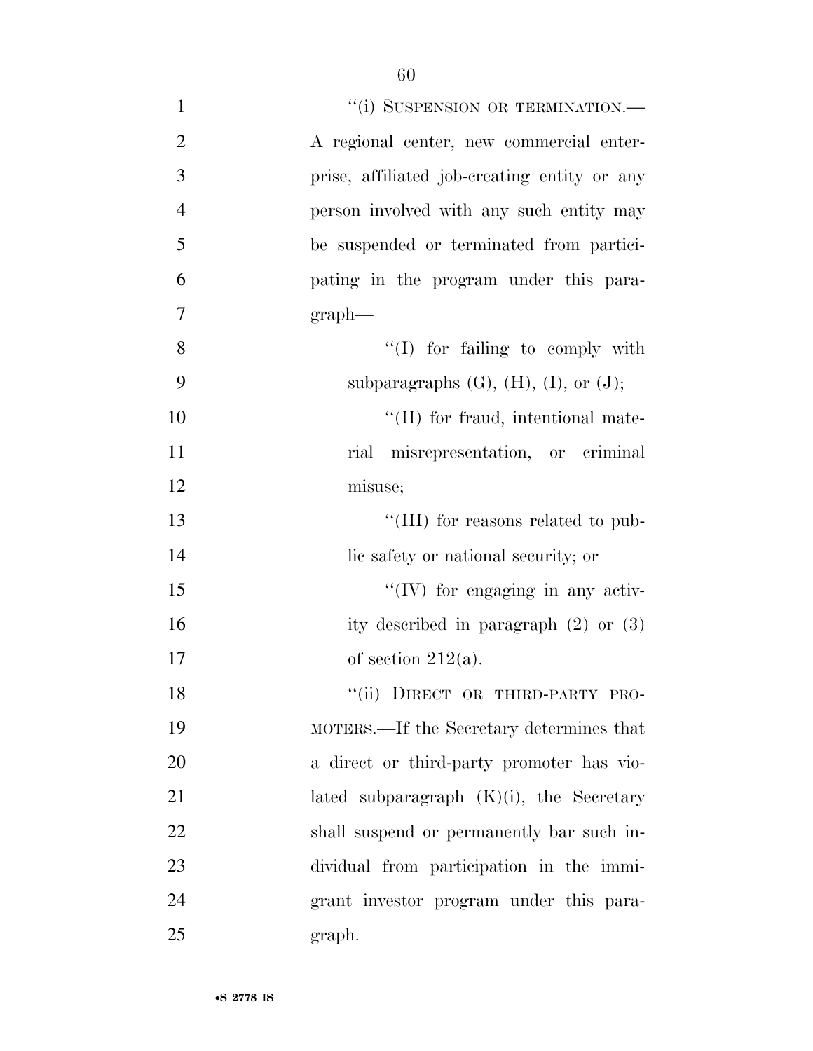"(i) SUSPENSION OR TERMINATION.—A regional center, new commercial enterprise, affiliated job-creating entity or any person involved with any such entity may be suspended or terminated from participating in the program under this paragraph—

"(I) for failing to comply with subparagraphs (G), (H), (I), or (J);

"(II) for fraud, intentional material misrepresentation, or criminal misuse;

"(III) for reasons related to public safety or national security; or

"(IV) for engaging in any activity described in paragraph (2) or (3) of section 212(a).

"(ii) DIRECT OR THIRD-PARTY PROMOTERS.—If the Secretary determines that a direct or third-party promoter has violated subparagraph (K)(i), the Secretary shall suspend or permanently bar such individual from participation in the immigrant investor program under this paragraph.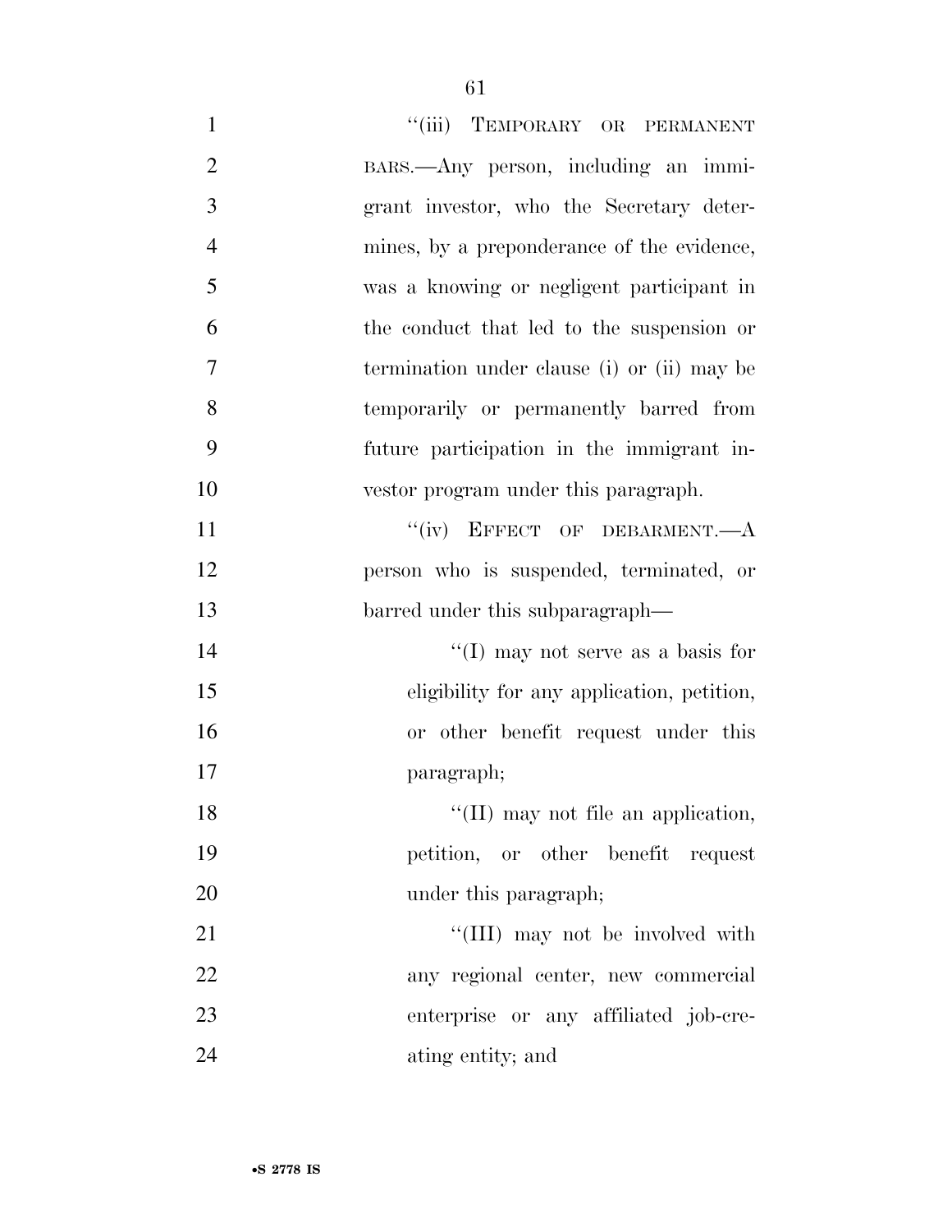"(iii) TEMPORARY OR PERMANENT BARS.—Any person, including an immigrant investor, who the Secretary determines, by a preponderance of the evidence, was a knowing or negligent participant in the conduct that led to the suspension or termination under clause (i) or (ii) may be temporarily or permanently barred from future participation in the immigrant investor program under this paragraph.

"(iv) EFFECT OF DEBARMENT.—A person who is suspended, terminated, or barred under this subparagraph—

"(I) may not serve as a basis for eligibility for any application, petition, or other benefit request under this paragraph;

"(II) may not file an application, petition, or other benefit request under this paragraph;

"(III) may not be involved with any regional center, new commercial enterprise or any affiliated job-creating entity; and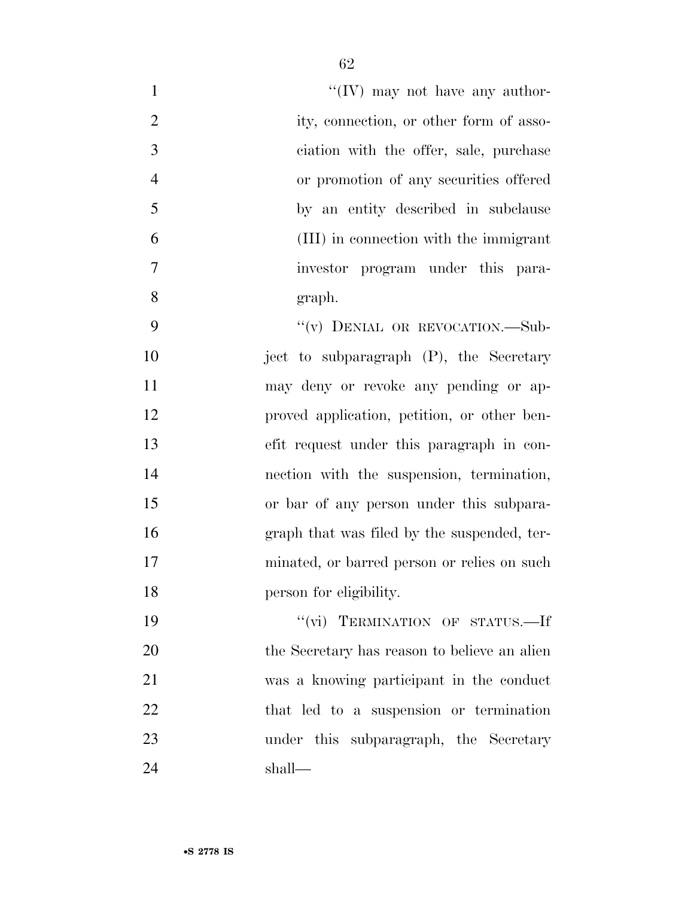"(IV) may not have any authority, connection, or other form of association with the offer, sale, purchase or promotion of any securities offered by an entity described in subclause (III) in connection with the immigrant investor program under this paragraph.

"(v) DENIAL OR REVOCATION.—Subject to subparagraph (P), the Secretary may deny or revoke any pending or approved application, petition, or other benefit request under this paragraph in connection with the suspension, termination, or bar of any person under this subparagraph that was filed by the suspended, terminated, or barred person or relies on such person for eligibility.

"(vi) TERMINATION OF STATUS.—If the Secretary has reason to believe an alien was a knowing participant in the conduct that led to a suspension or termination under this subparagraph, the Secretary shall—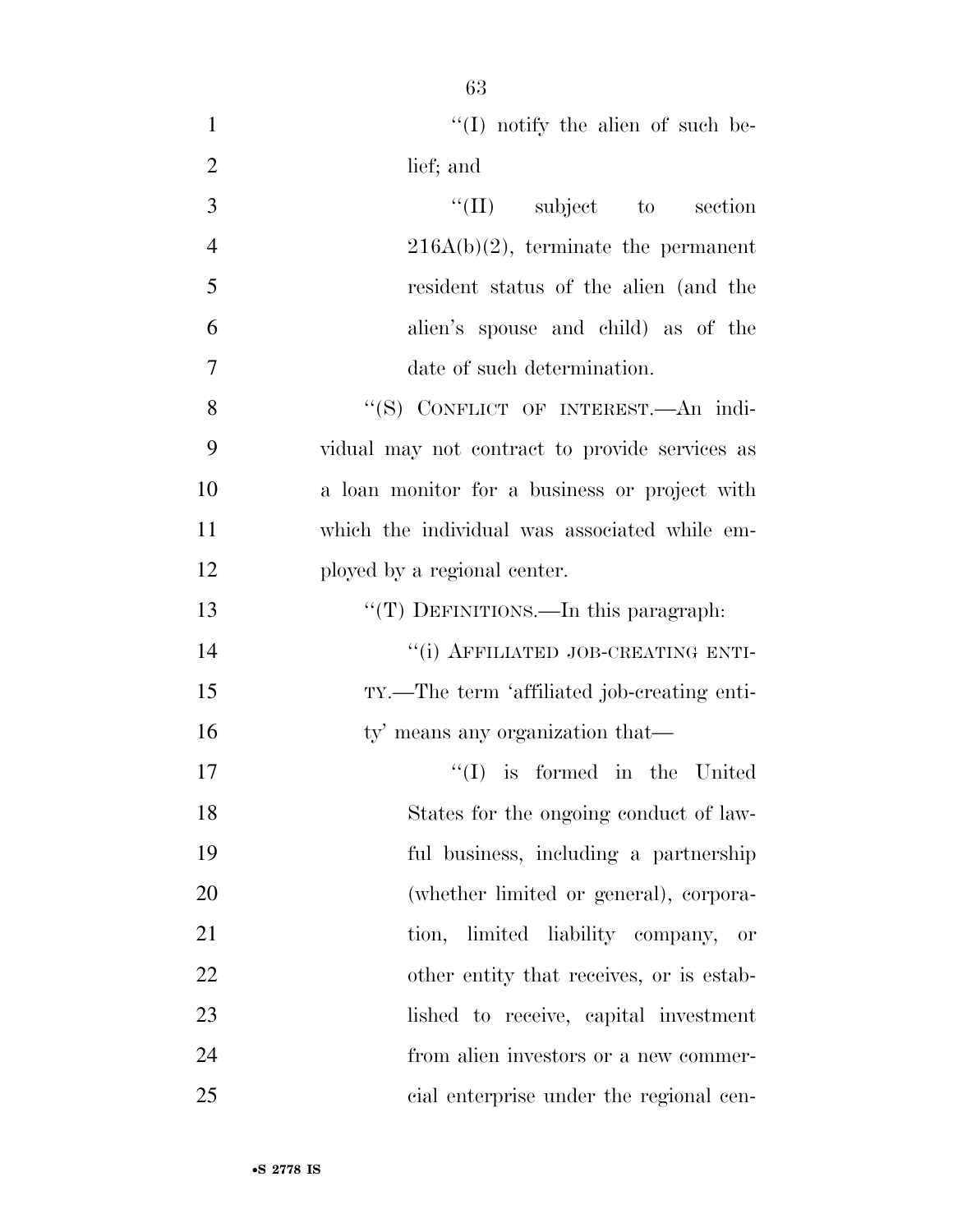"(I) notify the alien of such belief; and

"(II) subject to section 216A(b)(2), terminate the permanent resident status of the alien (and the alien's spouse and child) as of the date of such determination.

"(S) CONFLICT OF INTEREST.—An individual may not contract to provide services as a loan monitor for a business or project with which the individual was associated while employed by a regional center.

"(T) DEFINITIONS.—In this paragraph:

"(i) AFFILIATED JOB-CREATING ENTITY.—The term 'affiliated job-creating entity' means any organization that—

"(I) is formed in the United States for the ongoing conduct of lawful business, including a partnership (whether limited or general), corporation, limited liability company, or other entity that receives, or is established to receive, capital investment from alien investors or a new commercial enterprise under the regional cen-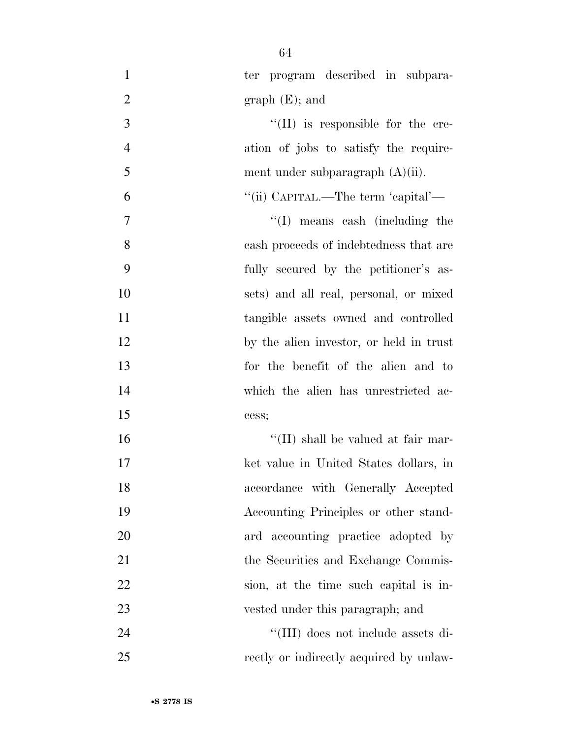ter program described in subparagraph (E); and

''(II) is responsible for the creation of jobs to satisfy the requirement under subparagraph (A)(ii).

''(ii) CAPITAL.—The term 'capital'—

''(I) means cash (including the cash proceeds of indebtedness that are fully secured by the petitioner's assets) and all real, personal, or mixed tangible assets owned and controlled by the alien investor, or held in trust for the benefit of the alien and to which the alien has unrestricted access;

''(II) shall be valued at fair market value in United States dollars, in accordance with Generally Accepted Accounting Principles or other standard accounting practice adopted by the Securities and Exchange Commission, at the time such capital is invested under this paragraph; and

''(III) does not include assets directly or indirectly acquired by unlaw-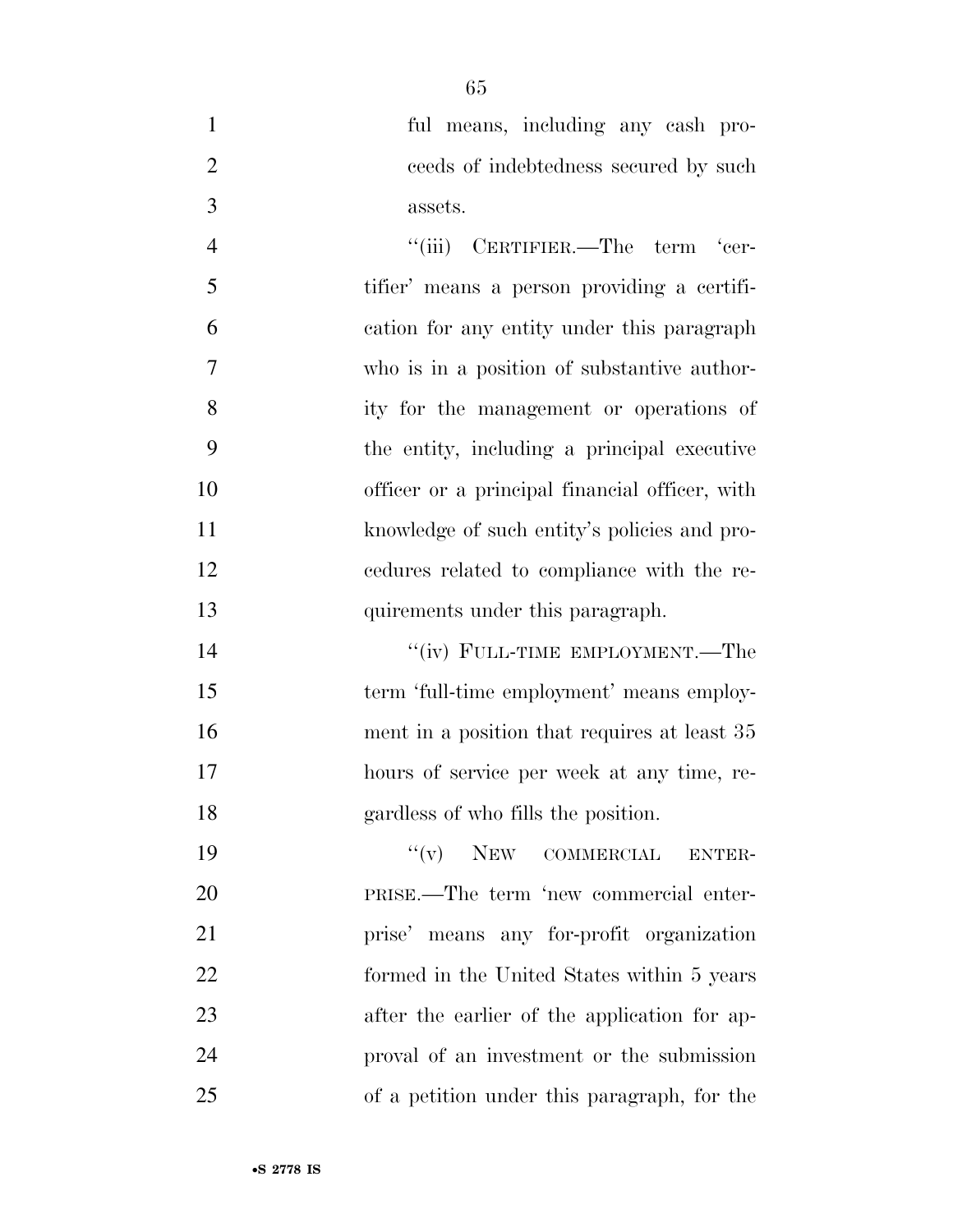ful means, including any cash proceeds of indebtedness secured by such assets.

''(iii) CERTIFIER.—The term 'certifier' means a person providing a certification for any entity under this paragraph who is in a position of substantive authority for the management or operations of the entity, including a principal executive officer or a principal financial officer, with knowledge of such entity's policies and procedures related to compliance with the requirements under this paragraph.

''(iv) FULL-TIME EMPLOYMENT.—The term 'full-time employment' means employment in a position that requires at least 35 hours of service per week at any time, regardless of who fills the position.

''(v) NEW COMMERCIAL ENTERPRISE.—The term 'new commercial enterprise' means any for-profit organization formed in the United States within 5 years after the earlier of the application for approval of an investment or the submission of a petition under this paragraph, for the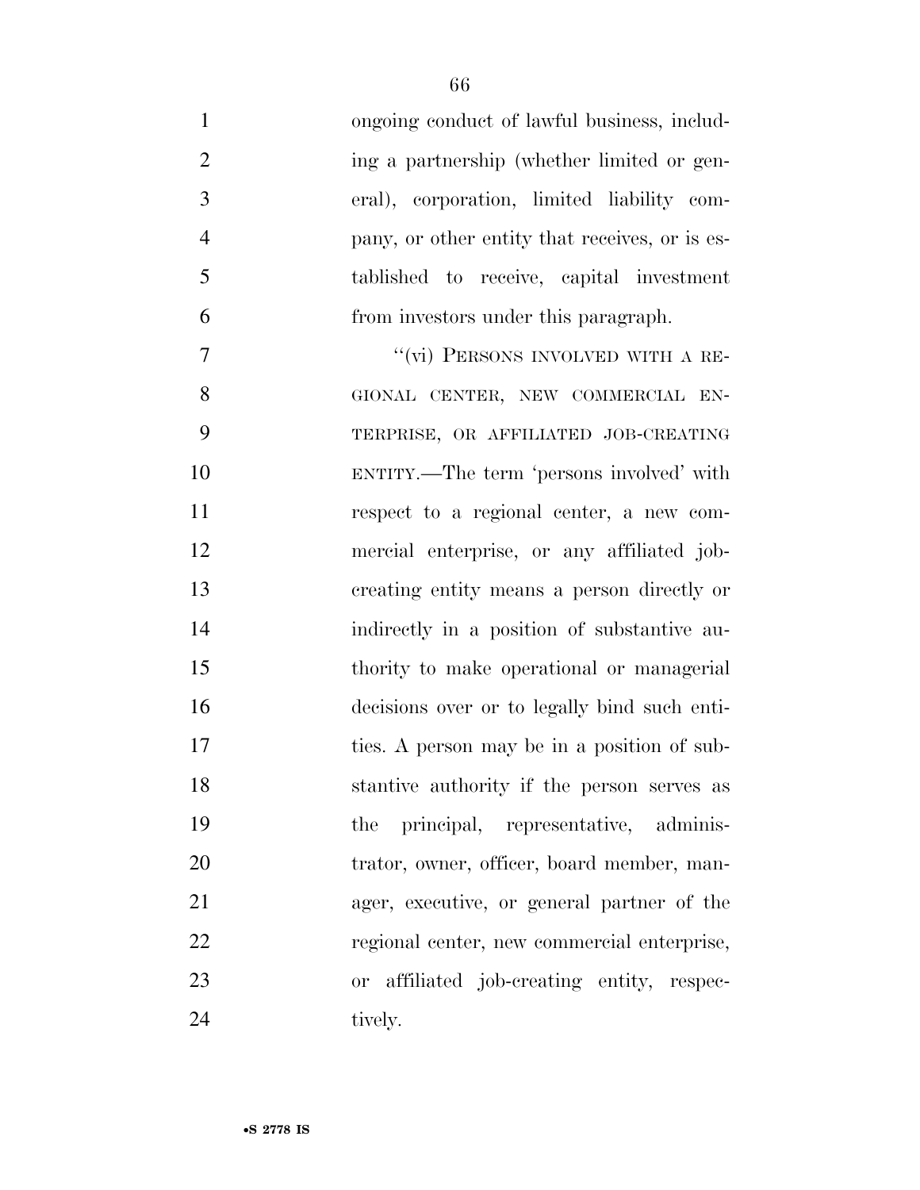ongoing conduct of lawful business, including a partnership (whether limited or general), corporation, limited liability company, or other entity that receives, or is established to receive, capital investment from investors under this paragraph.

"(vi) PERSONS INVOLVED WITH A REGIONAL CENTER, NEW COMMERCIAL ENTERPRISE, OR AFFILIATED JOB-CREATING ENTITY.—The term 'persons involved' with respect to a regional center, a new commercial enterprise, or any affiliated job-creating entity means a person directly or indirectly in a position of substantive authority to make operational or managerial decisions over or to legally bind such entities. A person may be in a position of substantive authority if the person serves as the principal, representative, administrator, owner, officer, board member, manager, executive, or general partner of the regional center, new commercial enterprise, or affiliated job-creating entity, respectively.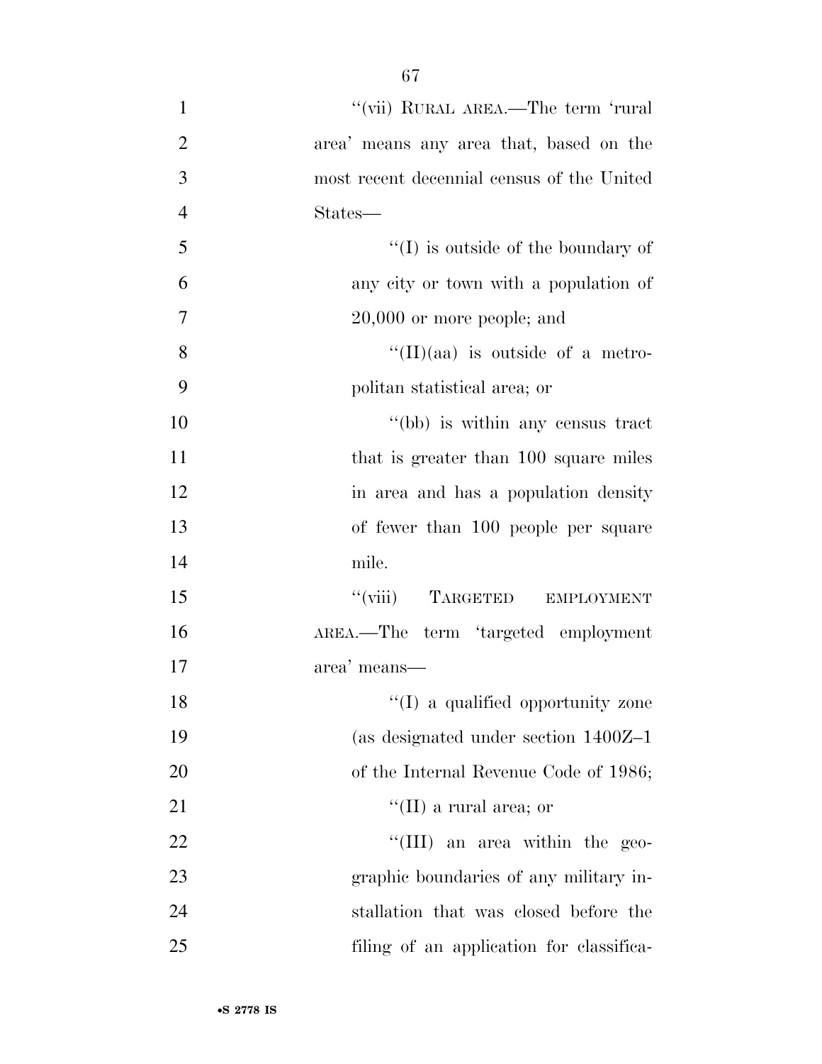"(vii) RURAL AREA.—The term 'rural area' means any area that, based on the most recent decennial census of the United States—

"(I) is outside of the boundary of any city or town with a population of 20,000 or more people; and

"(II)(aa) is outside of a metropolitan statistical area; or

"(bb) is within any census tract that is greater than 100 square miles in area and has a population density of fewer than 100 people per square mile.

"(viii) TARGETED EMPLOYMENT AREA.—The term 'targeted employment area' means—

"(I) a qualified opportunity zone (as designated under section 1400Z–1 of the Internal Revenue Code of 1986;

"(II) a rural area; or

"(III) an area within the geographic boundaries of any military installation that was closed before the filing of an application for classifica-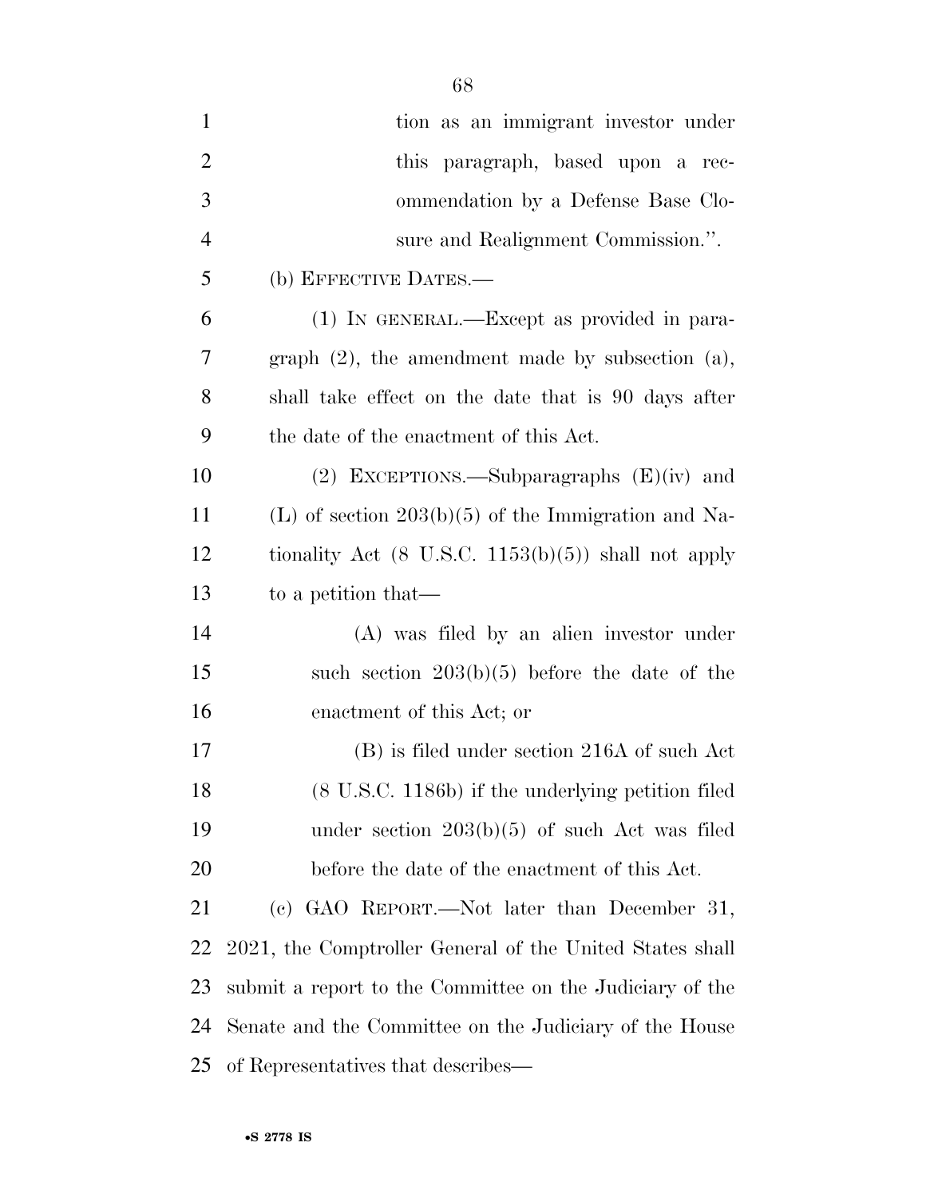tion as an immigrant investor under this paragraph, based upon a recommendation by a Defense Base Closure and Realignment Commission.''.

(b) EFFECTIVE DATES.—

(1) IN GENERAL.—Except as provided in paragraph (2), the amendment made by subsection (a), shall take effect on the date that is 90 days after the date of the enactment of this Act.

(2) EXCEPTIONS.—Subparagraphs (E)(iv) and (L) of section 203(b)(5) of the Immigration and Nationality Act (8 U.S.C. 1153(b)(5)) shall not apply to a petition that—

(A) was filed by an alien investor under such section 203(b)(5) before the date of the enactment of this Act; or

(B) is filed under section 216A of such Act (8 U.S.C. 1186b) if the underlying petition filed under section 203(b)(5) of such Act was filed before the date of the enactment of this Act.

(c) GAO REPORT.—Not later than December 31, 2021, the Comptroller General of the United States shall submit a report to the Committee on the Judiciary of the Senate and the Committee on the Judiciary of the House of Representatives that describes—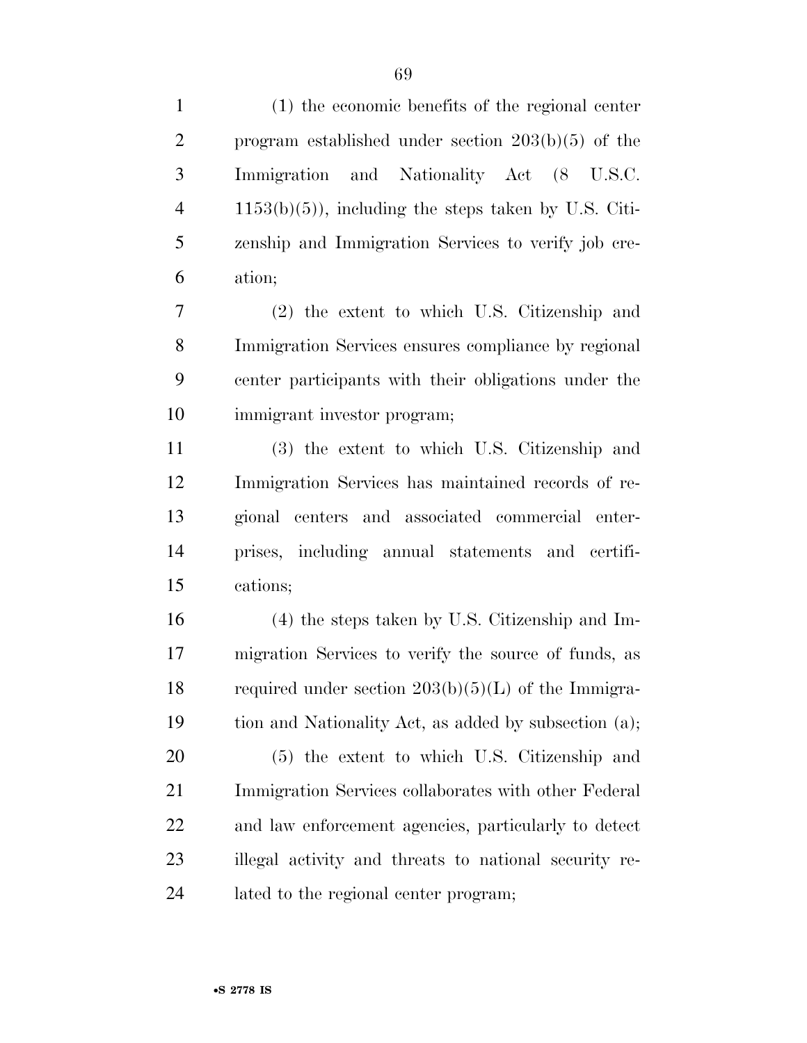(1) the economic benefits of the regional center program established under section 203(b)(5) of the Immigration and Nationality Act (8 U.S.C. 1153(b)(5)), including the steps taken by U.S. Citizenship and Immigration Services to verify job creation;

(2) the extent to which U.S. Citizenship and Immigration Services ensures compliance by regional center participants with their obligations under the immigrant investor program;

(3) the extent to which U.S. Citizenship and Immigration Services has maintained records of regional centers and associated commercial enterprises, including annual statements and certifications;

(4) the steps taken by U.S. Citizenship and Immigration Services to verify the source of funds, as required under section 203(b)(5)(L) of the Immigration and Nationality Act, as added by subsection (a);

(5) the extent to which U.S. Citizenship and Immigration Services collaborates with other Federal and law enforcement agencies, particularly to detect illegal activity and threats to national security related to the regional center program;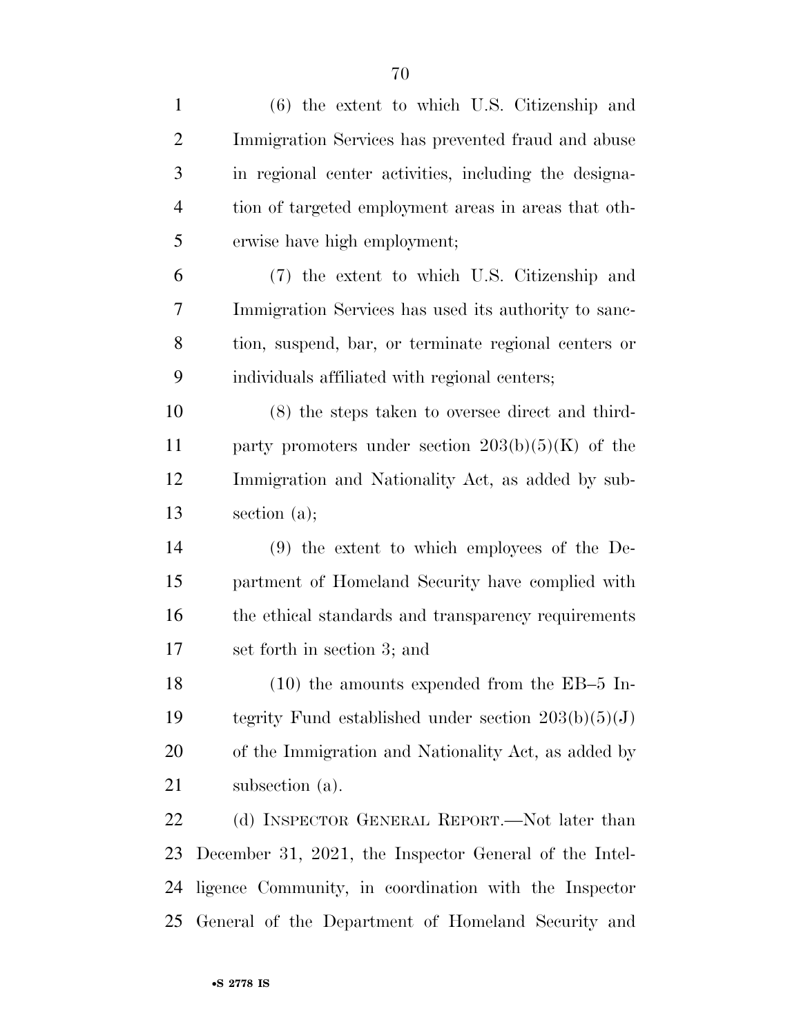(6) the extent to which U.S. Citizenship and Immigration Services has prevented fraud and abuse in regional center activities, including the designation of targeted employment areas in areas that otherwise have high employment;

(7) the extent to which U.S. Citizenship and Immigration Services has used its authority to sanction, suspend, bar, or terminate regional centers or individuals affiliated with regional centers;

(8) the steps taken to oversee direct and third-party promoters under section 203(b)(5)(K) of the Immigration and Nationality Act, as added by subsection (a);

(9) the extent to which employees of the Department of Homeland Security have complied with the ethical standards and transparency requirements set forth in section 3; and

(10) the amounts expended from the EB–5 Integrity Fund established under section 203(b)(5)(J) of the Immigration and Nationality Act, as added by subsection (a).

(d) INSPECTOR GENERAL REPORT.—Not later than December 31, 2021, the Inspector General of the Intelligence Community, in coordination with the Inspector General of the Department of Homeland Security and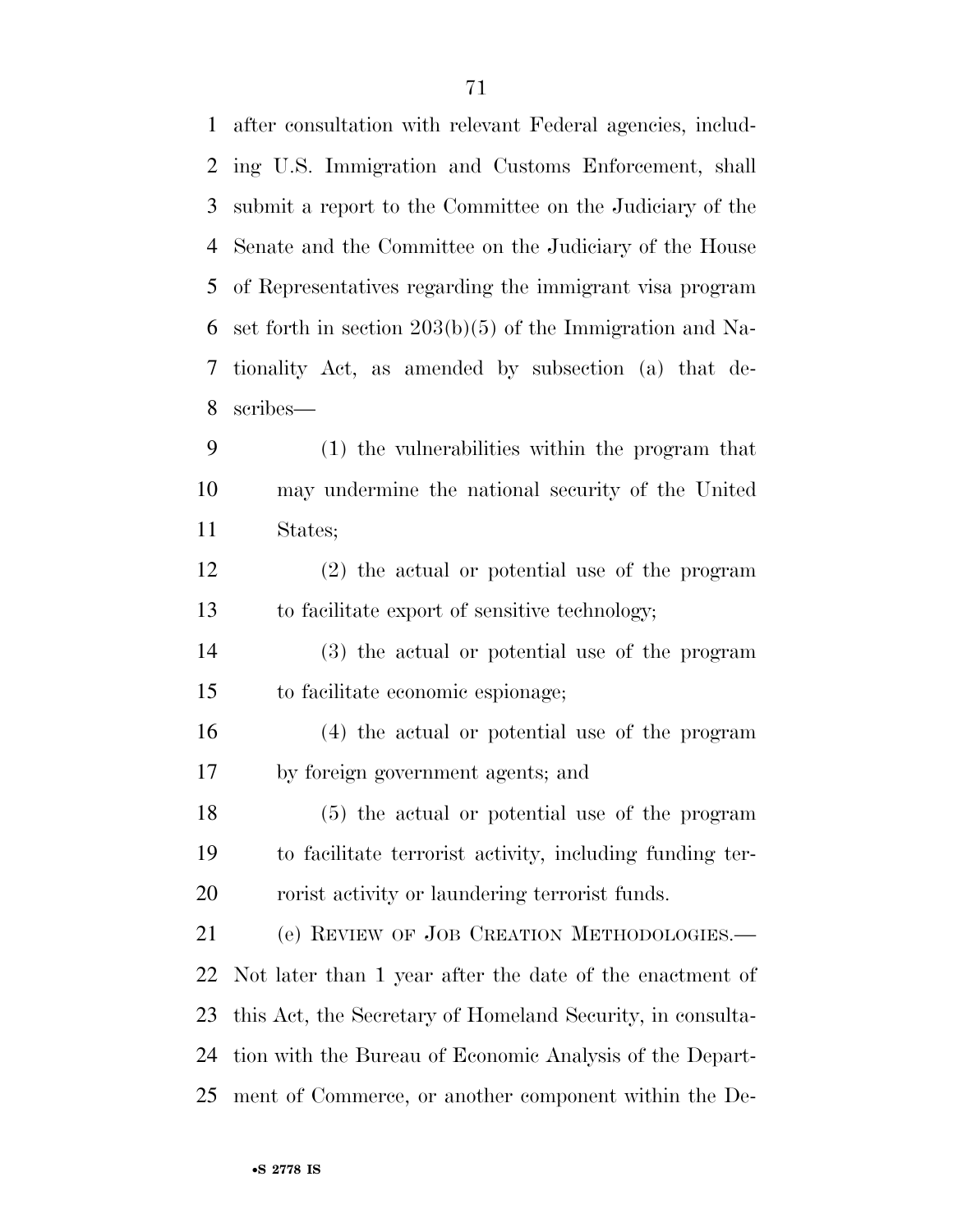after consultation with relevant Federal agencies, including U.S. Immigration and Customs Enforcement, shall submit a report to the Committee on the Judiciary of the Senate and the Committee on the Judiciary of the House of Representatives regarding the immigrant visa program set forth in section 203(b)(5) of the Immigration and Nationality Act, as amended by subsection (a) that describes—

(1) the vulnerabilities within the program that may undermine the national security of the United States;

(2) the actual or potential use of the program to facilitate export of sensitive technology;

(3) the actual or potential use of the program to facilitate economic espionage;

(4) the actual or potential use of the program by foreign government agents; and

(5) the actual or potential use of the program to facilitate terrorist activity, including funding terrorist activity or laundering terrorist funds.

(e) REVIEW OF JOB CREATION METHODOLOGIES.—Not later than 1 year after the date of the enactment of this Act, the Secretary of Homeland Security, in consultation with the Bureau of Economic Analysis of the Department of Commerce, or another component within the De-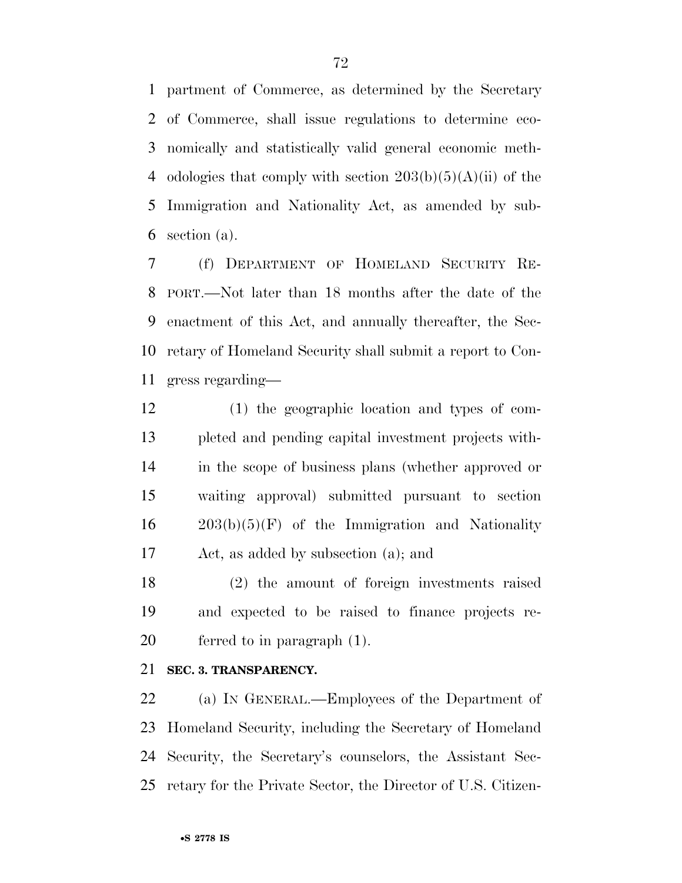partment of Commerce, as determined by the Secretary of Commerce, shall issue regulations to determine economically and statistically valid general economic methodologies that comply with section 203(b)(5)(A)(ii) of the Immigration and Nationality Act, as amended by subsection (a).

(f) DEPARTMENT OF HOMELAND SECURITY REPORT.—Not later than 18 months after the date of the enactment of this Act, and annually thereafter, the Secretary of Homeland Security shall submit a report to Congress regarding—

(1) the geographic location and types of completed and pending capital investment projects within the scope of business plans (whether approved or waiting approval) submitted pursuant to section 203(b)(5)(F) of the Immigration and Nationality Act, as added by subsection (a); and

(2) the amount of foreign investments raised and expected to be raised to finance projects referred to in paragraph (1).

**SEC. 3. TRANSPARENCY.**

(a) IN GENERAL.—Employees of the Department of Homeland Security, including the Secretary of Homeland Security, the Secretary's counselors, the Assistant Secretary for the Private Sector, the Director of U.S. Citizen-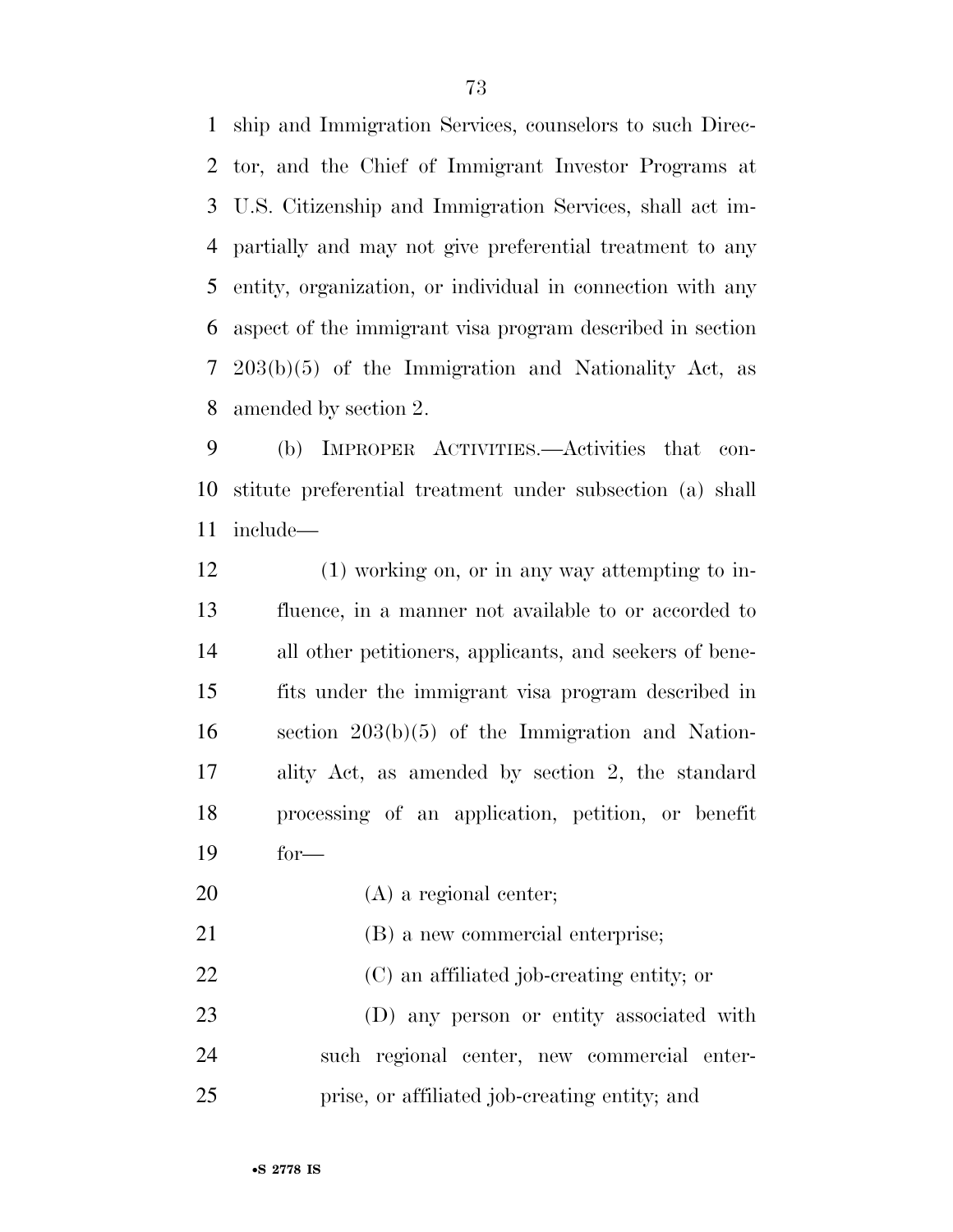ship and Immigration Services, counselors to such Director, and the Chief of Immigrant Investor Programs at U.S. Citizenship and Immigration Services, shall act impartially and may not give preferential treatment to any entity, organization, or individual in connection with any aspect of the immigrant visa program described in section 203(b)(5) of the Immigration and Nationality Act, as amended by section 2.

(b) IMPROPER ACTIVITIES.—Activities that constitute preferential treatment under subsection (a) shall include—

(1) working on, or in any way attempting to influence, in a manner not available to or accorded to all other petitioners, applicants, and seekers of benefits under the immigrant visa program described in section 203(b)(5) of the Immigration and Nationality Act, as amended by section 2, the standard processing of an application, petition, or benefit for—

(A) a regional center;

(B) a new commercial enterprise;

(C) an affiliated job-creating entity; or

(D) any person or entity associated with such regional center, new commercial enterprise, or affiliated job-creating entity; and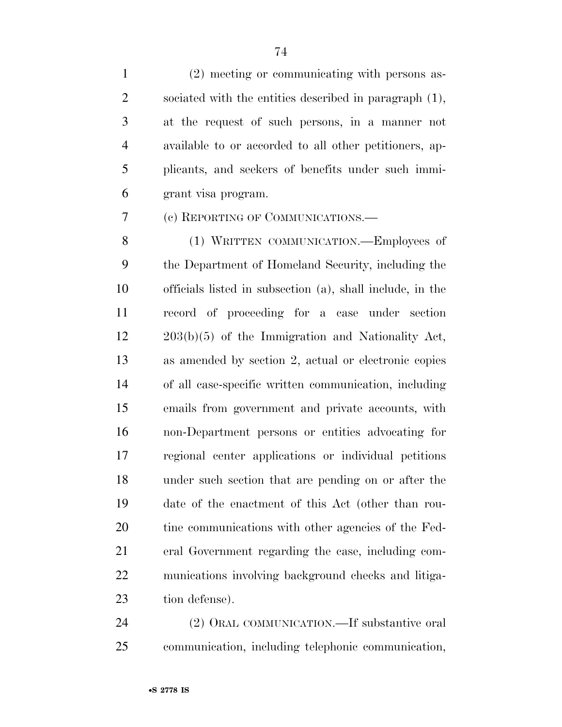(2) meeting or communicating with persons associated with the entities described in paragraph (1), at the request of such persons, in a manner not available to or accorded to all other petitioners, applicants, and seekers of benefits under such immigrant visa program.

(c) REPORTING OF COMMUNICATIONS.—

(1) WRITTEN COMMUNICATION.—Employees of the Department of Homeland Security, including the officials listed in subsection (a), shall include, in the record of proceeding for a case under section 203(b)(5) of the Immigration and Nationality Act, as amended by section 2, actual or electronic copies of all case-specific written communication, including emails from government and private accounts, with non-Department persons or entities advocating for regional center applications or individual petitions under such section that are pending on or after the date of the enactment of this Act (other than routine communications with other agencies of the Federal Government regarding the case, including communications involving background checks and litigation defense).

(2) ORAL COMMUNICATION.—If substantive oral communication, including telephonic communication,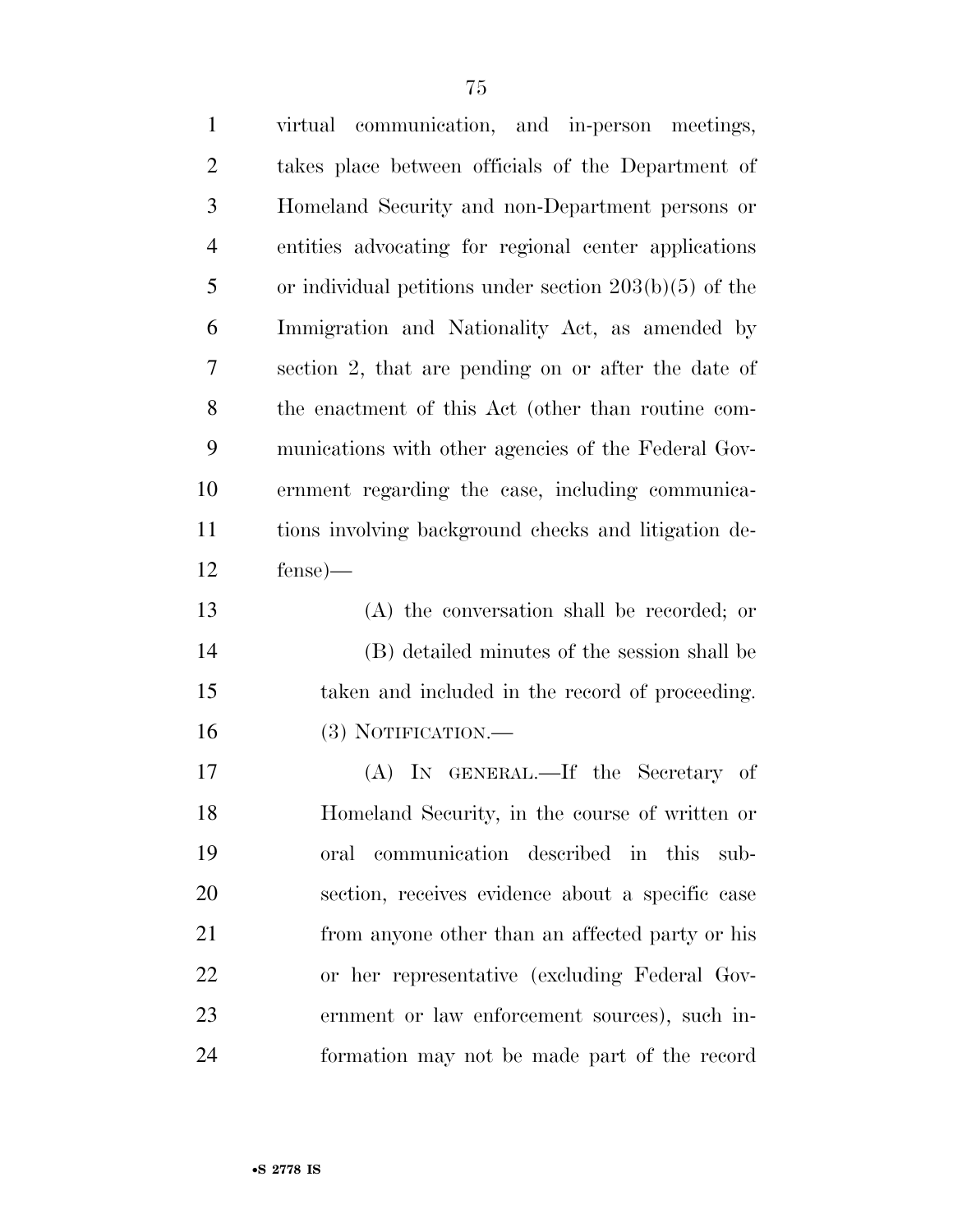virtual communication, and in-person meetings, takes place between officials of the Department of Homeland Security and non-Department persons or entities advocating for regional center applications or individual petitions under section 203(b)(5) of the Immigration and Nationality Act, as amended by section 2, that are pending on or after the date of the enactment of this Act (other than routine communications with other agencies of the Federal Government regarding the case, including communications involving background checks and litigation defense)—

(A) the conversation shall be recorded; or

(B) detailed minutes of the session shall be taken and included in the record of proceeding.

(3) NOTIFICATION.—

(A) IN GENERAL.—If the Secretary of Homeland Security, in the course of written or oral communication described in this subsection, receives evidence about a specific case from anyone other than an affected party or his or her representative (excluding Federal Government or law enforcement sources), such information may not be made part of the record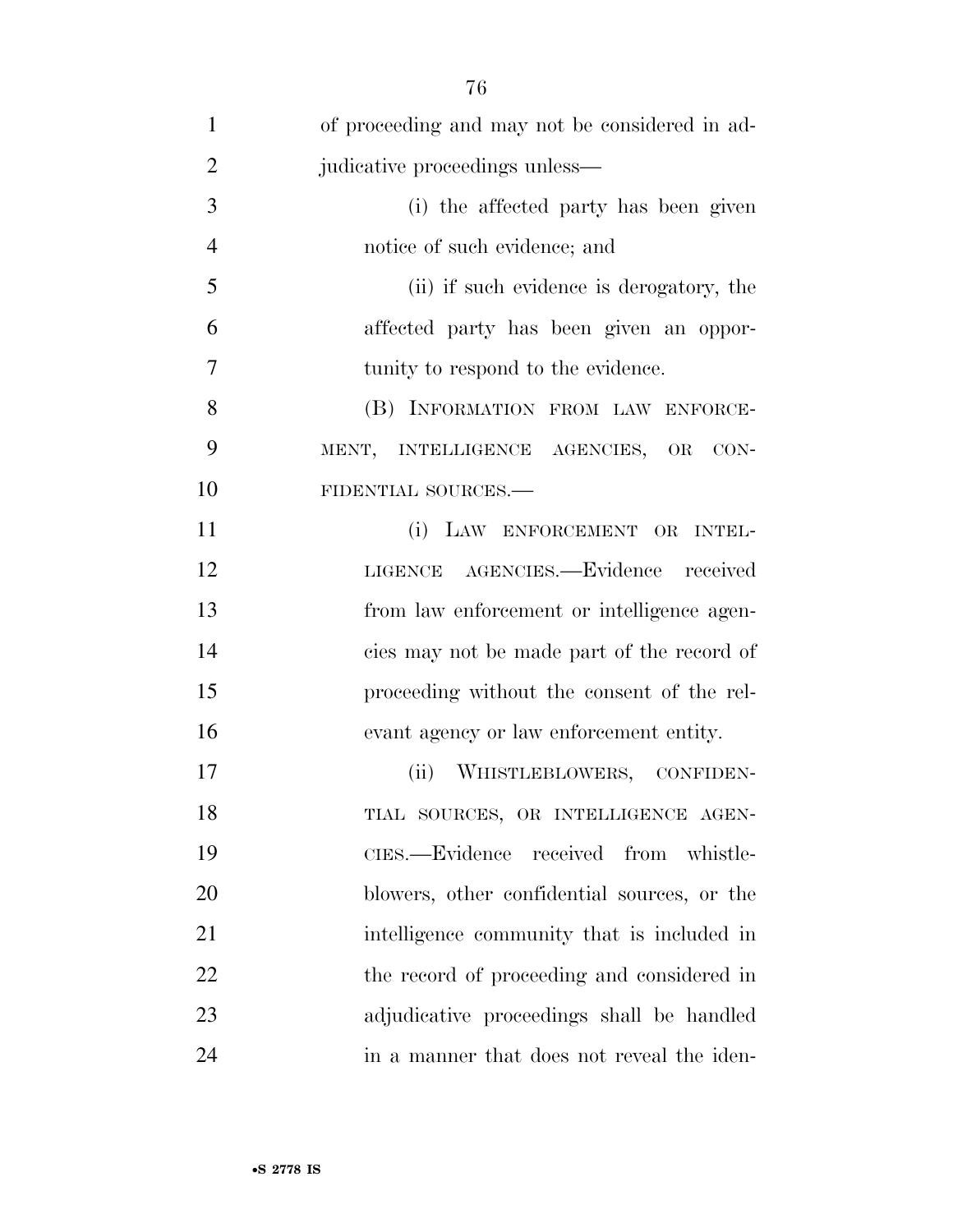of proceeding and may not be considered in adjudicative proceedings unless—

(i) the affected party has been given notice of such evidence; and

(ii) if such evidence is derogatory, the affected party has been given an opportunity to respond to the evidence.

(B) INFORMATION FROM LAW ENFORCEMENT, INTELLIGENCE AGENCIES, OR CONFIDENTIAL SOURCES.—

(i) LAW ENFORCEMENT OR INTELLIGENCE AGENCIES.—Evidence received from law enforcement or intelligence agencies may not be made part of the record of proceeding without the consent of the relevant agency or law enforcement entity.

(ii) WHISTLEBLOWERS, CONFIDENTIAL SOURCES, OR INTELLIGENCE AGENCIES.—Evidence received from whistleblowers, other confidential sources, or the intelligence community that is included in the record of proceeding and considered in adjudicative proceedings shall be handled in a manner that does not reveal the iden-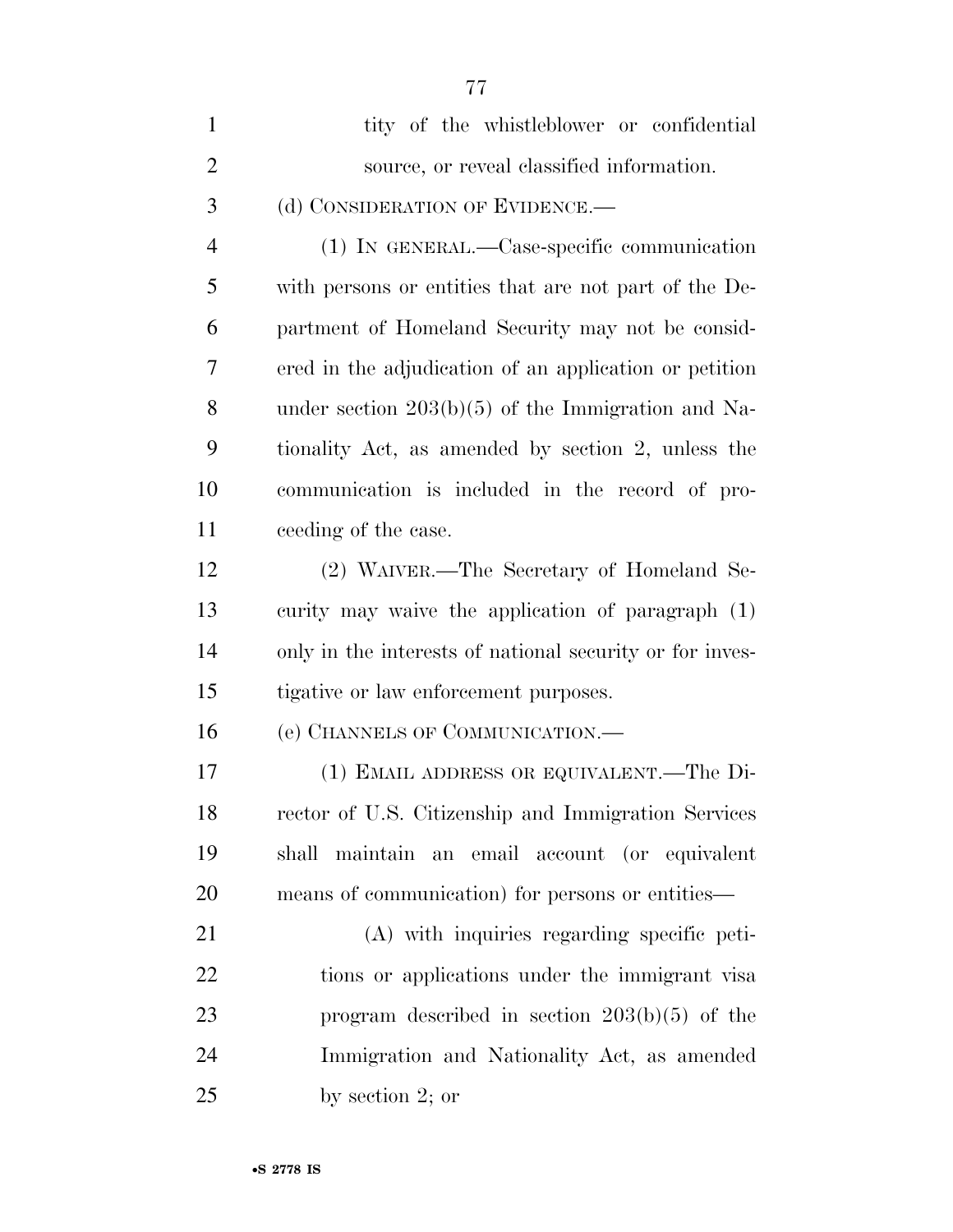tity of the whistleblower or confidential source, or reveal classified information.

(d) CONSIDERATION OF EVIDENCE.—

(1) IN GENERAL.—Case-specific communication with persons or entities that are not part of the Department of Homeland Security may not be considered in the adjudication of an application or petition under section 203(b)(5) of the Immigration and Nationality Act, as amended by section 2, unless the communication is included in the record of proceeding of the case.

(2) WAIVER.—The Secretary of Homeland Security may waive the application of paragraph (1) only in the interests of national security or for investigative or law enforcement purposes.

(e) CHANNELS OF COMMUNICATION.—

(1) EMAIL ADDRESS OR EQUIVALENT.—The Director of U.S. Citizenship and Immigration Services shall maintain an email account (or equivalent means of communication) for persons or entities—

(A) with inquiries regarding specific petitions or applications under the immigrant visa program described in section 203(b)(5) of the Immigration and Nationality Act, as amended by section 2; or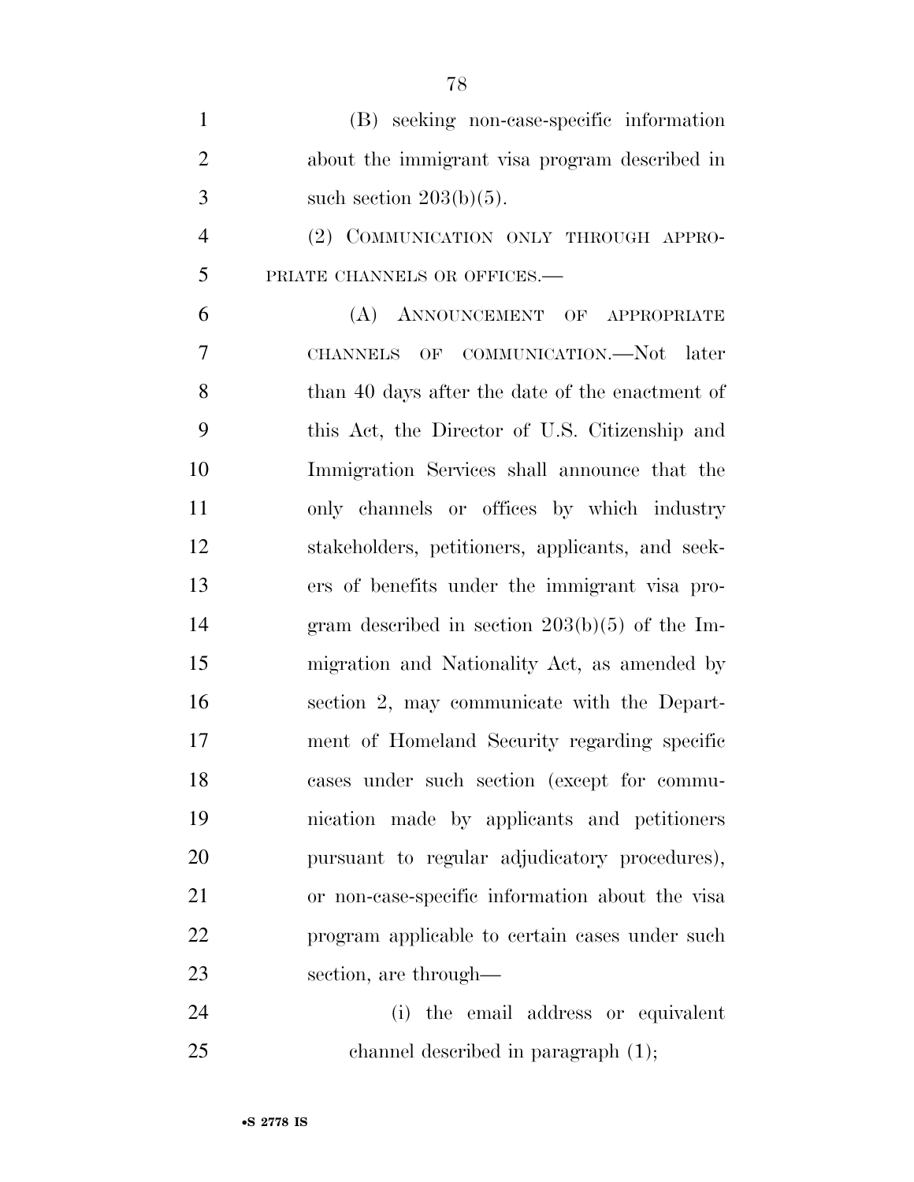(B) seeking non-case-specific information about the immigrant visa program described in such section 203(b)(5).

(2) COMMUNICATION ONLY THROUGH APPROPRIATE CHANNELS OR OFFICES.—

(A) ANNOUNCEMENT OF APPROPRIATE CHANNELS OF COMMUNICATION.—Not later than 40 days after the date of the enactment of this Act, the Director of U.S. Citizenship and Immigration Services shall announce that the only channels or offices by which industry stakeholders, petitioners, applicants, and seekers of benefits under the immigrant visa program described in section 203(b)(5) of the Immigration and Nationality Act, as amended by section 2, may communicate with the Department of Homeland Security regarding specific cases under such section (except for communication made by applicants and petitioners pursuant to regular adjudicatory procedures), or non-case-specific information about the visa program applicable to certain cases under such section, are through—

(i) the email address or equivalent channel described in paragraph (1);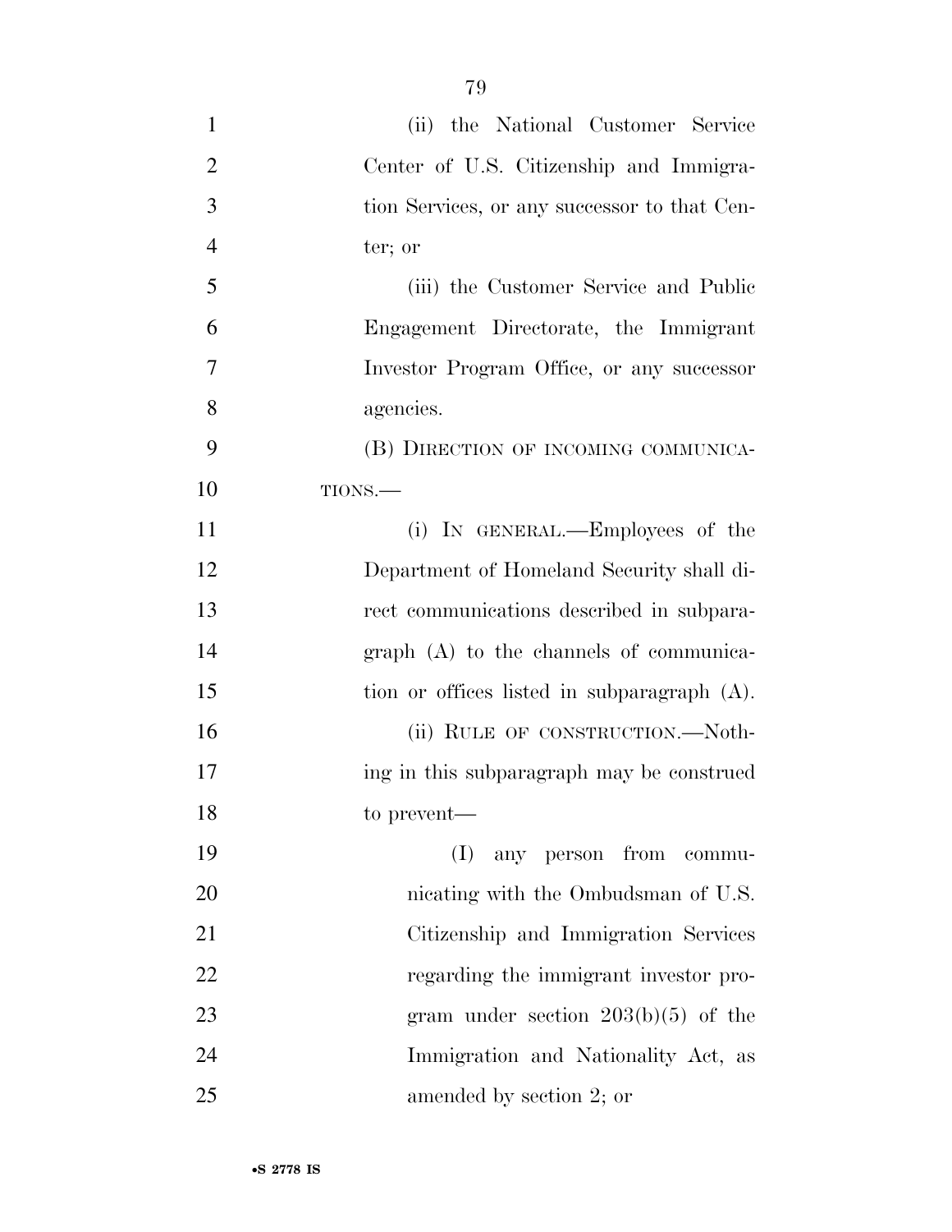(ii) the National Customer Service Center of U.S. Citizenship and Immigration Services, or any successor to that Center; or

(iii) the Customer Service and Public Engagement Directorate, the Immigrant Investor Program Office, or any successor agencies.

(B) DIRECTION OF INCOMING COMMUNICATIONS.—

(i) IN GENERAL.—Employees of the Department of Homeland Security shall direct communications described in subparagraph (A) to the channels of communication or offices listed in subparagraph (A).

(ii) RULE OF CONSTRUCTION.—Nothing in this subparagraph may be construed to prevent—

(I) any person from communicating with the Ombudsman of U.S. Citizenship and Immigration Services regarding the immigrant investor program under section 203(b)(5) of the Immigration and Nationality Act, as amended by section 2; or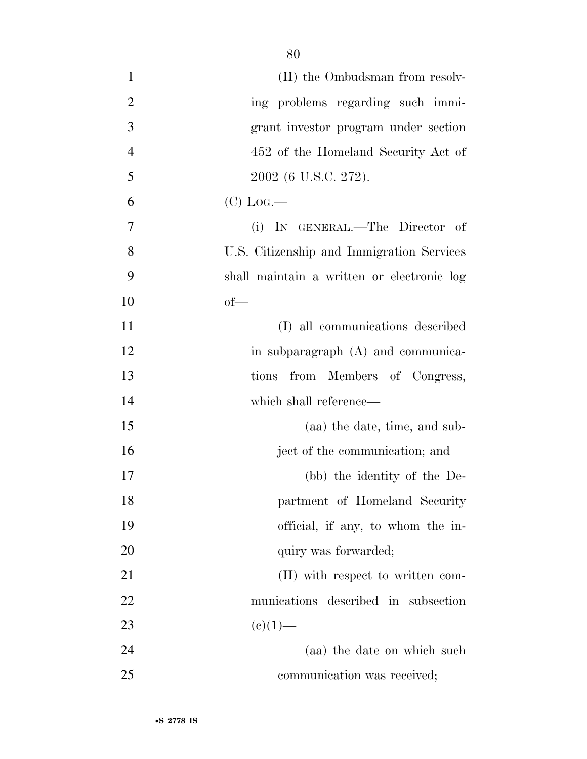(II) the Ombudsman from resolving problems regarding such immigrant investor program under section 452 of the Homeland Security Act of 2002 (6 U.S.C. 272).

(C) LOG.—

(i) IN GENERAL.—The Director of U.S. Citizenship and Immigration Services shall maintain a written or electronic log of—

(I) all communications described in subparagraph (A) and communications from Members of Congress, which shall reference—

(aa) the date, time, and subject of the communication; and

(bb) the identity of the Department of Homeland Security official, if any, to whom the inquiry was forwarded;

(II) with respect to written communications described in subsection (c)(1)—

(aa) the date on which such communication was received;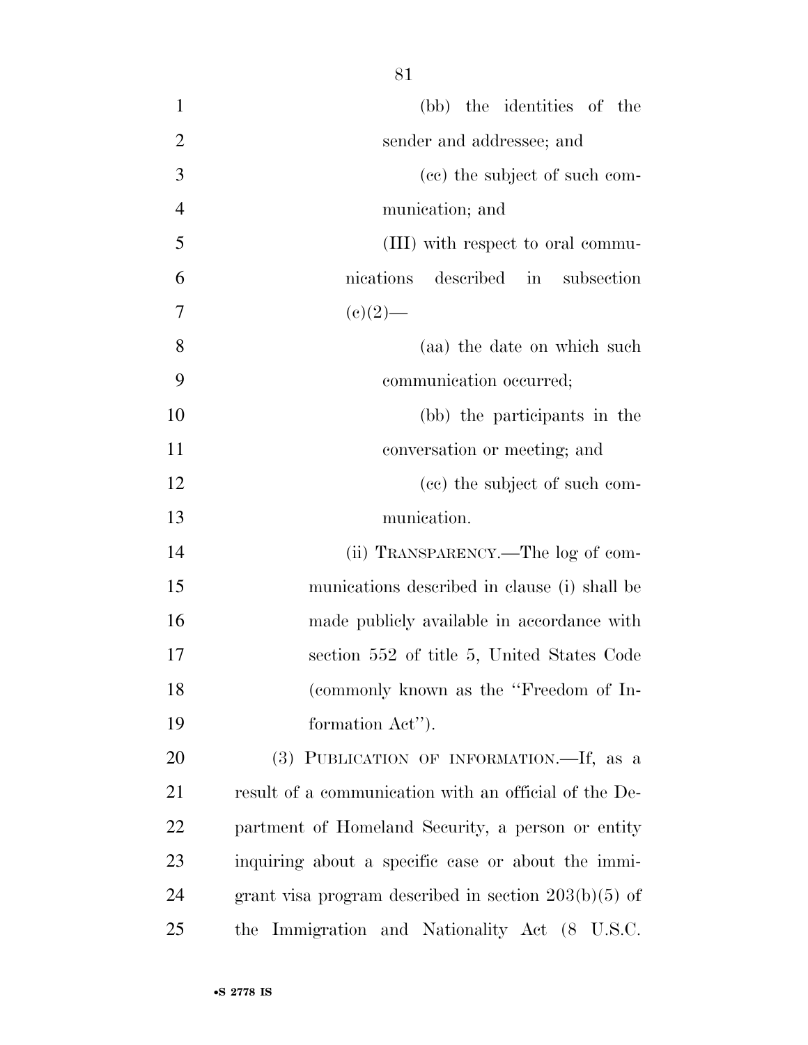(bb) the identities of the sender and addressee; and

(cc) the subject of such communication; and

(III) with respect to oral communications described in subsection (c)(2)—

(aa) the date on which such communication occurred;

(bb) the participants in the conversation or meeting; and

(cc) the subject of such communication.

(ii) TRANSPARENCY.—The log of communications described in clause (i) shall be made publicly available in accordance with section 552 of title 5, United States Code (commonly known as the ''Freedom of Information Act'').

(3) PUBLICATION OF INFORMATION.—If, as a result of a communication with an official of the Department of Homeland Security, a person or entity inquiring about a specific case or about the immigrant visa program described in section 203(b)(5) of the Immigration and Nationality Act (8 U.S.C.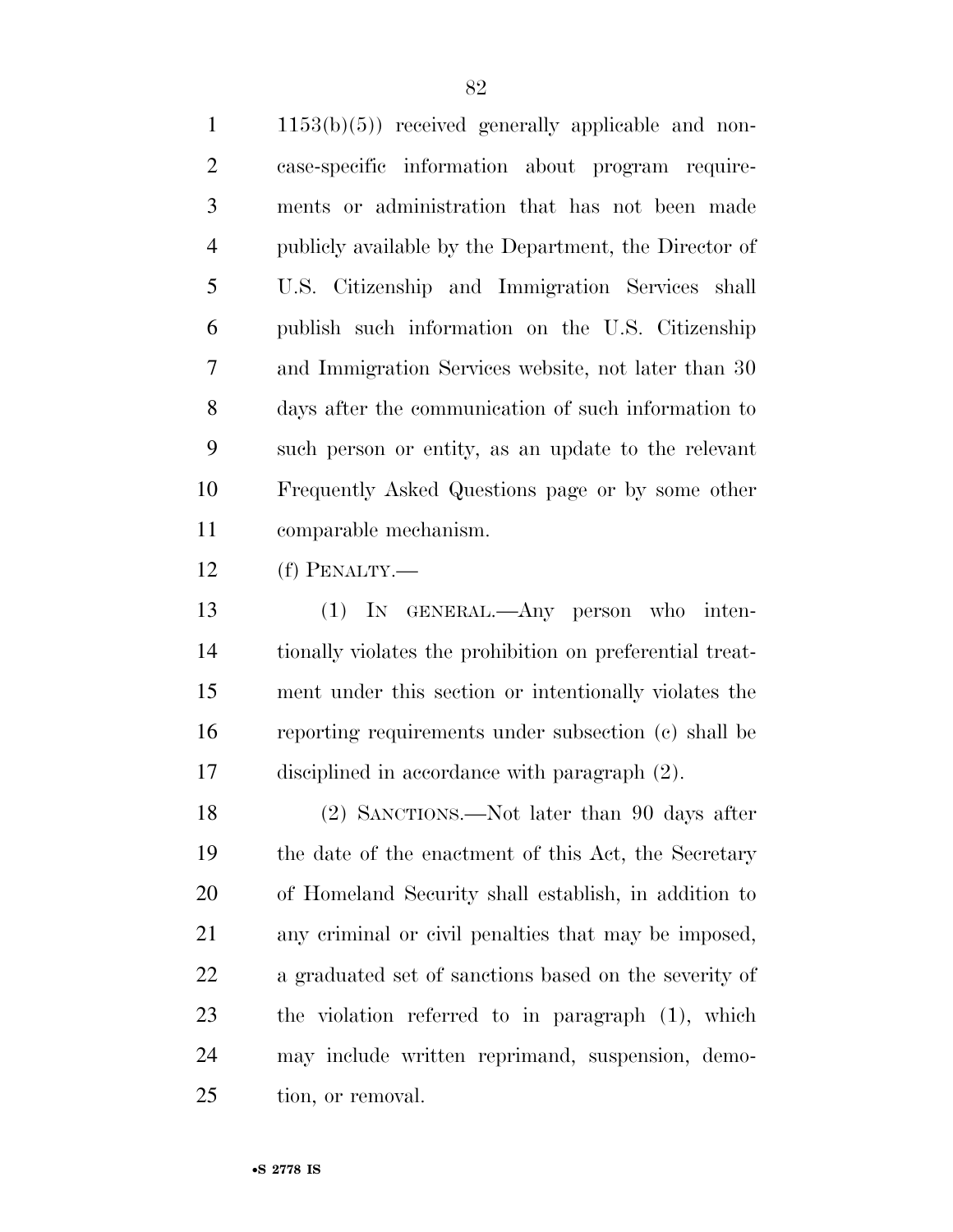1153(b)(5)) received generally applicable and non-case-specific information about program requirements or administration that has not been made publicly available by the Department, the Director of U.S. Citizenship and Immigration Services shall publish such information on the U.S. Citizenship and Immigration Services website, not later than 30 days after the communication of such information to such person or entity, as an update to the relevant Frequently Asked Questions page or by some other comparable mechanism.

(f) PENALTY.—

(1) IN GENERAL.—Any person who intentionally violates the prohibition on preferential treatment under this section or intentionally violates the reporting requirements under subsection (c) shall be disciplined in accordance with paragraph (2).

(2) SANCTIONS.—Not later than 90 days after the date of the enactment of this Act, the Secretary of Homeland Security shall establish, in addition to any criminal or civil penalties that may be imposed, a graduated set of sanctions based on the severity of the violation referred to in paragraph (1), which may include written reprimand, suspension, demotion, or removal.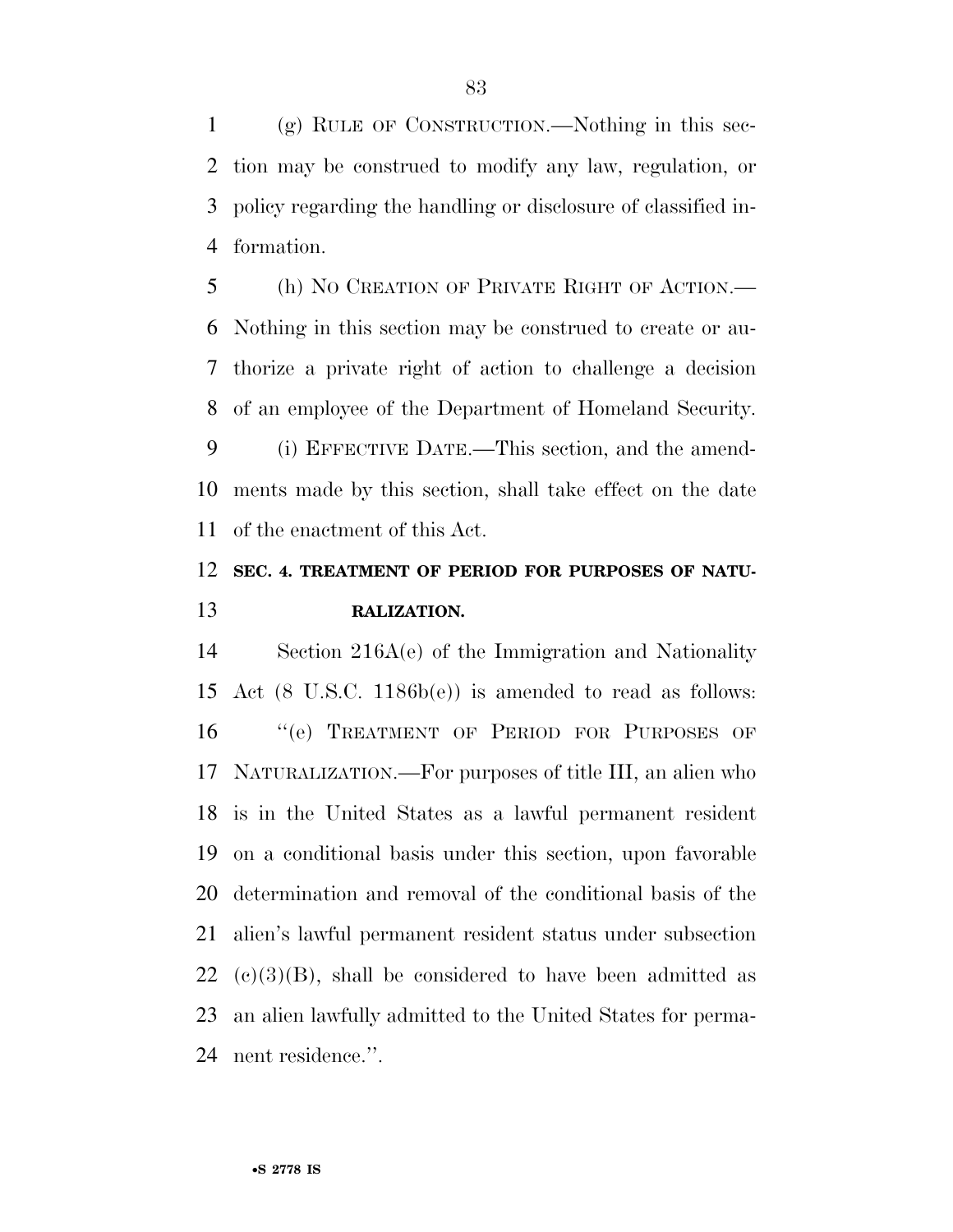(g) RULE OF CONSTRUCTION.—Nothing in this section may be construed to modify any law, regulation, or policy regarding the handling or disclosure of classified information.

(h) NO CREATION OF PRIVATE RIGHT OF ACTION.—Nothing in this section may be construed to create or authorize a private right of action to challenge a decision of an employee of the Department of Homeland Security.

(i) EFFECTIVE DATE.—This section, and the amendments made by this section, shall take effect on the date of the enactment of this Act.

## SEC. 4. TREATMENT OF PERIOD FOR PURPOSES OF NATURALIZATION.

Section 216A(e) of the Immigration and Nationality Act (8 U.S.C. 1186b(e)) is amended to read as follows:

"(e) TREATMENT OF PERIOD FOR PURPOSES OF NATURALIZATION.—For purposes of title III, an alien who is in the United States as a lawful permanent resident on a conditional basis under this section, upon favorable determination and removal of the conditional basis of the alien's lawful permanent resident status under subsection (c)(3)(B), shall be considered to have been admitted as an alien lawfully admitted to the United States for permanent residence.".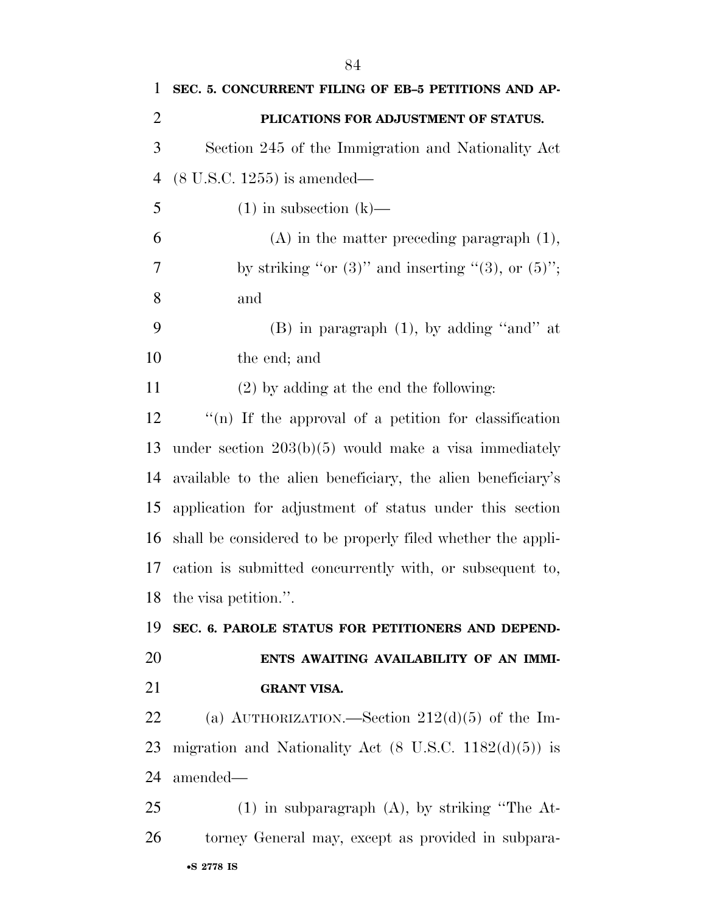**SEC. 5. CONCURRENT FILING OF EB–5 PETITIONS AND APPLICATIONS FOR ADJUSTMENT OF STATUS.**

Section 245 of the Immigration and Nationality Act (8 U.S.C. 1255) is amended—

(1) in subsection (k)—

(A) in the matter preceding paragraph (1), by striking ''or (3)'' and inserting ''(3), or (5)''; and

(B) in paragraph (1), by adding ''and'' at the end; and

(2) by adding at the end the following:

''(n) If the approval of a petition for classification under section 203(b)(5) would make a visa immediately available to the alien beneficiary, the alien beneficiary's application for adjustment of status under this section shall be considered to be properly filed whether the application is submitted concurrently with, or subsequent to, the visa petition.''.

**SEC. 6. PAROLE STATUS FOR PETITIONERS AND DEPENDENTS AWAITING AVAILABILITY OF AN IMMIGRANT VISA.**

(a) AUTHORIZATION.—Section 212(d)(5) of the Immigration and Nationality Act (8 U.S.C. 1182(d)(5)) is amended—

(1) in subparagraph (A), by striking ''The Attorney General may, except as provided in subpara-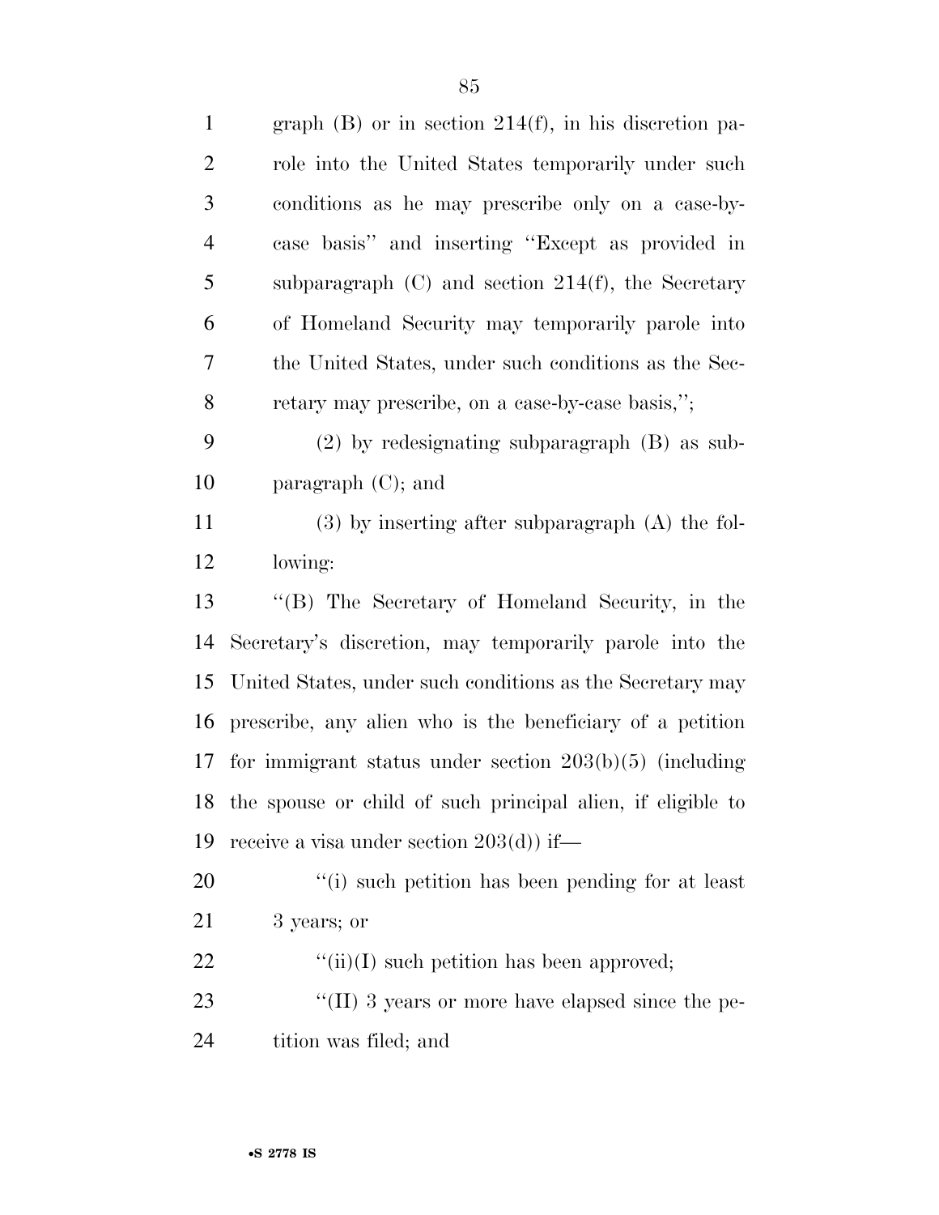graph (B) or in section 214(f), in his discretion parole into the United States temporarily under such conditions as he may prescribe only on a case-by-case basis'' and inserting ''Except as provided in subparagraph (C) and section 214(f), the Secretary of Homeland Security may temporarily parole into the United States, under such conditions as the Secretary may prescribe, on a case-by-case basis,'';

(2) by redesignating subparagraph (B) as subparagraph (C); and

(3) by inserting after subparagraph (A) the following:

''(B) The Secretary of Homeland Security, in the Secretary's discretion, may temporarily parole into the United States, under such conditions as the Secretary may prescribe, any alien who is the beneficiary of a petition for immigrant status under section 203(b)(5) (including the spouse or child of such principal alien, if eligible to receive a visa under section 203(d)) if—

''(i) such petition has been pending for at least 3 years; or

''(ii)(I) such petition has been approved;

''(II) 3 years or more have elapsed since the petition was filed; and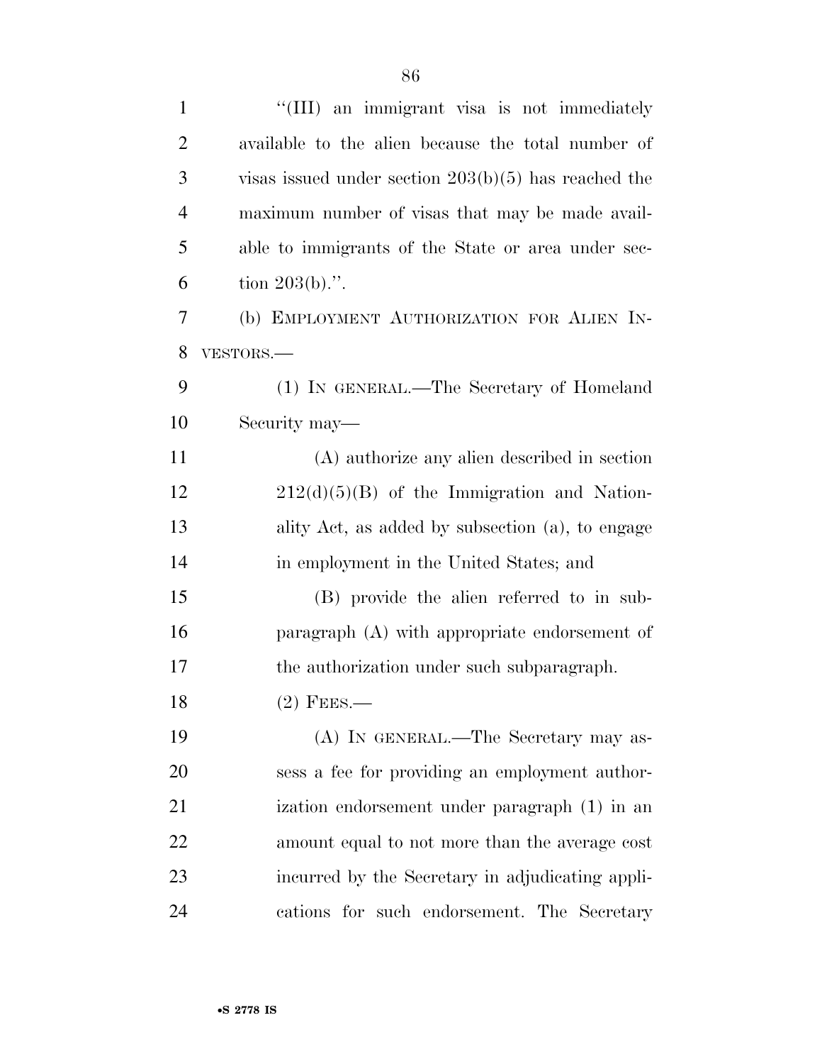"(III) an immigrant visa is not immediately available to the alien because the total number of visas issued under section 203(b)(5) has reached the maximum number of visas that may be made available to immigrants of the State or area under section 203(b).".

(b) EMPLOYMENT AUTHORIZATION FOR ALIEN INVESTORS.—

(1) IN GENERAL.—The Secretary of Homeland Security may—

(A) authorize any alien described in section 212(d)(5)(B) of the Immigration and Nationality Act, as added by subsection (a), to engage in employment in the United States; and

(B) provide the alien referred to in subparagraph (A) with appropriate endorsement of the authorization under such subparagraph.

(2) FEES.—

(A) IN GENERAL.—The Secretary may assess a fee for providing an employment authorization endorsement under paragraph (1) in an amount equal to not more than the average cost incurred by the Secretary in adjudicating applications for such endorsement. The Secretary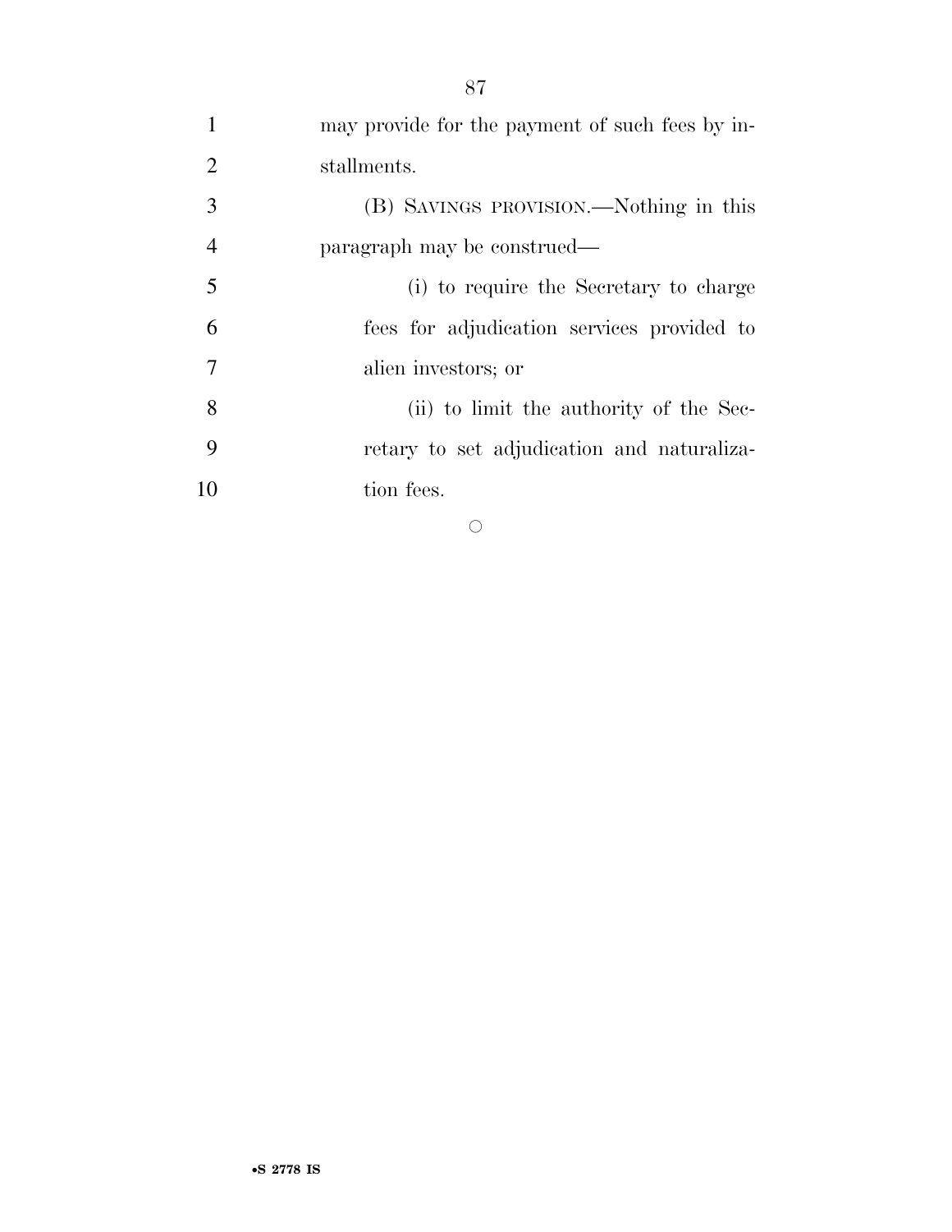may provide for the payment of such fees by installments.

(B) SAVINGS PROVISION.—Nothing in this paragraph may be construed—

(i) to require the Secretary to charge fees for adjudication services provided to alien investors; or

(ii) to limit the authority of the Secretary to set adjudication and naturalization fees.

○